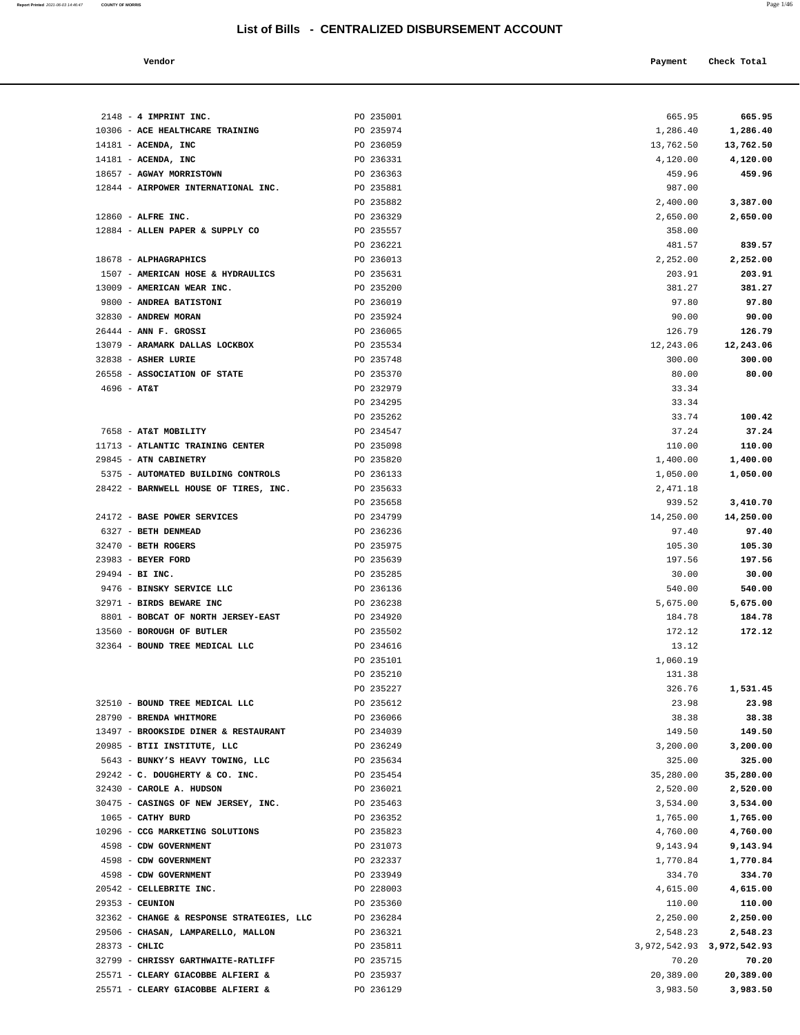# List of Bills - CENTRALIZED DISBURSEMENT ACCOUNT

| Vendor | | Payment | Check Total |
|---|---|---|---|
| 2148 - **4 IMPRINT INC.** | PO 235001 | 665.95 | **665.95** |
| 10306 - **ACE HEALTHCARE TRAINING** | PO 235974 | 1,286.40 | **1,286.40** |
| 14181 - **ACENDA, INC** | PO 236059 | 13,762.50 | **13,762.50** |
| 14181 - **ACENDA, INC** | PO 236331 | 4,120.00 | **4,120.00** |
| 18657 - **AGWAY MORRISTOWN** | PO 236363 | 459.96 | **459.96** |
| 12844 - **AIRPOWER INTERNATIONAL INC.** | PO 235881 | 987.00 | |
| | PO 235882 | 2,400.00 | **3,387.00** |
| 12860 - **ALFRE INC.** | PO 236329 | 2,650.00 | **2,650.00** |
| 12884 - **ALLEN PAPER & SUPPLY CO** | PO 235557 | 358.00 | |
| | PO 236221 | 481.57 | **839.57** |
| 18678 - **ALPHAGRAPHICS** | PO 236013 | 2,252.00 | **2,252.00** |
| 1507 - **AMERICAN HOSE & HYDRAULICS** | PO 235631 | 203.91 | **203.91** |
| 13009 - **AMERICAN WEAR INC.** | PO 235200 | 381.27 | **381.27** |
| 9800 - **ANDREA BATISTONI** | PO 236019 | 97.80 | **97.80** |
| 32830 - **ANDREW MORAN** | PO 235924 | 90.00 | **90.00** |
| 26444 - **ANN F. GROSSI** | PO 236065 | 126.79 | **126.79** |
| 13079 - **ARAMARK DALLAS LOCKBOX** | PO 235534 | 12,243.06 | **12,243.06** |
| 32838 - **ASHER LURIE** | PO 235748 | 300.00 | **300.00** |
| 26558 - **ASSOCIATION OF STATE** | PO 235370 | 80.00 | **80.00** |
| 4696 - **AT&T** | PO 232979 | 33.34 | |
| | PO 234295 | 33.34 | |
| | PO 235262 | 33.74 | **100.42** |
| 7658 - **AT&T MOBILITY** | PO 234547 | 37.24 | **37.24** |
| 11713 - **ATLANTIC TRAINING CENTER** | PO 235098 | 110.00 | **110.00** |
| 29845 - **ATN CABINETRY** | PO 235820 | 1,400.00 | **1,400.00** |
| 5375 - **AUTOMATED BUILDING CONTROLS** | PO 236133 | 1,050.00 | **1,050.00** |
| 28422 - **BARNWELL HOUSE OF TIRES, INC.** | PO 235633 | 2,471.18 | |
| | PO 235658 | 939.52 | **3,410.70** |
| 24172 - **BASE POWER SERVICES** | PO 234799 | 14,250.00 | **14,250.00** |
| 6327 - **BETH DENMEAD** | PO 236236 | 97.40 | **97.40** |
| 32470 - **BETH ROGERS** | PO 235975 | 105.30 | **105.30** |
| 23983 - **BEYER FORD** | PO 235639 | 197.56 | **197.56** |
| 29494 - **BI INC.** | PO 235285 | 30.00 | **30.00** |
| 9476 - **BINSKY SERVICE LLC** | PO 236136 | 540.00 | **540.00** |
| 32971 - **BIRDS BEWARE INC** | PO 236238 | 5,675.00 | **5,675.00** |
| 8801 - **BOBCAT OF NORTH JERSEY-EAST** | PO 234920 | 184.78 | **184.78** |
| 13560 - **BOROUGH OF BUTLER** | PO 235502 | 172.12 | **172.12** |
| 32364 - **BOUND TREE MEDICAL LLC** | PO 234616 | 13.12 | |
| | PO 235101 | 1,060.19 | |
| | PO 235210 | 131.38 | |
| | PO 235227 | 326.76 | **1,531.45** |
| 32510 - **BOUND TREE MEDICAL LLC** | PO 235612 | 23.98 | **23.98** |
| 28790 - **BRENDA WHITMORE** | PO 236066 | 38.38 | **38.38** |
| 13497 - **BROOKSIDE DINER & RESTAURANT** | PO 234039 | 149.50 | **149.50** |
| 20985 - **BTII INSTITUTE, LLC** | PO 236249 | 3,200.00 | **3,200.00** |
| 5643 - **BUNKY'S HEAVY TOWING, LLC** | PO 235634 | 325.00 | **325.00** |
| 29242 - **C. DOUGHERTY & CO. INC.** | PO 235454 | 35,280.00 | **35,280.00** |
| 32430 - **CAROLE A. HUDSON** | PO 236021 | 2,520.00 | **2,520.00** |
| 30475 - **CASINGS OF NEW JERSEY, INC.** | PO 235463 | 3,534.00 | **3,534.00** |
| 1065 - **CATHY BURD** | PO 236352 | 1,765.00 | **1,765.00** |
| 10296 - **CCG MARKETING SOLUTIONS** | PO 235823 | 4,760.00 | **4,760.00** |
| 4598 - **CDW GOVERNMENT** | PO 231073 | 9,143.94 | **9,143.94** |
| 4598 - **CDW GOVERNMENT** | PO 232337 | 1,770.84 | **1,770.84** |
| 4598 - **CDW GOVERNMENT** | PO 233949 | 334.70 | **334.70** |
| 20542 - **CELLEBRITE INC.** | PO 228003 | 4,615.00 | **4,615.00** |
| 29353 - **CEUNION** | PO 235360 | 110.00 | **110.00** |
| 32362 - **CHANGE & RESPONSE STRATEGIES, LLC** | PO 236284 | 2,250.00 | **2,250.00** |
| 29506 - **CHASAN, LAMPARELLO, MALLON** | PO 236321 | 2,548.23 | **2,548.23** |
| 28373 - **CHLIC** | PO 235811 | 3,972,542.93 | **3,972,542.93** |
| 32799 - **CHRISSY GARTHWAITE-RATLIFF** | PO 235715 | 70.20 | **70.20** |
| 25571 - **CLEARY GIACOBBE ALFIERI &** | PO 235937 | 20,389.00 | **20,389.00** |
| 25571 - **CLEARY GIACOBBE ALFIERI &** | PO 236129 | 3,983.50 | **3,983.50** |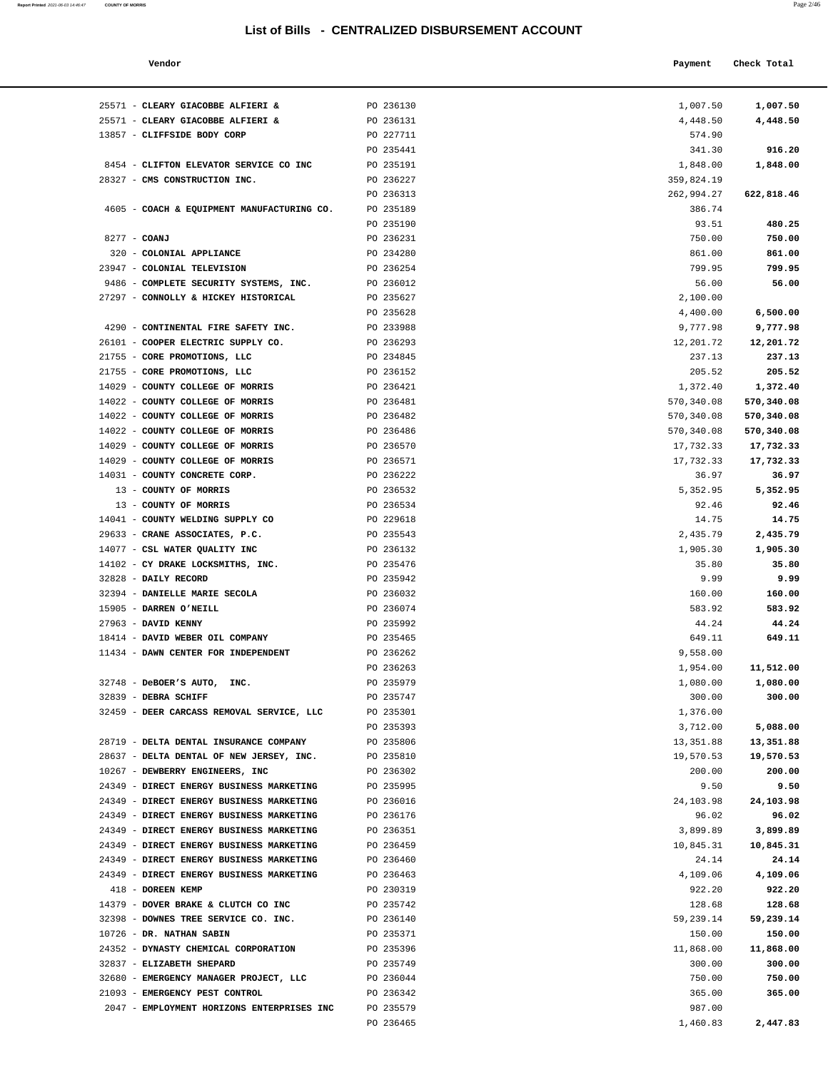## List of Bills - CENTRALIZED DISBURSEMENT ACCOUNT

| Vendor | | Payment | Check Total |
|---|---|---|---|
| 25571 - **CLEARY GIACOBBE ALFIERI &** | PO 236130 | 1,007.50 | **1,007.50** |
| 25571 - **CLEARY GIACOBBE ALFIERI &** | PO 236131 | 4,448.50 | **4,448.50** |
| 13857 - **CLIFFSIDE BODY CORP** | PO 227711 | 574.90 | |
| | PO 235441 | 341.30 | **916.20** |
| 8454 - **CLIFTON ELEVATOR SERVICE CO INC** | PO 235191 | 1,848.00 | **1,848.00** |
| 28327 - **CMS CONSTRUCTION INC.** | PO 236227 | 359,824.19 | |
| | PO 236313 | 262,994.27 | **622,818.46** |
| 4605 - **COACH & EQUIPMENT MANUFACTURING CO.** | PO 235189 | 386.74 | |
| | PO 235190 | 93.51 | **480.25** |
| 8277 - **COANJ** | PO 236231 | 750.00 | **750.00** |
| 320 - **COLONIAL APPLIANCE** | PO 234280 | 861.00 | **861.00** |
| 23947 - **COLONIAL TELEVISION** | PO 236254 | 799.95 | **799.95** |
| 9486 - **COMPLETE SECURITY SYSTEMS, INC.** | PO 236012 | 56.00 | **56.00** |
| 27297 - **CONNOLLY & HICKEY HISTORICAL** | PO 235627 | 2,100.00 | |
| | PO 235628 | 4,400.00 | **6,500.00** |
| 4290 - **CONTINENTAL FIRE SAFETY INC.** | PO 233988 | 9,777.98 | **9,777.98** |
| 26101 - **COOPER ELECTRIC SUPPLY CO.** | PO 236293 | 12,201.72 | **12,201.72** |
| 21755 - **CORE PROMOTIONS, LLC** | PO 234845 | 237.13 | **237.13** |
| 21755 - **CORE PROMOTIONS, LLC** | PO 236152 | 205.52 | **205.52** |
| 14029 - **COUNTY COLLEGE OF MORRIS** | PO 236421 | 1,372.40 | **1,372.40** |
| 14022 - **COUNTY COLLEGE OF MORRIS** | PO 236481 | 570,340.08 | **570,340.08** |
| 14022 - **COUNTY COLLEGE OF MORRIS** | PO 236482 | 570,340.08 | **570,340.08** |
| 14022 - **COUNTY COLLEGE OF MORRIS** | PO 236486 | 570,340.08 | **570,340.08** |
| 14029 - **COUNTY COLLEGE OF MORRIS** | PO 236570 | 17,732.33 | **17,732.33** |
| 14029 - **COUNTY COLLEGE OF MORRIS** | PO 236571 | 17,732.33 | **17,732.33** |
| 14031 - **COUNTY CONCRETE CORP.** | PO 236222 | 36.97 | **36.97** |
| 13 - **COUNTY OF MORRIS** | PO 236532 | 5,352.95 | **5,352.95** |
| 13 - **COUNTY OF MORRIS** | PO 236534 | 92.46 | **92.46** |
| 14041 - **COUNTY WELDING SUPPLY CO** | PO 229618 | 14.75 | **14.75** |
| 29633 - **CRANE ASSOCIATES, P.C.** | PO 235543 | 2,435.79 | **2,435.79** |
| 14077 - **CSL WATER QUALITY INC** | PO 236132 | 1,905.30 | **1,905.30** |
| 14102 - **CY DRAKE LOCKSMITHS, INC.** | PO 235476 | 35.80 | **35.80** |
| 32828 - **DAILY RECORD** | PO 235942 | 9.99 | **9.99** |
| 32394 - **DANIELLE MARIE SECOLA** | PO 236032 | 160.00 | **160.00** |
| 15905 - **DARREN O'NEILL** | PO 236074 | 583.92 | **583.92** |
| 27963 - **DAVID KENNY** | PO 235992 | 44.24 | **44.24** |
| 18414 - **DAVID WEBER OIL COMPANY** | PO 235465 | 649.11 | **649.11** |
| 11434 - **DAWN CENTER FOR INDEPENDENT** | PO 236262 | 9,558.00 | |
| | PO 236263 | 1,954.00 | **11,512.00** |
| 32748 - **DeBOER'S AUTO, INC.** | PO 235979 | 1,080.00 | **1,080.00** |
| 32839 - **DEBRA SCHIFF** | PO 235747 | 300.00 | **300.00** |
| 32459 - **DEER CARCASS REMOVAL SERVICE, LLC** | PO 235301 | 1,376.00 | |
| | PO 235393 | 3,712.00 | **5,088.00** |
| 28719 - **DELTA DENTAL INSURANCE COMPANY** | PO 235806 | 13,351.88 | **13,351.88** |
| 28637 - **DELTA DENTAL OF NEW JERSEY, INC.** | PO 235810 | 19,570.53 | **19,570.53** |
| 10267 - **DEWBERRY ENGINEERS, INC** | PO 236302 | 200.00 | **200.00** |
| 24349 - **DIRECT ENERGY BUSINESS MARKETING** | PO 235995 | 9.50 | **9.50** |
| 24349 - **DIRECT ENERGY BUSINESS MARKETING** | PO 236016 | 24,103.98 | **24,103.98** |
| 24349 - **DIRECT ENERGY BUSINESS MARKETING** | PO 236176 | 96.02 | **96.02** |
| 24349 - **DIRECT ENERGY BUSINESS MARKETING** | PO 236351 | 3,899.89 | **3,899.89** |
| 24349 - **DIRECT ENERGY BUSINESS MARKETING** | PO 236459 | 10,845.31 | **10,845.31** |
| 24349 - **DIRECT ENERGY BUSINESS MARKETING** | PO 236460 | 24.14 | **24.14** |
| 24349 - **DIRECT ENERGY BUSINESS MARKETING** | PO 236463 | 4,109.06 | **4,109.06** |
| 418 - **DOREEN KEMP** | PO 230319 | 922.20 | **922.20** |
| 14379 - **DOVER BRAKE & CLUTCH CO INC** | PO 235742 | 128.68 | **128.68** |
| 32398 - **DOWNES TREE SERVICE CO. INC.** | PO 236140 | 59,239.14 | **59,239.14** |
| 10726 - **DR. NATHAN SABIN** | PO 235371 | 150.00 | **150.00** |
| 24352 - **DYNASTY CHEMICAL CORPORATION** | PO 235396 | 11,868.00 | **11,868.00** |
| 32837 - **ELIZABETH SHEPARD** | PO 235749 | 300.00 | **300.00** |
| 32680 - **EMERGENCY MANAGER PROJECT, LLC** | PO 236044 | 750.00 | **750.00** |
| 21093 - **EMERGENCY PEST CONTROL** | PO 236342 | 365.00 | **365.00** |
| 2047 - **EMPLOYMENT HORIZONS ENTERPRISES INC** | PO 235579 | 987.00 | |
| | PO 236465 | 1,460.83 | **2,447.83** |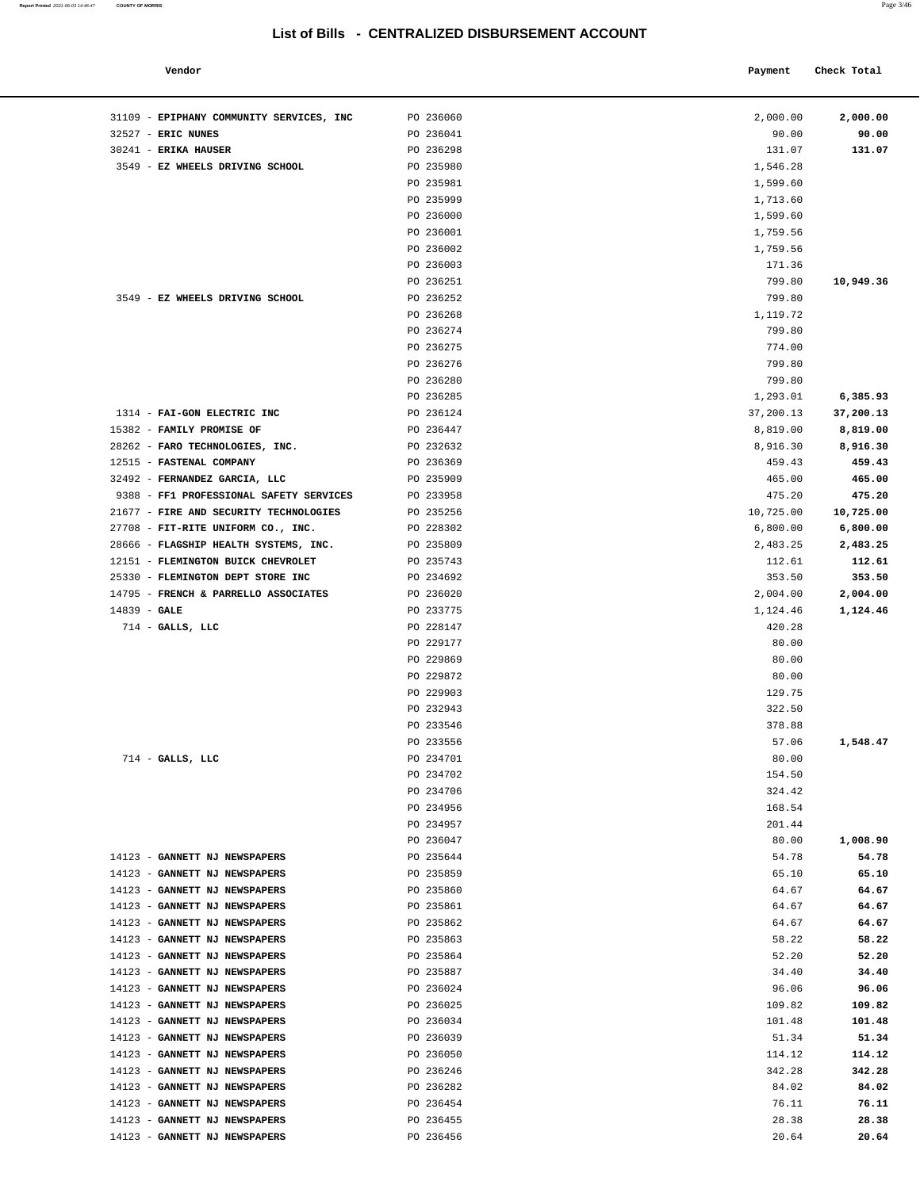## List of Bills - CENTRALIZED DISBURSEMENT ACCOUNT

| Vendor | | Payment | Check Total |
|---|---|---|---|
| 31109 - **EPIPHANY COMMUNITY SERVICES, INC** | PO 236060 | 2,000.00 | **2,000.00** |
| 32527 - **ERIC NUNES** | PO 236041 | 90.00 | **90.00** |
| 30241 - **ERIKA HAUSER** | PO 236298 | 131.07 | **131.07** |
| 3549 - **EZ WHEELS DRIVING SCHOOL** | PO 235980 | 1,546.28 | |
| | PO 235981 | 1,599.60 | |
| | PO 235999 | 1,713.60 | |
| | PO 236000 | 1,599.60 | |
| | PO 236001 | 1,759.56 | |
| | PO 236002 | 1,759.56 | |
| | PO 236003 | 171.36 | |
| | PO 236251 | 799.80 | **10,949.36** |
| 3549 - **EZ WHEELS DRIVING SCHOOL** | PO 236252 | 799.80 | |
| | PO 236268 | 1,119.72 | |
| | PO 236274 | 799.80 | |
| | PO 236275 | 774.00 | |
| | PO 236276 | 799.80 | |
| | PO 236280 | 799.80 | |
| | PO 236285 | 1,293.01 | **6,385.93** |
| 1314 - **FAI-GON ELECTRIC INC** | PO 236124 | 37,200.13 | **37,200.13** |
| 15382 - **FAMILY PROMISE OF** | PO 236447 | 8,819.00 | **8,819.00** |
| 28262 - **FARO TECHNOLOGIES, INC.** | PO 232632 | 8,916.30 | **8,916.30** |
| 12515 - **FASTENAL COMPANY** | PO 236369 | 459.43 | **459.43** |
| 32492 - **FERNANDEZ GARCIA, LLC** | PO 235909 | 465.00 | **465.00** |
| 9388 - **FF1 PROFESSIONAL SAFETY SERVICES** | PO 233958 | 475.20 | **475.20** |
| 21677 - **FIRE AND SECURITY TECHNOLOGIES** | PO 235256 | 10,725.00 | **10,725.00** |
| 27708 - **FIT-RITE UNIFORM CO., INC.** | PO 228302 | 6,800.00 | **6,800.00** |
| 28666 - **FLAGSHIP HEALTH SYSTEMS, INC.** | PO 235809 | 2,483.25 | **2,483.25** |
| 12151 - **FLEMINGTON BUICK CHEVROLET** | PO 235743 | 112.61 | **112.61** |
| 25330 - **FLEMINGTON DEPT STORE INC** | PO 234692 | 353.50 | **353.50** |
| 14795 - **FRENCH & PARRELLO ASSOCIATES** | PO 236020 | 2,004.00 | **2,004.00** |
| 14839 - **GALE** | PO 233775 | 1,124.46 | **1,124.46** |
| 714 - **GALLS, LLC** | PO 228147 | 420.28 | |
| | PO 229177 | 80.00 | |
| | PO 229869 | 80.00 | |
| | PO 229872 | 80.00 | |
| | PO 229903 | 129.75 | |
| | PO 232943 | 322.50 | |
| | PO 233546 | 378.88 | |
| | PO 233556 | 57.06 | **1,548.47** |
| 714 - **GALLS, LLC** | PO 234701 | 80.00 | |
| | PO 234702 | 154.50 | |
| | PO 234706 | 324.42 | |
| | PO 234956 | 168.54 | |
| | PO 234957 | 201.44 | |
| | PO 236047 | 80.00 | **1,008.90** |
| 14123 - **GANNETT NJ NEWSPAPERS** | PO 235644 | 54.78 | **54.78** |
| 14123 - **GANNETT NJ NEWSPAPERS** | PO 235859 | 65.10 | **65.10** |
| 14123 - **GANNETT NJ NEWSPAPERS** | PO 235860 | 64.67 | **64.67** |
| 14123 - **GANNETT NJ NEWSPAPERS** | PO 235861 | 64.67 | **64.67** |
| 14123 - **GANNETT NJ NEWSPAPERS** | PO 235862 | 64.67 | **64.67** |
| 14123 - **GANNETT NJ NEWSPAPERS** | PO 235863 | 58.22 | **58.22** |
| 14123 - **GANNETT NJ NEWSPAPERS** | PO 235864 | 52.20 | **52.20** |
| 14123 - **GANNETT NJ NEWSPAPERS** | PO 235887 | 34.40 | **34.40** |
| 14123 - **GANNETT NJ NEWSPAPERS** | PO 236024 | 96.06 | **96.06** |
| 14123 - **GANNETT NJ NEWSPAPERS** | PO 236025 | 109.82 | **109.82** |
| 14123 - **GANNETT NJ NEWSPAPERS** | PO 236034 | 101.48 | **101.48** |
| 14123 - **GANNETT NJ NEWSPAPERS** | PO 236039 | 51.34 | **51.34** |
| 14123 - **GANNETT NJ NEWSPAPERS** | PO 236050 | 114.12 | **114.12** |
| 14123 - **GANNETT NJ NEWSPAPERS** | PO 236246 | 342.28 | **342.28** |
| 14123 - **GANNETT NJ NEWSPAPERS** | PO 236282 | 84.02 | **84.02** |
| 14123 - **GANNETT NJ NEWSPAPERS** | PO 236454 | 76.11 | **76.11** |
| 14123 - **GANNETT NJ NEWSPAPERS** | PO 236455 | 28.38 | **28.38** |
| 14123 - **GANNETT NJ NEWSPAPERS** | PO 236456 | 20.64 | **20.64** |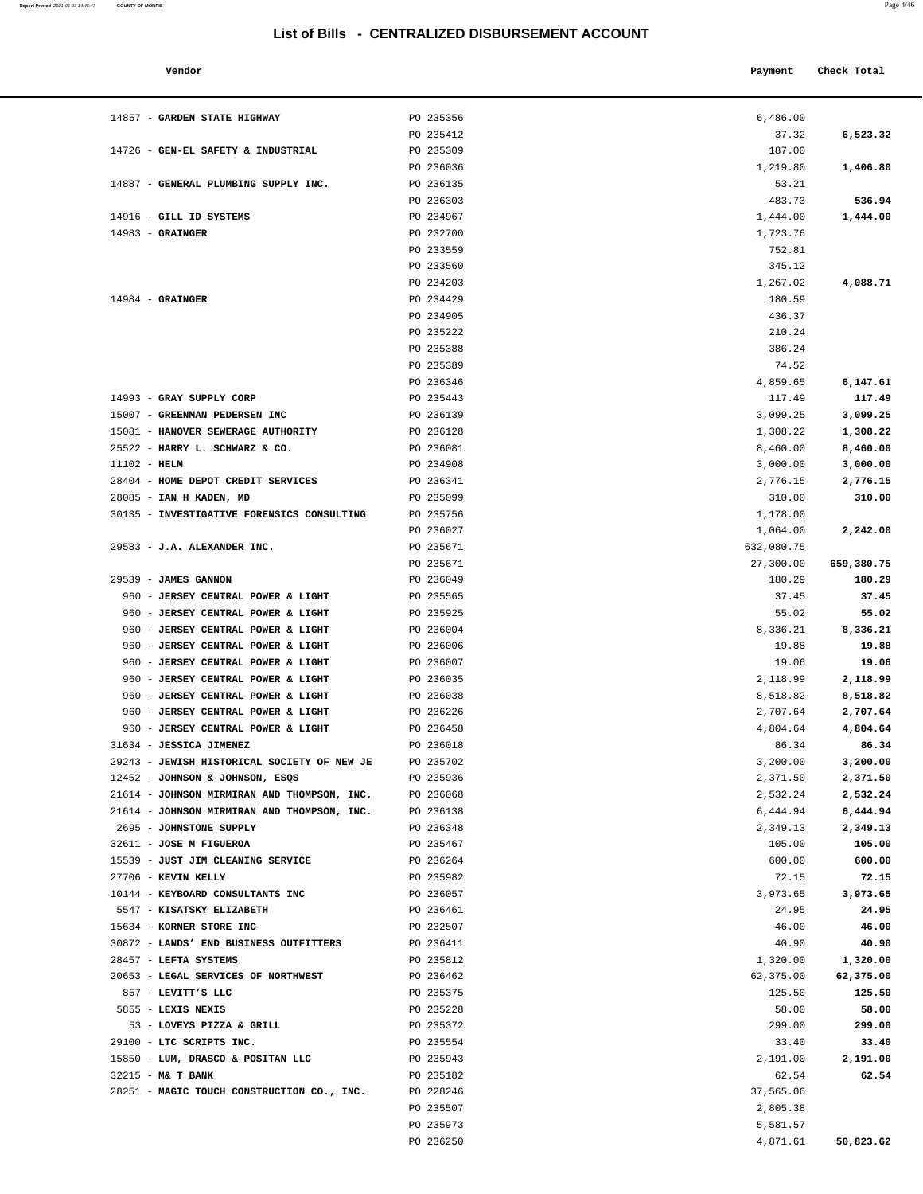# List of Bills - CENTRALIZED DISBURSEMENT ACCOUNT

| Vendor | | Payment | Check Total |
|---|---|---|---|
| 14857 - **GARDEN STATE HIGHWAY** | PO 235356 | 6,486.00 | |
| | PO 235412 | 37.32 | **6,523.32** |
| 14726 - **GEN-EL SAFETY & INDUSTRIAL** | PO 235309 | 187.00 | |
| | PO 236036 | 1,219.80 | **1,406.80** |
| 14887 - **GENERAL PLUMBING SUPPLY INC.** | PO 236135 | 53.21 | |
| | PO 236303 | 483.73 | **536.94** |
| 14916 - **GILL ID SYSTEMS** | PO 234967 | 1,444.00 | **1,444.00** |
| 14983 - **GRAINGER** | PO 232700 | 1,723.76 | |
| | PO 233559 | 752.81 | |
| | PO 233560 | 345.12 | |
| | PO 234203 | 1,267.02 | **4,088.71** |
| 14984 - **GRAINGER** | PO 234429 | 180.59 | |
| | PO 234905 | 436.37 | |
| | PO 235222 | 210.24 | |
| | PO 235388 | 386.24 | |
| | PO 235389 | 74.52 | |
| | PO 236346 | 4,859.65 | **6,147.61** |
| 14993 - **GRAY SUPPLY CORP** | PO 235443 | 117.49 | **117.49** |
| 15007 - **GREENMAN PEDERSEN INC** | PO 236139 | 3,099.25 | **3,099.25** |
| 15081 - **HANOVER SEWERAGE AUTHORITY** | PO 236128 | 1,308.22 | **1,308.22** |
| 25522 - **HARRY L. SCHWARZ & CO.** | PO 236081 | 8,460.00 | **8,460.00** |
| 11102 - **HELM** | PO 234908 | 3,000.00 | **3,000.00** |
| 28404 - **HOME DEPOT CREDIT SERVICES** | PO 236341 | 2,776.15 | **2,776.15** |
| 28085 - **IAN H KADEN, MD** | PO 235099 | 310.00 | **310.00** |
| 30135 - **INVESTIGATIVE FORENSICS CONSULTING** | PO 235756 | 1,178.00 | |
| | PO 236027 | 1,064.00 | **2,242.00** |
| 29583 - **J.A. ALEXANDER INC.** | PO 235671 | 632,080.75 | |
| | PO 235671 | 27,300.00 | **659,380.75** |
| 29539 - **JAMES GANNON** | PO 236049 | 180.29 | **180.29** |
| 960 - **JERSEY CENTRAL POWER & LIGHT** | PO 235565 | 37.45 | **37.45** |
| 960 - **JERSEY CENTRAL POWER & LIGHT** | PO 235925 | 55.02 | **55.02** |
| 960 - **JERSEY CENTRAL POWER & LIGHT** | PO 236004 | 8,336.21 | **8,336.21** |
| 960 - **JERSEY CENTRAL POWER & LIGHT** | PO 236006 | 19.88 | **19.88** |
| 960 - **JERSEY CENTRAL POWER & LIGHT** | PO 236007 | 19.06 | **19.06** |
| 960 - **JERSEY CENTRAL POWER & LIGHT** | PO 236035 | 2,118.99 | **2,118.99** |
| 960 - **JERSEY CENTRAL POWER & LIGHT** | PO 236038 | 8,518.82 | **8,518.82** |
| 960 - **JERSEY CENTRAL POWER & LIGHT** | PO 236226 | 2,707.64 | **2,707.64** |
| 960 - **JERSEY CENTRAL POWER & LIGHT** | PO 236458 | 4,804.64 | **4,804.64** |
| 31634 - **JESSICA JIMENEZ** | PO 236018 | 86.34 | **86.34** |
| 29243 - **JEWISH HISTORICAL SOCIETY OF NEW JE** | PO 235702 | 3,200.00 | **3,200.00** |
| 12452 - **JOHNSON & JOHNSON, ESQS** | PO 235936 | 2,371.50 | **2,371.50** |
| 21614 - **JOHNSON MIRMIRAN AND THOMPSON, INC.** | PO 236068 | 2,532.24 | **2,532.24** |
| 21614 - **JOHNSON MIRMIRAN AND THOMPSON, INC.** | PO 236138 | 6,444.94 | **6,444.94** |
| 2695 - **JOHNSTONE SUPPLY** | PO 236348 | 2,349.13 | **2,349.13** |
| 32611 - **JOSE M FIGUEROA** | PO 235467 | 105.00 | **105.00** |
| 15539 - **JUST JIM CLEANING SERVICE** | PO 236264 | 600.00 | **600.00** |
| 27706 - **KEVIN KELLY** | PO 235982 | 72.15 | **72.15** |
| 10144 - **KEYBOARD CONSULTANTS INC** | PO 236057 | 3,973.65 | **3,973.65** |
| 5547 - **KISATSKY ELIZABETH** | PO 236461 | 24.95 | **24.95** |
| 15634 - **KORNER STORE INC** | PO 232507 | 46.00 | **46.00** |
| 30872 - **LANDS' END BUSINESS OUTFITTERS** | PO 236411 | 40.90 | **40.90** |
| 28457 - **LEFTA SYSTEMS** | PO 235812 | 1,320.00 | **1,320.00** |
| 20653 - **LEGAL SERVICES OF NORTHWEST** | PO 236462 | 62,375.00 | **62,375.00** |
| 857 - **LEVITT'S LLC** | PO 235375 | 125.50 | **125.50** |
| 5855 - **LEXIS NEXIS** | PO 235228 | 58.00 | **58.00** |
| 53 - **LOVEYS PIZZA & GRILL** | PO 235372 | 299.00 | **299.00** |
| 29100 - **LTC SCRIPTS INC.** | PO 235554 | 33.40 | **33.40** |
| 15850 - **LUM, DRASCO & POSITAN LLC** | PO 235943 | 2,191.00 | **2,191.00** |
| 32215 - **M& T BANK** | PO 235182 | 62.54 | **62.54** |
| 28251 - **MAGIC TOUCH CONSTRUCTION CO., INC.** | PO 228246 | 37,565.06 | |
| | PO 235507 | 2,805.38 | |
| | PO 235973 | 5,581.57 | |
| | PO 236250 | 4,871.61 | **50,823.62** |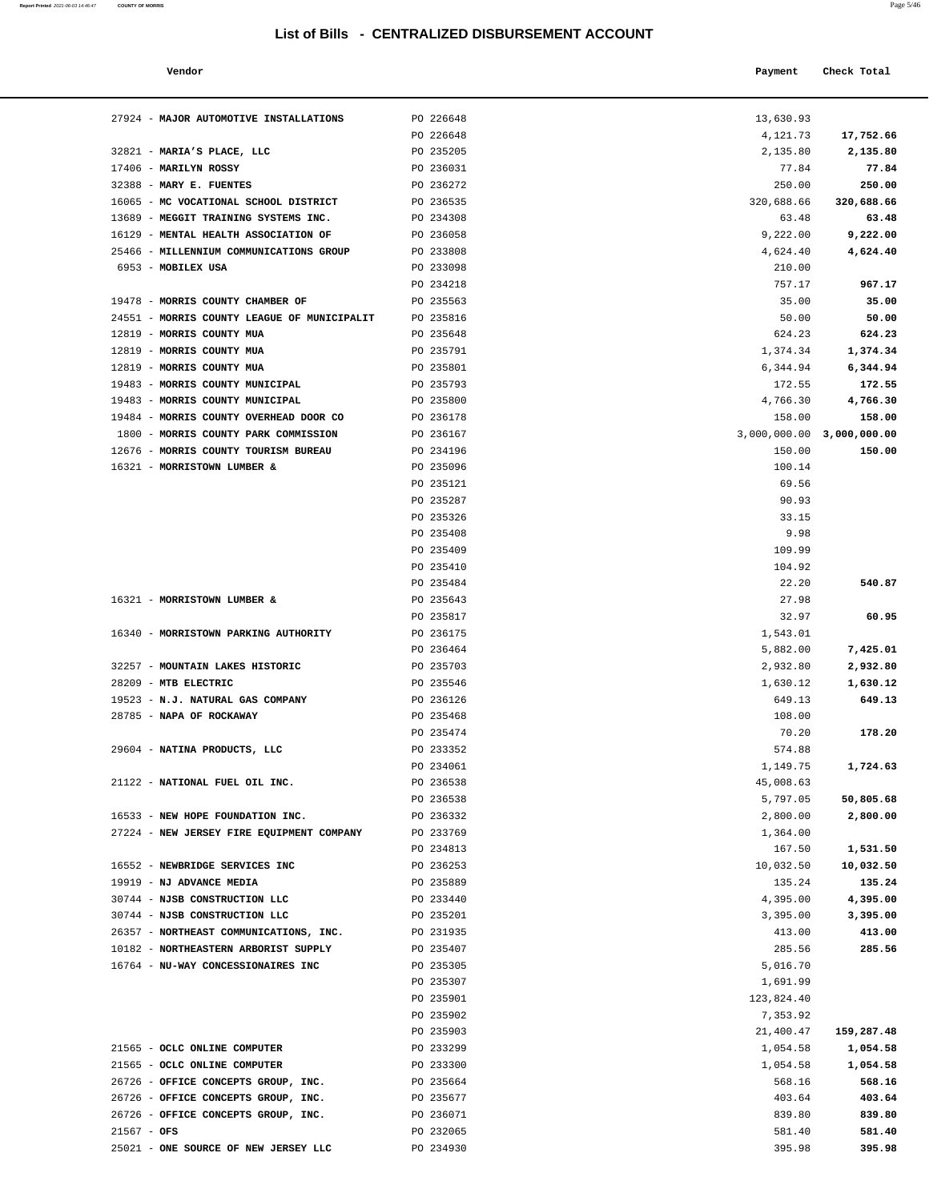# List of Bills - CENTRALIZED DISBURSEMENT ACCOUNT

| Vendor | | Payment | Check Total |
|---|---|---|---|
| 27924 - **MAJOR AUTOMOTIVE INSTALLATIONS** | PO 226648 | 13,630.93 | |
| | PO 226648 | 4,121.73 | **17,752.66** |
| 32821 - **MARIA'S PLACE, LLC** | PO 235205 | 2,135.80 | **2,135.80** |
| 17406 - **MARILYN ROSSY** | PO 236031 | 77.84 | **77.84** |
| 32388 - **MARY E. FUENTES** | PO 236272 | 250.00 | **250.00** |
| 16065 - **MC VOCATIONAL SCHOOL DISTRICT** | PO 236535 | 320,688.66 | **320,688.66** |
| 13689 - **MEGGIT TRAINING SYSTEMS INC.** | PO 234308 | 63.48 | **63.48** |
| 16129 - **MENTAL HEALTH ASSOCIATION OF** | PO 236058 | 9,222.00 | **9,222.00** |
| 25466 - **MILLENNIUM COMMUNICATIONS GROUP** | PO 233808 | 4,624.40 | **4,624.40** |
| 6953 - **MOBILEX USA** | PO 233098 | 210.00 | |
| | PO 234218 | 757.17 | **967.17** |
| 19478 - **MORRIS COUNTY CHAMBER OF** | PO 235563 | 35.00 | **35.00** |
| 24551 - **MORRIS COUNTY LEAGUE OF MUNICIPALIT** | PO 235816 | 50.00 | **50.00** |
| 12819 - **MORRIS COUNTY MUA** | PO 235648 | 624.23 | **624.23** |
| 12819 - **MORRIS COUNTY MUA** | PO 235791 | 1,374.34 | **1,374.34** |
| 12819 - **MORRIS COUNTY MUA** | PO 235801 | 6,344.94 | **6,344.94** |
| 19483 - **MORRIS COUNTY MUNICIPAL** | PO 235793 | 172.55 | **172.55** |
| 19483 - **MORRIS COUNTY MUNICIPAL** | PO 235800 | 4,766.30 | **4,766.30** |
| 19484 - **MORRIS COUNTY OVERHEAD DOOR CO** | PO 236178 | 158.00 | **158.00** |
| 1800 - **MORRIS COUNTY PARK COMMISSION** | PO 236167 | 3,000,000.00 | **3,000,000.00** |
| 12676 - **MORRIS COUNTY TOURISM BUREAU** | PO 234196 | 150.00 | **150.00** |
| 16321 - **MORRISTOWN LUMBER &** | PO 235096 | 100.14 | |
| | PO 235121 | 69.56 | |
| | PO 235287 | 90.93 | |
| | PO 235326 | 33.15 | |
| | PO 235408 | 9.98 | |
| | PO 235409 | 109.99 | |
| | PO 235410 | 104.92 | |
| | PO 235484 | 22.20 | **540.87** |
| 16321 - **MORRISTOWN LUMBER &** | PO 235643 | 27.98 | |
| | PO 235817 | 32.97 | **60.95** |
| 16340 - **MORRISTOWN PARKING AUTHORITY** | PO 236175 | 1,543.01 | |
| | PO 236464 | 5,882.00 | **7,425.01** |
| 32257 - **MOUNTAIN LAKES HISTORIC** | PO 235703 | 2,932.80 | **2,932.80** |
| 28209 - **MTB ELECTRIC** | PO 235546 | 1,630.12 | **1,630.12** |
| 19523 - **N.J. NATURAL GAS COMPANY** | PO 236126 | 649.13 | **649.13** |
| 28785 - **NAPA OF ROCKAWAY** | PO 235468 | 108.00 | |
| | PO 235474 | 70.20 | **178.20** |
| 29604 - **NATINA PRODUCTS, LLC** | PO 233352 | 574.88 | |
| | PO 234061 | 1,149.75 | **1,724.63** |
| 21122 - **NATIONAL FUEL OIL INC.** | PO 236538 | 45,008.63 | |
| | PO 236538 | 5,797.05 | **50,805.68** |
| 16533 - **NEW HOPE FOUNDATION INC.** | PO 236332 | 2,800.00 | **2,800.00** |
| 27224 - **NEW JERSEY FIRE EQUIPMENT COMPANY** | PO 233769 | 1,364.00 | |
| | PO 234813 | 167.50 | **1,531.50** |
| 16552 - **NEWBRIDGE SERVICES INC** | PO 236253 | 10,032.50 | **10,032.50** |
| 19919 - **NJ ADVANCE MEDIA** | PO 235889 | 135.24 | **135.24** |
| 30744 - **NJSB CONSTRUCTION LLC** | PO 233440 | 4,395.00 | **4,395.00** |
| 30744 - **NJSB CONSTRUCTION LLC** | PO 235201 | 3,395.00 | **3,395.00** |
| 26357 - **NORTHEAST COMMUNICATIONS, INC.** | PO 231935 | 413.00 | **413.00** |
| 10182 - **NORTHEASTERN ARBORIST SUPPLY** | PO 235407 | 285.56 | **285.56** |
| 16764 - **NU-WAY CONCESSIONAIRES INC** | PO 235305 | 5,016.70 | |
| | PO 235307 | 1,691.99 | |
| | PO 235901 | 123,824.40 | |
| | PO 235902 | 7,353.92 | |
| | PO 235903 | 21,400.47 | **159,287.48** |
| 21565 - **OCLC ONLINE COMPUTER** | PO 233299 | 1,054.58 | **1,054.58** |
| 21565 - **OCLC ONLINE COMPUTER** | PO 233300 | 1,054.58 | **1,054.58** |
| 26726 - **OFFICE CONCEPTS GROUP, INC.** | PO 235664 | 568.16 | **568.16** |
| 26726 - **OFFICE CONCEPTS GROUP, INC.** | PO 235677 | 403.64 | **403.64** |
| 26726 - **OFFICE CONCEPTS GROUP, INC.** | PO 236071 | 839.80 | **839.80** |
| 21567 - **OFS** | PO 232065 | 581.40 | **581.40** |
| 25021 - **ONE SOURCE OF NEW JERSEY LLC** | PO 234930 | 395.98 | **395.98** |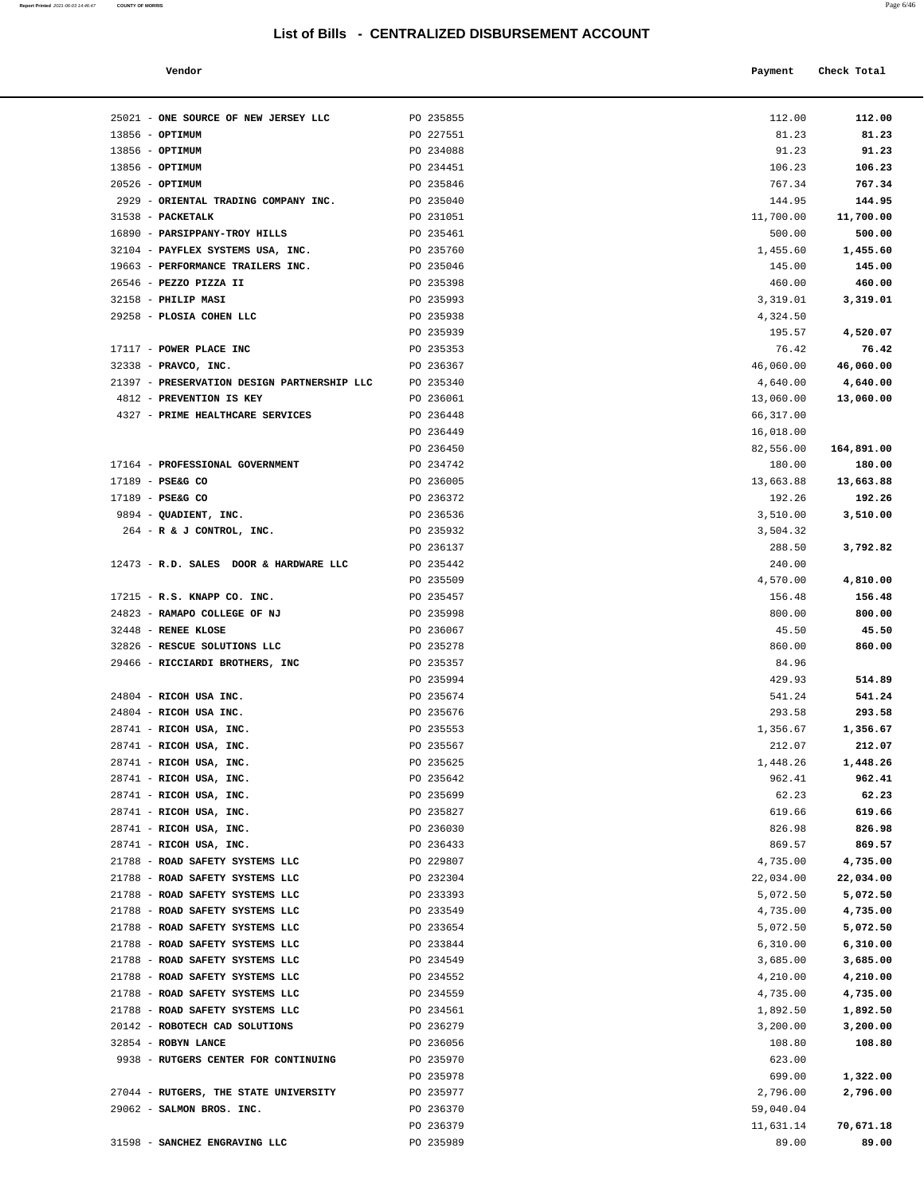## List of Bills - CENTRALIZED DISBURSEMENT ACCOUNT

| Vendor | | Payment | Check Total |
|---|---|---|---|
| 25021 - **ONE SOURCE OF NEW JERSEY LLC** | PO 235855 | 112.00 | **112.00** |
| 13856 - **OPTIMUM** | PO 227551 | 81.23 | **81.23** |
| 13856 - **OPTIMUM** | PO 234088 | 91.23 | **91.23** |
| 13856 - **OPTIMUM** | PO 234451 | 106.23 | **106.23** |
| 20526 - **OPTIMUM** | PO 235846 | 767.34 | **767.34** |
| 2929 - **ORIENTAL TRADING COMPANY INC.** | PO 235040 | 144.95 | **144.95** |
| 31538 - **PACKETALK** | PO 231051 | 11,700.00 | **11,700.00** |
| 16890 - **PARSIPPANY-TROY HILLS** | PO 235461 | 500.00 | **500.00** |
| 32104 - **PAYFLEX SYSTEMS USA, INC.** | PO 235760 | 1,455.60 | **1,455.60** |
| 19663 - **PERFORMANCE TRAILERS INC.** | PO 235046 | 145.00 | **145.00** |
| 26546 - **PEZZO PIZZA II** | PO 235398 | 460.00 | **460.00** |
| 32158 - **PHILIP MASI** | PO 235993 | 3,319.01 | **3,319.01** |
| 29258 - **PLOSIA COHEN LLC** | PO 235938 | 4,324.50 | |
| | PO 235939 | 195.57 | **4,520.07** |
| 17117 - **POWER PLACE INC** | PO 235353 | 76.42 | **76.42** |
| 32338 - **PRAVCO, INC.** | PO 236367 | 46,060.00 | **46,060.00** |
| 21397 - **PRESERVATION DESIGN PARTNERSHIP LLC** | PO 235340 | 4,640.00 | **4,640.00** |
| 4812 - **PREVENTION IS KEY** | PO 236061 | 13,060.00 | **13,060.00** |
| 4327 - **PRIME HEALTHCARE SERVICES** | PO 236448 | 66,317.00 | |
| | PO 236449 | 16,018.00 | |
| | PO 236450 | 82,556.00 | **164,891.00** |
| 17164 - **PROFESSIONAL GOVERNMENT** | PO 234742 | 180.00 | **180.00** |
| 17189 - **PSE&G CO** | PO 236005 | 13,663.88 | **13,663.88** |
| 17189 - **PSE&G CO** | PO 236372 | 192.26 | **192.26** |
| 9894 - **QUADIENT, INC.** | PO 236536 | 3,510.00 | **3,510.00** |
| 264 - **R & J CONTROL, INC.** | PO 235932 | 3,504.32 | |
| | PO 236137 | 288.50 | **3,792.82** |
| 12473 - **R.D. SALES DOOR & HARDWARE LLC** | PO 235442 | 240.00 | |
| | PO 235509 | 4,570.00 | **4,810.00** |
| 17215 - **R.S. KNAPP CO. INC.** | PO 235457 | 156.48 | **156.48** |
| 24823 - **RAMAPO COLLEGE OF NJ** | PO 235998 | 800.00 | **800.00** |
| 32448 - **RENEE KLOSE** | PO 236067 | 45.50 | **45.50** |
| 32826 - **RESCUE SOLUTIONS LLC** | PO 235278 | 860.00 | **860.00** |
| 29466 - **RICCIARDI BROTHERS, INC** | PO 235357 | 84.96 | |
| | PO 235994 | 429.93 | **514.89** |
| 24804 - **RICOH USA INC.** | PO 235674 | 541.24 | **541.24** |
| 24804 - **RICOH USA INC.** | PO 235676 | 293.58 | **293.58** |
| 28741 - **RICOH USA, INC.** | PO 235553 | 1,356.67 | **1,356.67** |
| 28741 - **RICOH USA, INC.** | PO 235567 | 212.07 | **212.07** |
| 28741 - **RICOH USA, INC.** | PO 235625 | 1,448.26 | **1,448.26** |
| 28741 - **RICOH USA, INC.** | PO 235642 | 962.41 | **962.41** |
| 28741 - **RICOH USA, INC.** | PO 235699 | 62.23 | **62.23** |
| 28741 - **RICOH USA, INC.** | PO 235827 | 619.66 | **619.66** |
| 28741 - **RICOH USA, INC.** | PO 236030 | 826.98 | **826.98** |
| 28741 - **RICOH USA, INC.** | PO 236433 | 869.57 | **869.57** |
| 21788 - **ROAD SAFETY SYSTEMS LLC** | PO 229807 | 4,735.00 | **4,735.00** |
| 21788 - **ROAD SAFETY SYSTEMS LLC** | PO 232304 | 22,034.00 | **22,034.00** |
| 21788 - **ROAD SAFETY SYSTEMS LLC** | PO 233393 | 5,072.50 | **5,072.50** |
| 21788 - **ROAD SAFETY SYSTEMS LLC** | PO 233549 | 4,735.00 | **4,735.00** |
| 21788 - **ROAD SAFETY SYSTEMS LLC** | PO 233654 | 5,072.50 | **5,072.50** |
| 21788 - **ROAD SAFETY SYSTEMS LLC** | PO 233844 | 6,310.00 | **6,310.00** |
| 21788 - **ROAD SAFETY SYSTEMS LLC** | PO 234549 | 3,685.00 | **3,685.00** |
| 21788 - **ROAD SAFETY SYSTEMS LLC** | PO 234552 | 4,210.00 | **4,210.00** |
| 21788 - **ROAD SAFETY SYSTEMS LLC** | PO 234559 | 4,735.00 | **4,735.00** |
| 21788 - **ROAD SAFETY SYSTEMS LLC** | PO 234561 | 1,892.50 | **1,892.50** |
| 20142 - **ROBOTECH CAD SOLUTIONS** | PO 236279 | 3,200.00 | **3,200.00** |
| 32854 - **ROBYN LANCE** | PO 236056 | 108.80 | **108.80** |
| 9938 - **RUTGERS CENTER FOR CONTINUING** | PO 235970 | 623.00 | |
| | PO 235978 | 699.00 | **1,322.00** |
| 27044 - **RUTGERS, THE STATE UNIVERSITY** | PO 235977 | 2,796.00 | **2,796.00** |
| 29062 - **SALMON BROS. INC.** | PO 236370 | 59,040.04 | |
| | PO 236379 | 11,631.14 | **70,671.18** |
| 31598 - **SANCHEZ ENGRAVING LLC** | PO 235989 | 89.00 | **89.00** |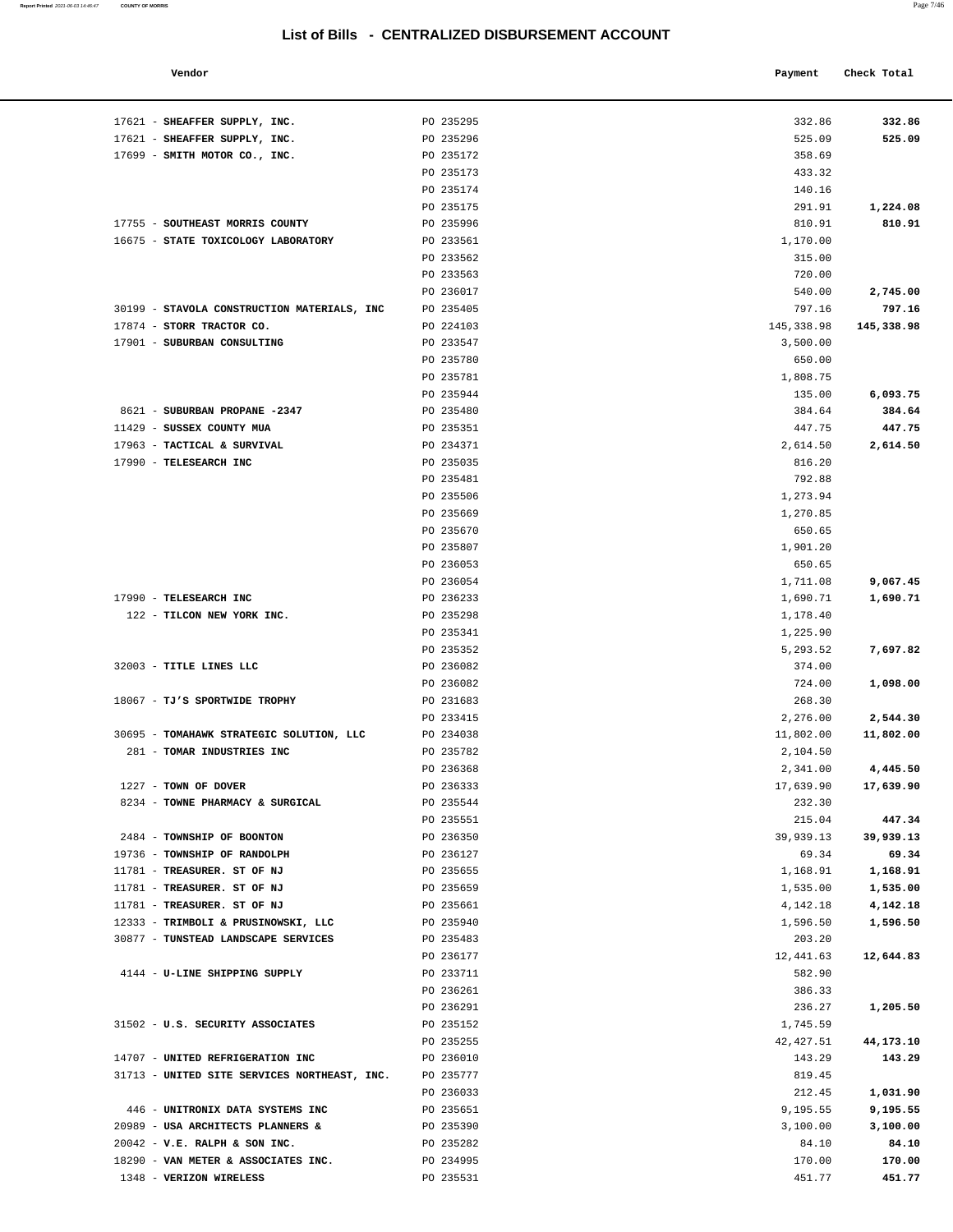## List of Bills - CENTRALIZED DISBURSEMENT ACCOUNT

| Vendor | | Payment | Check Total |
|---|---|---|---|
| 17621 - **SHEAFFER SUPPLY, INC.** | PO 235295 | 332.86 | **332.86** |
| 17621 - **SHEAFFER SUPPLY, INC.** | PO 235296 | 525.09 | **525.09** |
| 17699 - **SMITH MOTOR CO., INC.** | PO 235172 | 358.69 | |
| | PO 235173 | 433.32 | |
| | PO 235174 | 140.16 | |
| | PO 235175 | 291.91 | **1,224.08** |
| 17755 - **SOUTHEAST MORRIS COUNTY** | PO 235996 | 810.91 | **810.91** |
| 16675 - **STATE TOXICOLOGY LABORATORY** | PO 233561 | 1,170.00 | |
| | PO 233562 | 315.00 | |
| | PO 233563 | 720.00 | |
| | PO 236017 | 540.00 | **2,745.00** |
| 30199 - **STAVOLA CONSTRUCTION MATERIALS, INC** | PO 235405 | 797.16 | **797.16** |
| 17874 - **STORR TRACTOR CO.** | PO 224103 | 145,338.98 | **145,338.98** |
| 17901 - **SUBURBAN CONSULTING** | PO 233547 | 3,500.00 | |
| | PO 235780 | 650.00 | |
| | PO 235781 | 1,808.75 | |
| | PO 235944 | 135.00 | **6,093.75** |
| 8621 - **SUBURBAN PROPANE -2347** | PO 235480 | 384.64 | **384.64** |
| 11429 - **SUSSEX COUNTY MUA** | PO 235351 | 447.75 | **447.75** |
| 17963 - **TACTICAL & SURVIVAL** | PO 234371 | 2,614.50 | **2,614.50** |
| 17990 - **TELESEARCH INC** | PO 235035 | 816.20 | |
| | PO 235481 | 792.88 | |
| | PO 235506 | 1,273.94 | |
| | PO 235669 | 1,270.85 | |
| | PO 235670 | 650.65 | |
| | PO 235807 | 1,901.20 | |
| | PO 236053 | 650.65 | |
| | PO 236054 | 1,711.08 | **9,067.45** |
| 17990 - **TELESEARCH INC** | PO 236233 | 1,690.71 | **1,690.71** |
| 122 - **TILCON NEW YORK INC.** | PO 235298 | 1,178.40 | |
| | PO 235341 | 1,225.90 | |
| | PO 235352 | 5,293.52 | **7,697.82** |
| 32003 - **TITLE LINES LLC** | PO 236082 | 374.00 | |
| | PO 236082 | 724.00 | **1,098.00** |
| 18067 - **TJ'S SPORTWIDE TROPHY** | PO 231683 | 268.30 | |
| | PO 233415 | 2,276.00 | **2,544.30** |
| 30695 - **TOMAHAWK STRATEGIC SOLUTION, LLC** | PO 234038 | 11,802.00 | **11,802.00** |
| 281 - **TOMAR INDUSTRIES INC** | PO 235782 | 2,104.50 | |
| | PO 236368 | 2,341.00 | **4,445.50** |
| 1227 - **TOWN OF DOVER** | PO 236333 | 17,639.90 | **17,639.90** |
| 8234 - **TOWNE PHARMACY & SURGICAL** | PO 235544 | 232.30 | |
| | PO 235551 | 215.04 | **447.34** |
| 2484 - **TOWNSHIP OF BOONTON** | PO 236350 | 39,939.13 | **39,939.13** |
| 19736 - **TOWNSHIP OF RANDOLPH** | PO 236127 | 69.34 | **69.34** |
| 11781 - **TREASURER. ST OF NJ** | PO 235655 | 1,168.91 | **1,168.91** |
| 11781 - **TREASURER. ST OF NJ** | PO 235659 | 1,535.00 | **1,535.00** |
| 11781 - **TREASURER. ST OF NJ** | PO 235661 | 4,142.18 | **4,142.18** |
| 12333 - **TRIMBOLI & PRUSINOWSKI, LLC** | PO 235940 | 1,596.50 | **1,596.50** |
| 30877 - **TUNSTEAD LANDSCAPE SERVICES** | PO 235483 | 203.20 | |
| | PO 236177 | 12,441.63 | **12,644.83** |
| 4144 - **U-LINE SHIPPING SUPPLY** | PO 233711 | 582.90 | |
| | PO 236261 | 386.33 | |
| | PO 236291 | 236.27 | **1,205.50** |
| 31502 - **U.S. SECURITY ASSOCIATES** | PO 235152 | 1,745.59 | |
| | PO 235255 | 42,427.51 | **44,173.10** |
| 14707 - **UNITED REFRIGERATION INC** | PO 236010 | 143.29 | **143.29** |
| 31713 - **UNITED SITE SERVICES NORTHEAST, INC.** | PO 235777 | 819.45 | |
| | PO 236033 | 212.45 | **1,031.90** |
| 446 - **UNITRONIX DATA SYSTEMS INC** | PO 235651 | 9,195.55 | **9,195.55** |
| 20989 - **USA ARCHITECTS PLANNERS &** | PO 235390 | 3,100.00 | **3,100.00** |
| 20042 - **V.E. RALPH & SON INC.** | PO 235282 | 84.10 | **84.10** |
| 18290 - **VAN METER & ASSOCIATES INC.** | PO 234995 | 170.00 | **170.00** |
| 1348 - **VERIZON WIRELESS** | PO 235531 | 451.77 | **451.77** |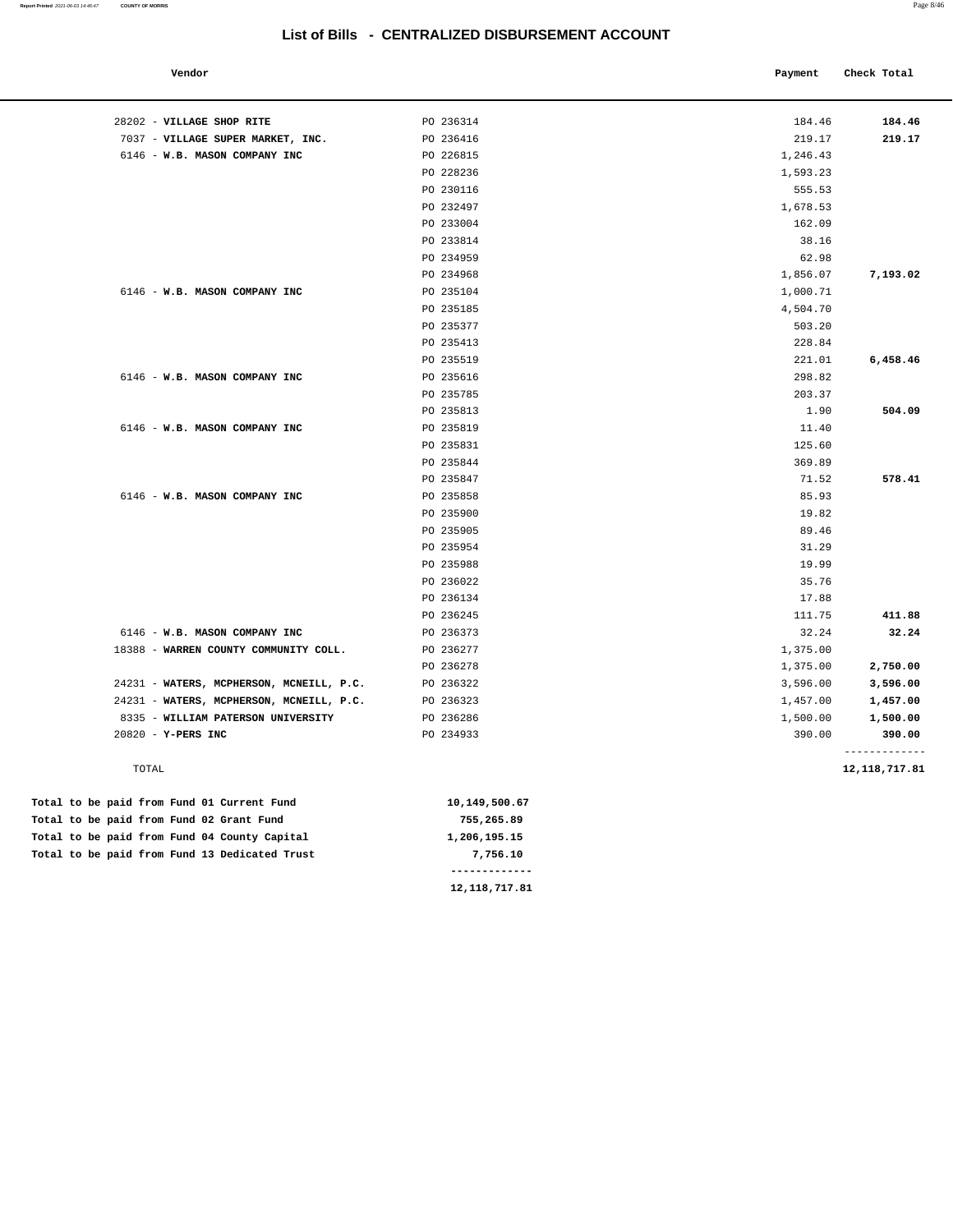# List of Bills - CENTRALIZED DISBURSEMENT ACCOUNT

| Vendor | | Payment | Check Total |
|---|---|---|---|
| 28202 - **VILLAGE SHOP RITE** | PO 236314 | 184.46 | **184.46** |
| 7037 - **VILLAGE SUPER MARKET, INC.** | PO 236416 | 219.17 | **219.17** |
| 6146 - **W.B. MASON COMPANY INC** | PO 226815 | 1,246.43 | |
| | PO 228236 | 1,593.23 | |
| | PO 230116 | 555.53 | |
| | PO 232497 | 1,678.53 | |
| | PO 233004 | 162.09 | |
| | PO 233814 | 38.16 | |
| | PO 234959 | 62.98 | |
| | PO 234968 | 1,856.07 | **7,193.02** |
| 6146 - **W.B. MASON COMPANY INC** | PO 235104 | 1,000.71 | |
| | PO 235185 | 4,504.70 | |
| | PO 235377 | 503.20 | |
| | PO 235413 | 228.84 | |
| | PO 235519 | 221.01 | **6,458.46** |
| 6146 - **W.B. MASON COMPANY INC** | PO 235616 | 298.82 | |
| | PO 235785 | 203.37 | |
| | PO 235813 | 1.90 | **504.09** |
| 6146 - **W.B. MASON COMPANY INC** | PO 235819 | 11.40 | |
| | PO 235831 | 125.60 | |
| | PO 235844 | 369.89 | |
| | PO 235847 | 71.52 | **578.41** |
| 6146 - **W.B. MASON COMPANY INC** | PO 235858 | 85.93 | |
| | PO 235900 | 19.82 | |
| | PO 235905 | 89.46 | |
| | PO 235954 | 31.29 | |
| | PO 235988 | 19.99 | |
| | PO 236022 | 35.76 | |
| | PO 236134 | 17.88 | |
| | PO 236245 | 111.75 | **411.88** |
| 6146 - **W.B. MASON COMPANY INC** | PO 236373 | 32.24 | **32.24** |
| 18388 - **WARREN COUNTY COMMUNITY COLL.** | PO 236277 | 1,375.00 | |
| | PO 236278 | 1,375.00 | **2,750.00** |
| 24231 - **WATERS, MCPHERSON, MCNEILL, P.C.** | PO 236322 | 3,596.00 | **3,596.00** |
| 24231 - **WATERS, MCPHERSON, MCNEILL, P.C.** | PO 236323 | 1,457.00 | **1,457.00** |
| 8335 - **WILLIAM PATERSON UNIVERSITY** | PO 236286 | 1,500.00 | **1,500.00** |
| 20820 - **Y-PERS INC** | PO 234933 | 390.00 | **390.00** |
| TOTAL | | | **12,118,717.81** |

| | |
|---|---|
| **Total to be paid from Fund 01 Current Fund** | **10,149,500.67** |
| **Total to be paid from Fund 02 Grant Fund** | **755,265.89** |
| **Total to be paid from Fund 04 County Capital** | **1,206,195.15** |
| **Total to be paid from Fund 13 Dedicated Trust** | **7,756.10** |
| | **12,118,717.81** |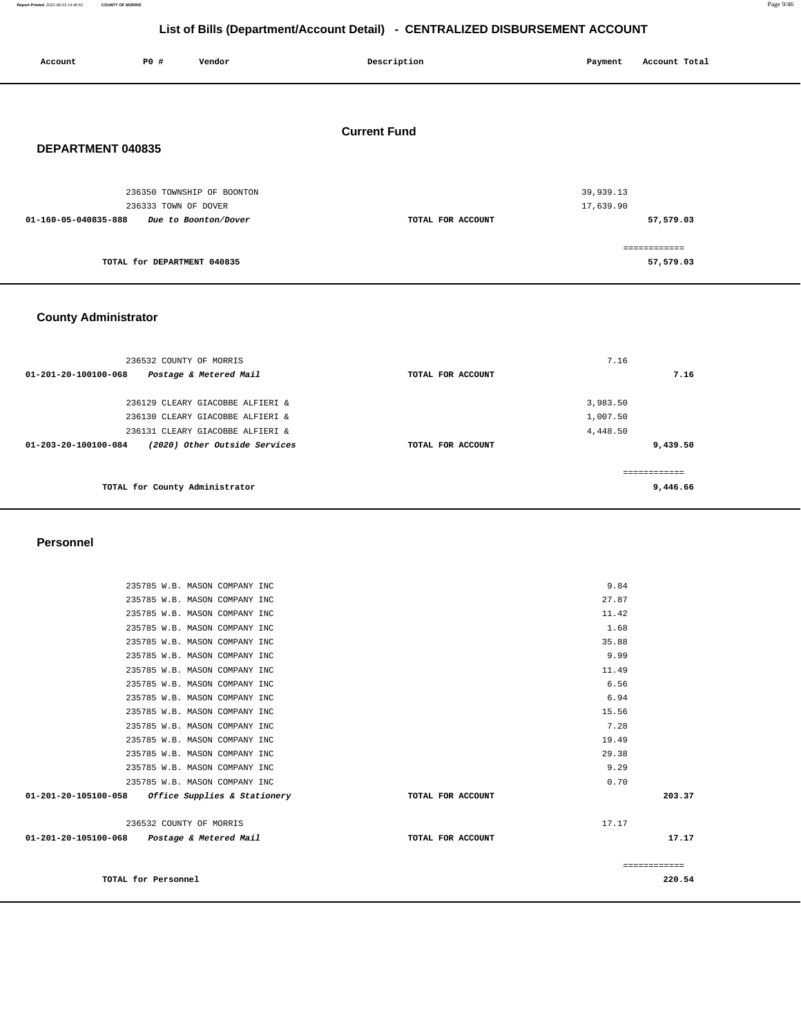# List of Bills (Department/Account Detail) - CENTRALIZED DISBURSEMENT ACCOUNT

| Account | PO # | Vendor | Description | Payment | Account Total |
|---|---|---|---|---|---|

## Current Fund

### DEPARTMENT 040835

| Account | PO # Vendor | Description | Payment | Account Total |
|---|---|---|---|---|
| | 236350 TOWNSHIP OF BOONTON | | 39,939.13 | |
| | 236333 TOWN OF DOVER | | 17,639.90 | |
| 01-160-05-040835-888 | *Due to Boonton/Dover* | TOTAL FOR ACCOUNT | | 57,579.03 |
| | | | | ============ |
| | TOTAL for DEPARTMENT 040835 | | | 57,579.03 |

### County Administrator

| Account | PO # Vendor | Description | Payment | Account Total |
|---|---|---|---|---|
| | 236532 COUNTY OF MORRIS | | 7.16 | |
| 01-201-20-100100-068 | *Postage & Metered Mail* | TOTAL FOR ACCOUNT | | 7.16 |
| | 236129 CLEARY GIACOBBE ALFIERI & | | 3,983.50 | |
| | 236130 CLEARY GIACOBBE ALFIERI & | | 1,007.50 | |
| | 236131 CLEARY GIACOBBE ALFIERI & | | 4,448.50 | |
| 01-203-20-100100-084 | *(2020) Other Outside Services* | TOTAL FOR ACCOUNT | | 9,439.50 |
| | | | | ============ |
| | TOTAL for County Administrator | | | 9,446.66 |

### Personnel

| Account | PO # Vendor | Description | Payment | Account Total |
|---|---|---|---|---|
| | 235785 W.B. MASON COMPANY INC | | 9.84 | |
| | 235785 W.B. MASON COMPANY INC | | 27.87 | |
| | 235785 W.B. MASON COMPANY INC | | 11.42 | |
| | 235785 W.B. MASON COMPANY INC | | 1.68 | |
| | 235785 W.B. MASON COMPANY INC | | 35.88 | |
| | 235785 W.B. MASON COMPANY INC | | 9.99 | |
| | 235785 W.B. MASON COMPANY INC | | 11.49 | |
| | 235785 W.B. MASON COMPANY INC | | 6.56 | |
| | 235785 W.B. MASON COMPANY INC | | 6.94 | |
| | 235785 W.B. MASON COMPANY INC | | 15.56 | |
| | 235785 W.B. MASON COMPANY INC | | 7.28 | |
| | 235785 W.B. MASON COMPANY INC | | 19.49 | |
| | 235785 W.B. MASON COMPANY INC | | 29.38 | |
| | 235785 W.B. MASON COMPANY INC | | 9.29 | |
| | 235785 W.B. MASON COMPANY INC | | 0.70 | |
| 01-201-20-105100-058 | *Office Supplies & Stationery* | TOTAL FOR ACCOUNT | | 203.37 |
| | 236532 COUNTY OF MORRIS | | 17.17 | |
| 01-201-20-105100-068 | *Postage & Metered Mail* | TOTAL FOR ACCOUNT | | 17.17 |
| | | | | ============ |
| | TOTAL for Personnel | | | 220.54 |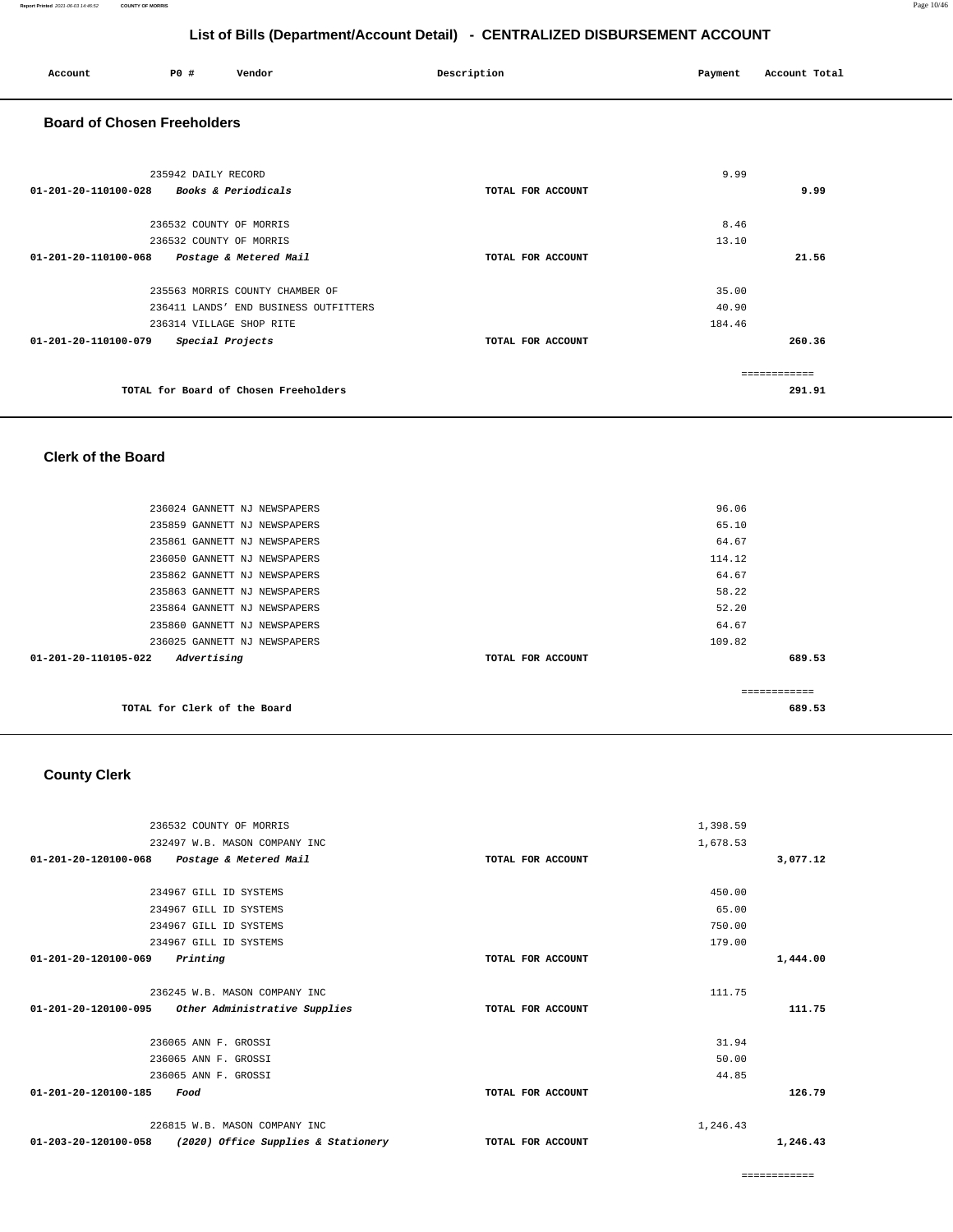## List of Bills (Department/Account Detail) - CENTRALIZED DISBURSEMENT ACCOUNT

| Account | PO # | Vendor | Description | Payment | Account Total |
|---|---|---|---|---|---|

### Board of Chosen Freeholders

| Account | PO # | Vendor | Description | Payment | Account Total |
|---|---|---|---|---|---|
| | 235942 | DAILY RECORD | | 9.99 | |
| 01-201-20-110100-028 | | *Books & Periodicals* | TOTAL FOR ACCOUNT | | 9.99 |
| | 236532 | COUNTY OF MORRIS | | 8.46 | |
| | 236532 | COUNTY OF MORRIS | | 13.10 | |
| 01-201-20-110100-068 | | *Postage & Metered Mail* | TOTAL FOR ACCOUNT | | 21.56 |
| | 235563 | MORRIS COUNTY CHAMBER OF | | 35.00 | |
| | 236411 | LANDS' END BUSINESS OUTFITTERS | | 40.90 | |
| | 236314 | VILLAGE SHOP RITE | | 184.46 | |
| 01-201-20-110100-079 | | *Special Projects* | TOTAL FOR ACCOUNT | | 260.36 |
| | | | | | ============ |
| | | TOTAL for Board of Chosen Freeholders | | | 291.91 |

### Clerk of the Board

| Account | PO # | Vendor | Description | Payment | Account Total |
|---|---|---|---|---|---|
| | 236024 | GANNETT NJ NEWSPAPERS | | 96.06 | |
| | 235859 | GANNETT NJ NEWSPAPERS | | 65.10 | |
| | 235861 | GANNETT NJ NEWSPAPERS | | 64.67 | |
| | 236050 | GANNETT NJ NEWSPAPERS | | 114.12 | |
| | 235862 | GANNETT NJ NEWSPAPERS | | 64.67 | |
| | 235863 | GANNETT NJ NEWSPAPERS | | 58.22 | |
| | 235864 | GANNETT NJ NEWSPAPERS | | 52.20 | |
| | 235860 | GANNETT NJ NEWSPAPERS | | 64.67 | |
| | 236025 | GANNETT NJ NEWSPAPERS | | 109.82 | |
| 01-201-20-110105-022 | | *Advertising* | TOTAL FOR ACCOUNT | | 689.53 |
| | | | | | ============ |
| | | TOTAL for Clerk of the Board | | | 689.53 |

### County Clerk

| Account | PO # | Vendor | Description | Payment | Account Total |
|---|---|---|---|---|---|
| | 236532 | COUNTY OF MORRIS | | 1,398.59 | |
| | 232497 | W.B. MASON COMPANY INC | | 1,678.53 | |
| 01-201-20-120100-068 | | *Postage & Metered Mail* | TOTAL FOR ACCOUNT | | 3,077.12 |
| | 234967 | GILL ID SYSTEMS | | 450.00 | |
| | 234967 | GILL ID SYSTEMS | | 65.00 | |
| | 234967 | GILL ID SYSTEMS | | 750.00 | |
| | 234967 | GILL ID SYSTEMS | | 179.00 | |
| 01-201-20-120100-069 | | *Printing* | TOTAL FOR ACCOUNT | | 1,444.00 |
| | 236245 | W.B. MASON COMPANY INC | | 111.75 | |
| 01-201-20-120100-095 | | *Other Administrative Supplies* | TOTAL FOR ACCOUNT | | 111.75 |
| | 236065 | ANN F. GROSSI | | 31.94 | |
| | 236065 | ANN F. GROSSI | | 50.00 | |
| | 236065 | ANN F. GROSSI | | 44.85 | |
| 01-201-20-120100-185 | | *Food* | TOTAL FOR ACCOUNT | | 126.79 |
| | 226815 | W.B. MASON COMPANY INC | | 1,246.43 | |
| 01-203-20-120100-058 | | *(2020) Office Supplies & Stationery* | TOTAL FOR ACCOUNT | | 1,246.43 |
| | | | | | ============ |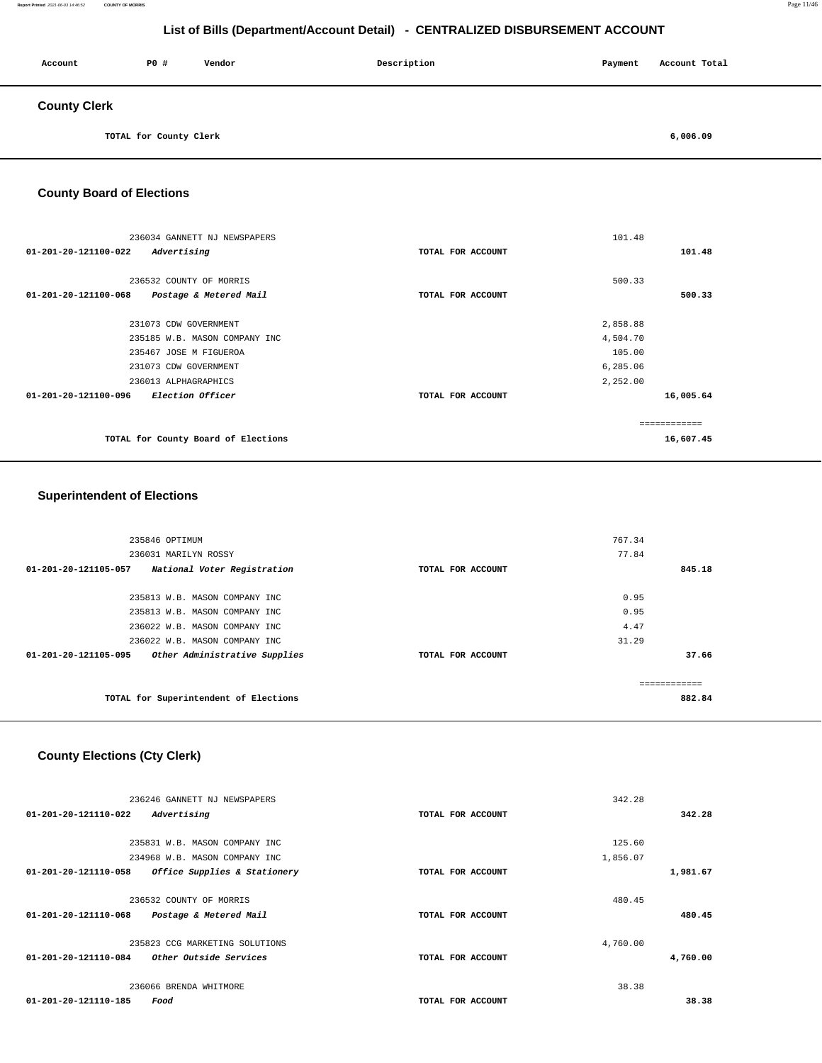## List of Bills (Department/Account Detail) - CENTRALIZED DISBURSEMENT ACCOUNT

| Account | PO # | Vendor | Description | Payment | Account Total |
|---|---|---|---|---|---|

### County Clerk

| | | | | | |
|---|---|---|---|---|---|
| TOTAL for County Clerk | | | | | 6,006.09 |

### County Board of Elections

| Account | PO # | Vendor | Description | Payment | Account Total |
|---|---|---|---|---|---|
| | 236034 | GANNETT NJ NEWSPAPERS | | 101.48 | |
| 01-201-20-121100-022 | | *Advertising* | TOTAL FOR ACCOUNT | | 101.48 |
| | 236532 | COUNTY OF MORRIS | | 500.33 | |
| 01-201-20-121100-068 | | *Postage & Metered Mail* | TOTAL FOR ACCOUNT | | 500.33 |
| | 231073 | CDW GOVERNMENT | | 2,858.88 | |
| | 235185 | W.B. MASON COMPANY INC | | 4,504.70 | |
| | 235467 | JOSE M FIGUEROA | | 105.00 | |
| | 231073 | CDW GOVERNMENT | | 6,285.06 | |
| | 236013 | ALPHAGRAPHICS | | 2,252.00 | |
| 01-201-20-121100-096 | | *Election Officer* | TOTAL FOR ACCOUNT | | 16,005.64 |
| | | | | | ============ |
| TOTAL for County Board of Elections | | | | | 16,607.45 |

### Superintendent of Elections

| Account | PO # | Vendor | Description | Payment | Account Total |
|---|---|---|---|---|---|
| | 235846 | OPTIMUM | | 767.34 | |
| | 236031 | MARILYN ROSSY | | 77.84 | |
| 01-201-20-121105-057 | | *National Voter Registration* | TOTAL FOR ACCOUNT | | 845.18 |
| | 235813 | W.B. MASON COMPANY INC | | 0.95 | |
| | 235813 | W.B. MASON COMPANY INC | | 0.95 | |
| | 236022 | W.B. MASON COMPANY INC | | 4.47 | |
| | 236022 | W.B. MASON COMPANY INC | | 31.29 | |
| 01-201-20-121105-095 | | *Other Administrative Supplies* | TOTAL FOR ACCOUNT | | 37.66 |
| | | | | | ============ |
| TOTAL for Superintendent of Elections | | | | | 882.84 |

### County Elections (Cty Clerk)

| Account | PO # | Vendor | Description | Payment | Account Total |
|---|---|---|---|---|---|
| | 236246 | GANNETT NJ NEWSPAPERS | | 342.28 | |
| 01-201-20-121110-022 | | *Advertising* | TOTAL FOR ACCOUNT | | 342.28 |
| | 235831 | W.B. MASON COMPANY INC | | 125.60 | |
| | 234968 | W.B. MASON COMPANY INC | | 1,856.07 | |
| 01-201-20-121110-058 | | *Office Supplies & Stationery* | TOTAL FOR ACCOUNT | | 1,981.67 |
| | 236532 | COUNTY OF MORRIS | | 480.45 | |
| 01-201-20-121110-068 | | *Postage & Metered Mail* | TOTAL FOR ACCOUNT | | 480.45 |
| | 235823 | CCG MARKETING SOLUTIONS | | 4,760.00 | |
| 01-201-20-121110-084 | | *Other Outside Services* | TOTAL FOR ACCOUNT | | 4,760.00 |
| | 236066 | BRENDA WHITMORE | | 38.38 | |
| 01-201-20-121110-185 | | *Food* | TOTAL FOR ACCOUNT | | 38.38 |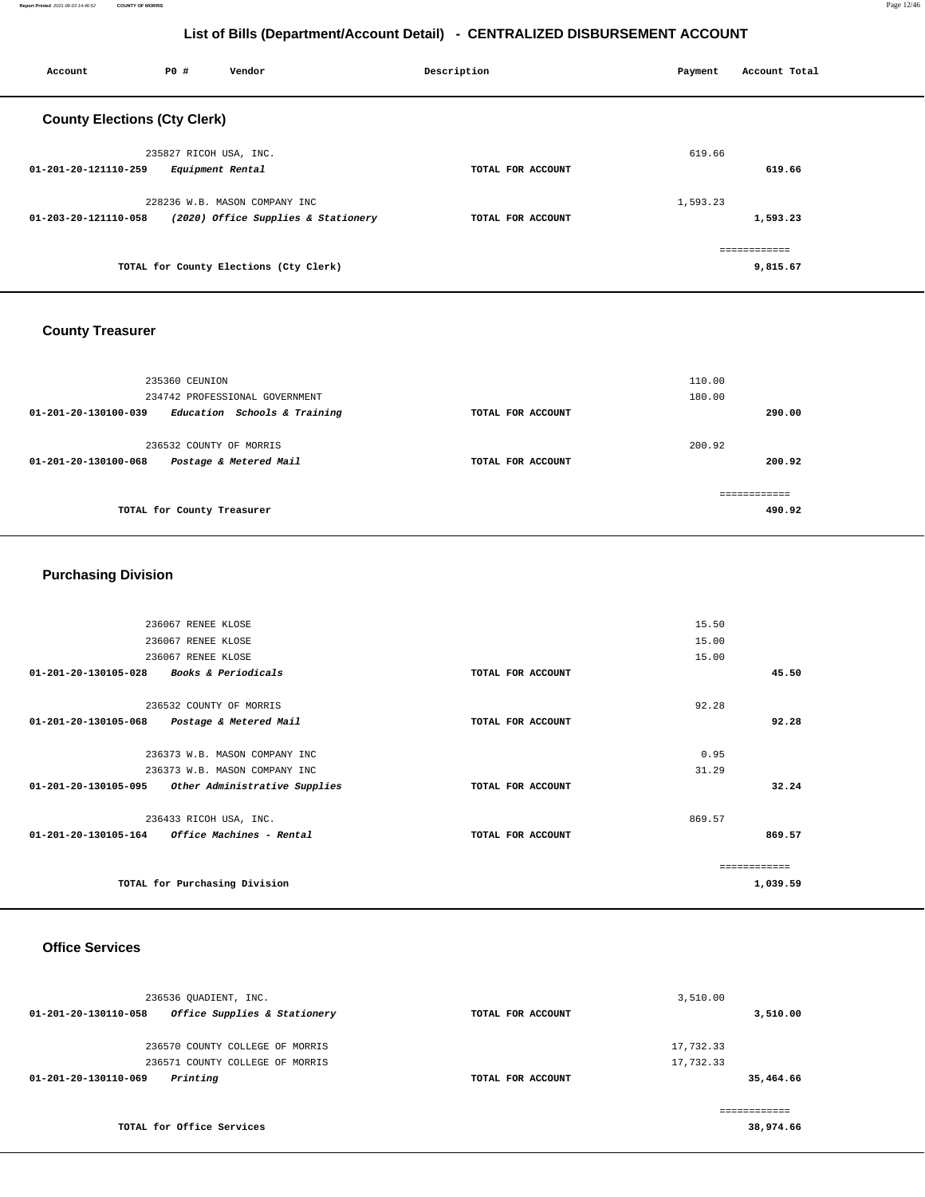# List of Bills (Department/Account Detail) - CENTRALIZED DISBURSEMENT ACCOUNT

| Account | PO # | Vendor | Description | Payment | Account Total |
|---|---|---|---|---|---|

## County Elections (Cty Clerk)

| Account | PO # | Vendor | Description | Payment | Account Total |
|---|---|---|---|---|---|
| | 235827 | RICOH USA, INC. | | 619.66 | |
| 01-201-20-121110-259 | | *Equipment Rental* | TOTAL FOR ACCOUNT | | 619.66 |
| | 228236 | W.B. MASON COMPANY INC | | 1,593.23 | |
| 01-203-20-121110-058 | | *(2020) Office Supplies & Stationery* | TOTAL FOR ACCOUNT | | 1,593.23 |
| | | | | | ============ |
| | | TOTAL for County Elections (Cty Clerk) | | | 9,815.67 |

## County Treasurer

| Account | PO # | Vendor | Description | Payment | Account Total |
|---|---|---|---|---|---|
| | 235360 | CEUNION | | 110.00 | |
| | 234742 | PROFESSIONAL GOVERNMENT | | 180.00 | |
| 01-201-20-130100-039 | | *Education Schools & Training* | TOTAL FOR ACCOUNT | | 290.00 |
| | 236532 | COUNTY OF MORRIS | | 200.92 | |
| 01-201-20-130100-068 | | *Postage & Metered Mail* | TOTAL FOR ACCOUNT | | 200.92 |
| | | | | | ============ |
| | | TOTAL for County Treasurer | | | 490.92 |

## Purchasing Division

| Account | PO # | Vendor | Description | Payment | Account Total |
|---|---|---|---|---|---|
| | 236067 | RENEE KLOSE | | 15.50 | |
| | 236067 | RENEE KLOSE | | 15.00 | |
| | 236067 | RENEE KLOSE | | 15.00 | |
| 01-201-20-130105-028 | | *Books & Periodicals* | TOTAL FOR ACCOUNT | | 45.50 |
| | 236532 | COUNTY OF MORRIS | | 92.28 | |
| 01-201-20-130105-068 | | *Postage & Metered Mail* | TOTAL FOR ACCOUNT | | 92.28 |
| | 236373 | W.B. MASON COMPANY INC | | 0.95 | |
| | 236373 | W.B. MASON COMPANY INC | | 31.29 | |
| 01-201-20-130105-095 | | *Other Administrative Supplies* | TOTAL FOR ACCOUNT | | 32.24 |
| | 236433 | RICOH USA, INC. | | 869.57 | |
| 01-201-20-130105-164 | | *Office Machines - Rental* | TOTAL FOR ACCOUNT | | 869.57 |
| | | | | | ============ |
| | | TOTAL for Purchasing Division | | | 1,039.59 |

## Office Services

| Account | PO # | Vendor | Description | Payment | Account Total |
|---|---|---|---|---|---|
| | 236536 | QUADIENT, INC. | | 3,510.00 | |
| 01-201-20-130110-058 | | *Office Supplies & Stationery* | TOTAL FOR ACCOUNT | | 3,510.00 |
| | 236570 | COUNTY COLLEGE OF MORRIS | | 17,732.33 | |
| | 236571 | COUNTY COLLEGE OF MORRIS | | 17,732.33 | |
| 01-201-20-130110-069 | | *Printing* | TOTAL FOR ACCOUNT | | 35,464.66 |
| | | | | | ============ |
| | | TOTAL for Office Services | | | 38,974.66 |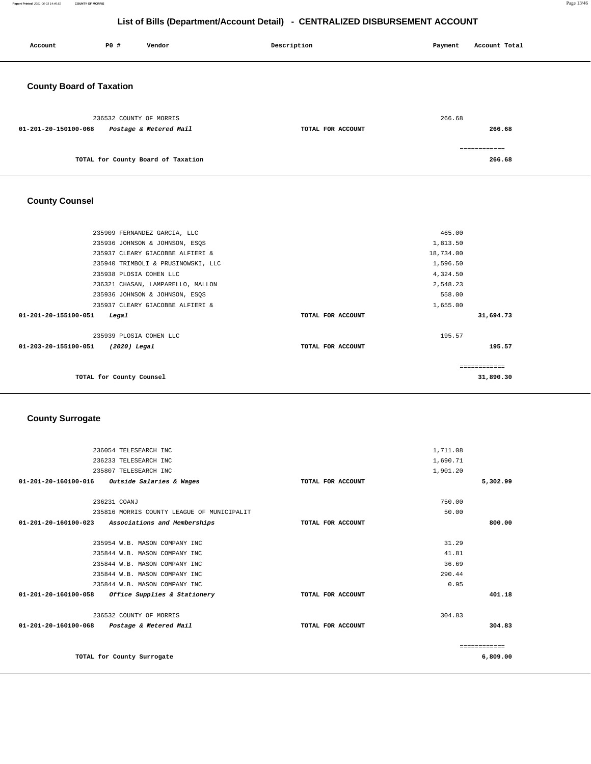# List of Bills (Department/Account Detail) - CENTRALIZED DISBURSEMENT ACCOUNT

| Account | PO # | Vendor | Description | Payment | Account Total |
|---|---|---|---|---|---|

## County Board of Taxation

| Account | PO # | Vendor | Description | Payment | Account Total |
|---|---|---|---|---|---|
| | 236532 | COUNTY OF MORRIS | | 266.68 | |
| 01-201-20-150100-068 | | *Postage & Metered Mail* | TOTAL FOR ACCOUNT | | 266.68 |
| | | | | | ============ |
| | | TOTAL for County Board of Taxation | | | 266.68 |

## County Counsel

| Account | PO # | Vendor | Description | Payment | Account Total |
|---|---|---|---|---|---|
| | 235909 | FERNANDEZ GARCIA, LLC | | 465.00 | |
| | 235936 | JOHNSON & JOHNSON, ESQS | | 1,813.50 | |
| | 235937 | CLEARY GIACOBBE ALFIERI & | | 18,734.00 | |
| | 235940 | TRIMBOLI & PRUSINOWSKI, LLC | | 1,596.50 | |
| | 235938 | PLOSIA COHEN LLC | | 4,324.50 | |
| | 236321 | CHASAN, LAMPARELLO, MALLON | | 2,548.23 | |
| | 235936 | JOHNSON & JOHNSON, ESQS | | 558.00 | |
| | 235937 | CLEARY GIACOBBE ALFIERI & | | 1,655.00 | |
| 01-201-20-155100-051 | | *Legal* | TOTAL FOR ACCOUNT | | 31,694.73 |
| | 235939 | PLOSIA COHEN LLC | | 195.57 | |
| 01-203-20-155100-051 | | *(2020) Legal* | TOTAL FOR ACCOUNT | | 195.57 |
| | | | | | ============ |
| | | TOTAL for County Counsel | | | 31,890.30 |

## County Surrogate

| Account | PO # | Vendor | Description | Payment | Account Total |
|---|---|---|---|---|---|
| | 236054 | TELESEARCH INC | | 1,711.08 | |
| | 236233 | TELESEARCH INC | | 1,690.71 | |
| | 235807 | TELESEARCH INC | | 1,901.20 | |
| 01-201-20-160100-016 | | *Outside Salaries & Wages* | TOTAL FOR ACCOUNT | | 5,302.99 |
| | 236231 | COANJ | | 750.00 | |
| | 235816 | MORRIS COUNTY LEAGUE OF MUNICIPALIT | | 50.00 | |
| 01-201-20-160100-023 | | *Associations and Memberships* | TOTAL FOR ACCOUNT | | 800.00 |
| | 235954 | W.B. MASON COMPANY INC | | 31.29 | |
| | 235844 | W.B. MASON COMPANY INC | | 41.81 | |
| | 235844 | W.B. MASON COMPANY INC | | 36.69 | |
| | 235844 | W.B. MASON COMPANY INC | | 290.44 | |
| | 235844 | W.B. MASON COMPANY INC | | 0.95 | |
| 01-201-20-160100-058 | | *Office Supplies & Stationery* | TOTAL FOR ACCOUNT | | 401.18 |
| | 236532 | COUNTY OF MORRIS | | 304.83 | |
| 01-201-20-160100-068 | | *Postage & Metered Mail* | TOTAL FOR ACCOUNT | | 304.83 |
| | | | | | ============ |
| | | TOTAL for County Surrogate | | | 6,809.00 |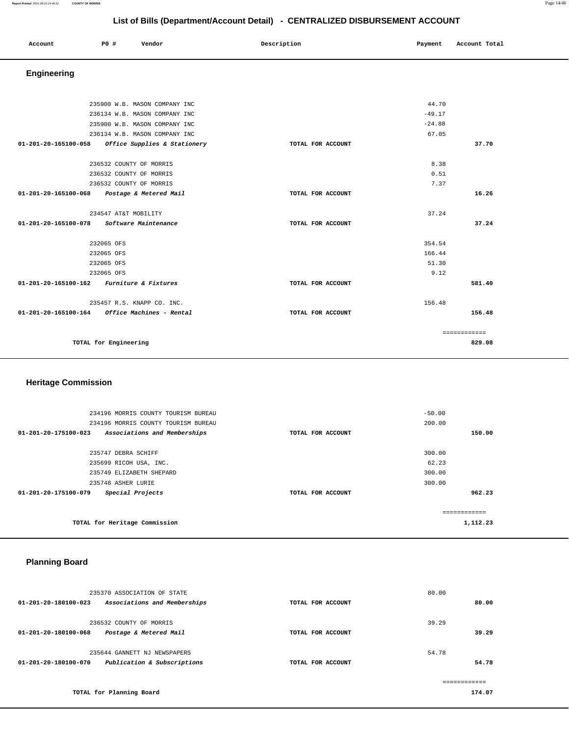## List of Bills (Department/Account Detail) - CENTRALIZED DISBURSEMENT ACCOUNT

| Account | PO # | Vendor | Description | Payment | Account Total |
|---|---|---|---|---|---|

### Engineering

| Account | PO # | Vendor | Description | Payment | Account Total |
|---|---|---|---|---|---|
| | 235900 | W.B. MASON COMPANY INC | | 44.70 | |
| | 236134 | W.B. MASON COMPANY INC | | -49.17 | |
| | 235900 | W.B. MASON COMPANY INC | | -24.88 | |
| | 236134 | W.B. MASON COMPANY INC | | 67.05 | |
| 01-201-20-165100-058 | | *Office Supplies & Stationery* | TOTAL FOR ACCOUNT | | 37.70 |
| | 236532 | COUNTY OF MORRIS | | 8.38 | |
| | 236532 | COUNTY OF MORRIS | | 0.51 | |
| | 236532 | COUNTY OF MORRIS | | 7.37 | |
| 01-201-20-165100-068 | | *Postage & Metered Mail* | TOTAL FOR ACCOUNT | | 16.26 |
| | 234547 | AT&T MOBILITY | | 37.24 | |
| 01-201-20-165100-078 | | *Software Maintenance* | TOTAL FOR ACCOUNT | | 37.24 |
| | 232065 | OFS | | 354.54 | |
| | 232065 | OFS | | 166.44 | |
| | 232065 | OFS | | 51.30 | |
| | 232065 | OFS | | 9.12 | |
| 01-201-20-165100-162 | | *Furniture & Fixtures* | TOTAL FOR ACCOUNT | | 581.40 |
| | 235457 | R.S. KNAPP CO. INC. | | 156.48 | |
| 01-201-20-165100-164 | | *Office Machines - Rental* | TOTAL FOR ACCOUNT | | 156.48 |
| | | | | | ============ |
| | | TOTAL for Engineering | | | 829.08 |

### Heritage Commission

| Account | PO # | Vendor | Description | Payment | Account Total |
|---|---|---|---|---|---|
| | 234196 | MORRIS COUNTY TOURISM BUREAU | | -50.00 | |
| | 234196 | MORRIS COUNTY TOURISM BUREAU | | 200.00 | |
| 01-201-20-175100-023 | | *Associations and Memberships* | TOTAL FOR ACCOUNT | | 150.00 |
| | 235747 | DEBRA SCHIFF | | 300.00 | |
| | 235699 | RICOH USA, INC. | | 62.23 | |
| | 235749 | ELIZABETH SHEPARD | | 300.00 | |
| | 235748 | ASHER LURIE | | 300.00 | |
| 01-201-20-175100-079 | | *Special Projects* | TOTAL FOR ACCOUNT | | 962.23 |
| | | | | | ============ |
| | | TOTAL for Heritage Commission | | | 1,112.23 |

### Planning Board

| Account | PO # | Vendor | Description | Payment | Account Total |
|---|---|---|---|---|---|
| | 235370 | ASSOCIATION OF STATE | | 80.00 | |
| 01-201-20-180100-023 | | *Associations and Memberships* | TOTAL FOR ACCOUNT | | 80.00 |
| | 236532 | COUNTY OF MORRIS | | 39.29 | |
| 01-201-20-180100-068 | | *Postage & Metered Mail* | TOTAL FOR ACCOUNT | | 39.29 |
| | 235644 | GANNETT NJ NEWSPAPERS | | 54.78 | |
| 01-201-20-180100-070 | | *Publication & Subscriptions* | TOTAL FOR ACCOUNT | | 54.78 |
| | | | | | ============ |
| | | TOTAL for Planning Board | | | 174.07 |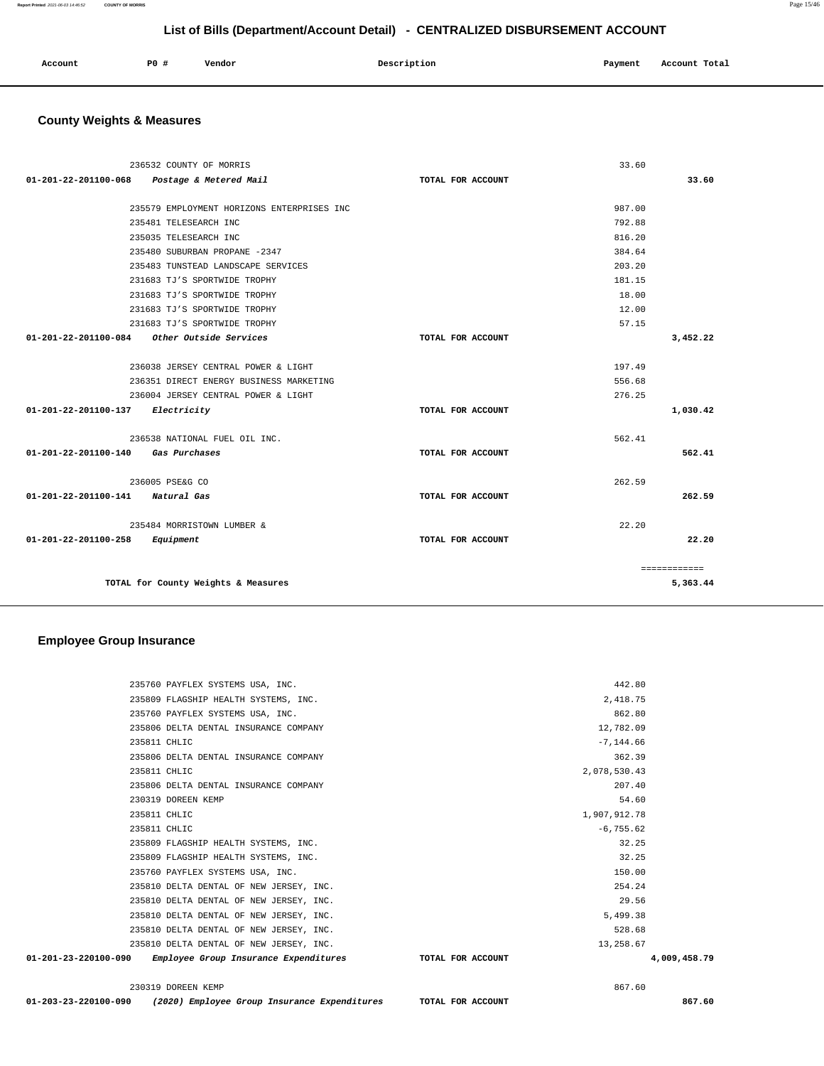# List of Bills (Department/Account Detail) - CENTRALIZED DISBURSEMENT ACCOUNT

| Account | PO # | Vendor | Description | Payment | Account Total |
|---|---|---|---|---|---|

## County Weights & Measures

| Account | PO # | Vendor | Description | Payment | Account Total |
|---|---|---|---|---|---|
| | 236532 | COUNTY OF MORRIS | | 33.60 | |
| 01-201-22-201100-068 | | *Postage & Metered Mail* | TOTAL FOR ACCOUNT | | 33.60 |
| | 235579 | EMPLOYMENT HORIZONS ENTERPRISES INC | | 987.00 | |
| | 235481 | TELESEARCH INC | | 792.88 | |
| | 235035 | TELESEARCH INC | | 816.20 | |
| | 235480 | SUBURBAN PROPANE -2347 | | 384.64 | |
| | 235483 | TUNSTEAD LANDSCAPE SERVICES | | 203.20 | |
| | 231683 | TJ'S SPORTWIDE TROPHY | | 181.15 | |
| | 231683 | TJ'S SPORTWIDE TROPHY | | 18.00 | |
| | 231683 | TJ'S SPORTWIDE TROPHY | | 12.00 | |
| | 231683 | TJ'S SPORTWIDE TROPHY | | 57.15 | |
| 01-201-22-201100-084 | | *Other Outside Services* | TOTAL FOR ACCOUNT | | 3,452.22 |
| | 236038 | JERSEY CENTRAL POWER & LIGHT | | 197.49 | |
| | 236351 | DIRECT ENERGY BUSINESS MARKETING | | 556.68 | |
| | 236004 | JERSEY CENTRAL POWER & LIGHT | | 276.25 | |
| 01-201-22-201100-137 | | *Electricity* | TOTAL FOR ACCOUNT | | 1,030.42 |
| | 236538 | NATIONAL FUEL OIL INC. | | 562.41 | |
| 01-201-22-201100-140 | | *Gas Purchases* | TOTAL FOR ACCOUNT | | 562.41 |
| | 236005 | PSE&G CO | | 262.59 | |
| 01-201-22-201100-141 | | *Natural Gas* | TOTAL FOR ACCOUNT | | 262.59 |
| | 235484 | MORRISTOWN LUMBER & | | 22.20 | |
| 01-201-22-201100-258 | | *Equipment* | TOTAL FOR ACCOUNT | | 22.20 |
| | | | | | ============ |
| | | TOTAL for County Weights & Measures | | | 5,363.44 |

## Employee Group Insurance

| Account | PO # | Vendor | Description | Payment | Account Total |
|---|---|---|---|---|---|
| | 235760 | PAYFLEX SYSTEMS USA, INC. | | 442.80 | |
| | 235809 | FLAGSHIP HEALTH SYSTEMS, INC. | | 2,418.75 | |
| | 235760 | PAYFLEX SYSTEMS USA, INC. | | 862.80 | |
| | 235806 | DELTA DENTAL INSURANCE COMPANY | | 12,782.09 | |
| | 235811 | CHLIC | | -7,144.66 | |
| | 235806 | DELTA DENTAL INSURANCE COMPANY | | 362.39 | |
| | 235811 | CHLIC | | 2,078,530.43 | |
| | 235806 | DELTA DENTAL INSURANCE COMPANY | | 207.40 | |
| | 230319 | DOREEN KEMP | | 54.60 | |
| | 235811 | CHLIC | | 1,907,912.78 | |
| | 235811 | CHLIC | | -6,755.62 | |
| | 235809 | FLAGSHIP HEALTH SYSTEMS, INC. | | 32.25 | |
| | 235809 | FLAGSHIP HEALTH SYSTEMS, INC. | | 32.25 | |
| | 235760 | PAYFLEX SYSTEMS USA, INC. | | 150.00 | |
| | 235810 | DELTA DENTAL OF NEW JERSEY, INC. | | 254.24 | |
| | 235810 | DELTA DENTAL OF NEW JERSEY, INC. | | 29.56 | |
| | 235810 | DELTA DENTAL OF NEW JERSEY, INC. | | 5,499.38 | |
| | 235810 | DELTA DENTAL OF NEW JERSEY, INC. | | 528.68 | |
| | 235810 | DELTA DENTAL OF NEW JERSEY, INC. | | 13,258.67 | |
| 01-201-23-220100-090 | | *Employee Group Insurance Expenditures* | TOTAL FOR ACCOUNT | | 4,009,458.79 |
| | 230319 | DOREEN KEMP | | 867.60 | |
| 01-203-23-220100-090 | | *(2020) Employee Group Insurance Expenditures* | TOTAL FOR ACCOUNT | | 867.60 |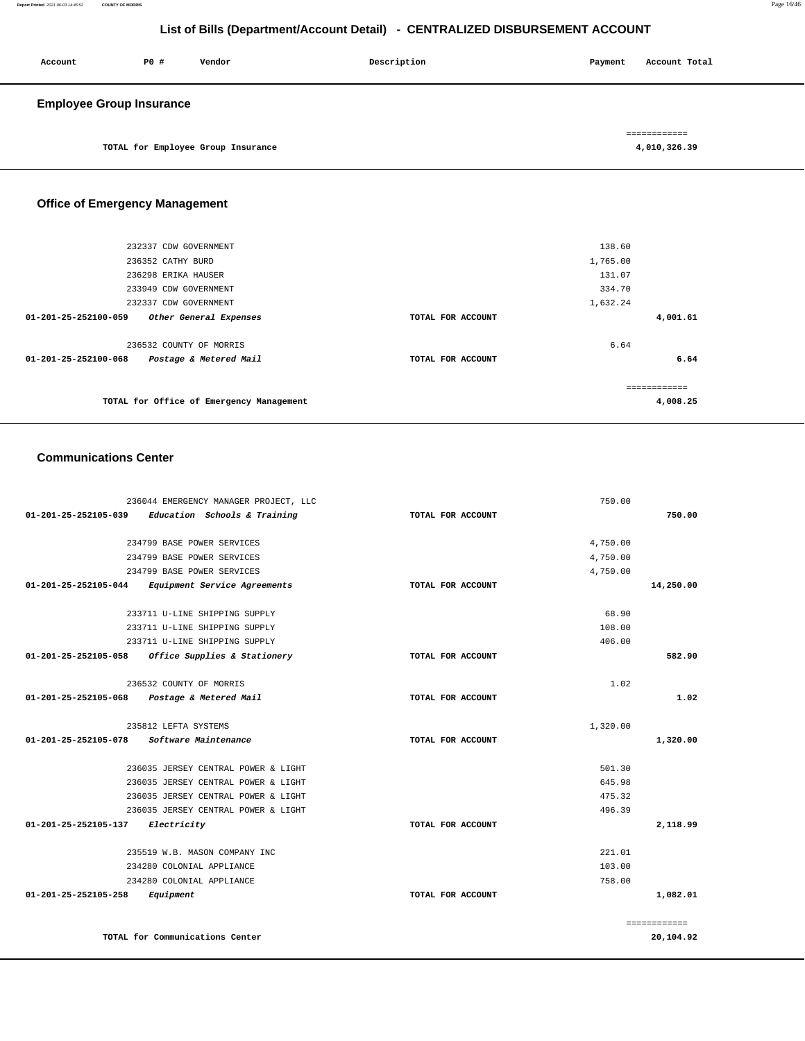# List of Bills (Department/Account Detail) - CENTRALIZED DISBURSEMENT ACCOUNT

| Account | PO # | Vendor | Description | Payment | Account Total |
|---|---|---|---|---|---|

## Employee Group Insurance

| | | | | | |
|---|---|---|---|---|---|
| | | TOTAL for Employee Group Insurance | | | 4,010,326.39 |

## Office of Emergency Management

| Account | PO # | Vendor | Description | Payment | Account Total |
|---|---|---|---|---|---|
| | 232337 | CDW GOVERNMENT | | 138.60 | |
| | 236352 | CATHY BURD | | 1,765.00 | |
| | 236298 | ERIKA HAUSER | | 131.07 | |
| | 233949 | CDW GOVERNMENT | | 334.70 | |
| | 232337 | CDW GOVERNMENT | | 1,632.24 | |
| **01-201-25-252100-059** | | *Other General Expenses* | TOTAL FOR ACCOUNT | | **4,001.61** |
| | 236532 | COUNTY OF MORRIS | | 6.64 | |
| **01-201-25-252100-068** | | *Postage & Metered Mail* | TOTAL FOR ACCOUNT | | **6.64** |
| | | TOTAL for Office of Emergency Management | | | **4,008.25** |

## Communications Center

| Account | PO # | Vendor | Description | Payment | Account Total |
|---|---|---|---|---|---|
| | 236044 | EMERGENCY MANAGER PROJECT, LLC | | 750.00 | |
| **01-201-25-252105-039** | | *Education Schools & Training* | TOTAL FOR ACCOUNT | | **750.00** |
| | 234799 | BASE POWER SERVICES | | 4,750.00 | |
| | 234799 | BASE POWER SERVICES | | 4,750.00 | |
| | 234799 | BASE POWER SERVICES | | 4,750.00 | |
| **01-201-25-252105-044** | | *Equipment Service Agreements* | TOTAL FOR ACCOUNT | | **14,250.00** |
| | 233711 | U-LINE SHIPPING SUPPLY | | 68.90 | |
| | 233711 | U-LINE SHIPPING SUPPLY | | 108.00 | |
| | 233711 | U-LINE SHIPPING SUPPLY | | 406.00 | |
| **01-201-25-252105-058** | | *Office Supplies & Stationery* | TOTAL FOR ACCOUNT | | **582.90** |
| | 236532 | COUNTY OF MORRIS | | 1.02 | |
| **01-201-25-252105-068** | | *Postage & Metered Mail* | TOTAL FOR ACCOUNT | | **1.02** |
| | 235812 | LEFTA SYSTEMS | | 1,320.00 | |
| **01-201-25-252105-078** | | *Software Maintenance* | TOTAL FOR ACCOUNT | | **1,320.00** |
| | 236035 | JERSEY CENTRAL POWER & LIGHT | | 501.30 | |
| | 236035 | JERSEY CENTRAL POWER & LIGHT | | 645.98 | |
| | 236035 | JERSEY CENTRAL POWER & LIGHT | | 475.32 | |
| | 236035 | JERSEY CENTRAL POWER & LIGHT | | 496.39 | |
| **01-201-25-252105-137** | | *Electricity* | TOTAL FOR ACCOUNT | | **2,118.99** |
| | 235519 | W.B. MASON COMPANY INC | | 221.01 | |
| | 234280 | COLONIAL APPLIANCE | | 103.00 | |
| | 234280 | COLONIAL APPLIANCE | | 758.00 | |
| **01-201-25-252105-258** | | *Equipment* | TOTAL FOR ACCOUNT | | **1,082.01** |
| | | TOTAL for Communications Center | | | **20,104.92** |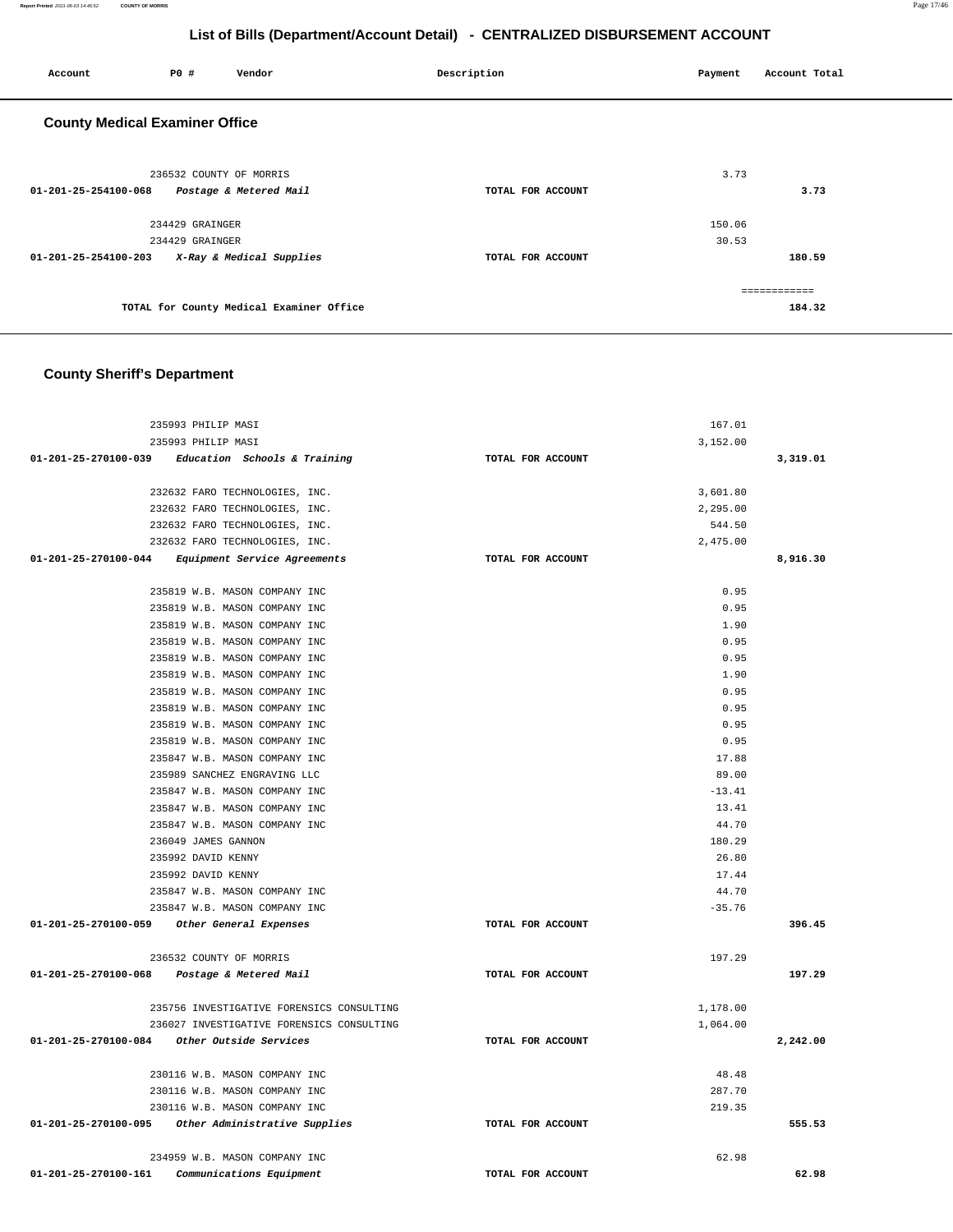## List of Bills (Department/Account Detail) - CENTRALIZED DISBURSEMENT ACCOUNT

| Account | PO # | Vendor | Description | Payment | Account Total |
|---|---|---|---|---|---|

### County Medical Examiner Office

| Account | PO # | Vendor | Description | Payment | Account Total |
|---|---|---|---|---|---|
| | 236532 | COUNTY OF MORRIS | | 3.73 | |
| 01-201-25-254100-068 | | *Postage & Metered Mail* | TOTAL FOR ACCOUNT | | 3.73 |
| | 234429 | GRAINGER | | 150.06 | |
| | 234429 | GRAINGER | | 30.53 | |
| 01-201-25-254100-203 | | *X-Ray & Medical Supplies* | TOTAL FOR ACCOUNT | | 180.59 |
| | | | | | ============ |
| | | TOTAL for County Medical Examiner Office | | | 184.32 |

### County Sheriff's Department

| Account | PO # | Vendor | Description | Payment | Account Total |
|---|---|---|---|---|---|
| | 235993 | PHILIP MASI | | 167.01 | |
| | 235993 | PHILIP MASI | | 3,152.00 | |
| 01-201-25-270100-039 | | *Education Schools & Training* | TOTAL FOR ACCOUNT | | 3,319.01 |
| | 232632 | FARO TECHNOLOGIES, INC. | | 3,601.80 | |
| | 232632 | FARO TECHNOLOGIES, INC. | | 2,295.00 | |
| | 232632 | FARO TECHNOLOGIES, INC. | | 544.50 | |
| | 232632 | FARO TECHNOLOGIES, INC. | | 2,475.00 | |
| 01-201-25-270100-044 | | *Equipment Service Agreements* | TOTAL FOR ACCOUNT | | 8,916.30 |
| | 235819 | W.B. MASON COMPANY INC | | 0.95 | |
| | 235819 | W.B. MASON COMPANY INC | | 0.95 | |
| | 235819 | W.B. MASON COMPANY INC | | 1.90 | |
| | 235819 | W.B. MASON COMPANY INC | | 0.95 | |
| | 235819 | W.B. MASON COMPANY INC | | 0.95 | |
| | 235819 | W.B. MASON COMPANY INC | | 1.90 | |
| | 235819 | W.B. MASON COMPANY INC | | 0.95 | |
| | 235819 | W.B. MASON COMPANY INC | | 0.95 | |
| | 235819 | W.B. MASON COMPANY INC | | 0.95 | |
| | 235819 | W.B. MASON COMPANY INC | | 0.95 | |
| | 235847 | W.B. MASON COMPANY INC | | 17.88 | |
| | 235989 | SANCHEZ ENGRAVING LLC | | 89.00 | |
| | 235847 | W.B. MASON COMPANY INC | | -13.41 | |
| | 235847 | W.B. MASON COMPANY INC | | 13.41 | |
| | 235847 | W.B. MASON COMPANY INC | | 44.70 | |
| | 236049 | JAMES GANNON | | 180.29 | |
| | 235992 | DAVID KENNY | | 26.80 | |
| | 235992 | DAVID KENNY | | 17.44 | |
| | 235847 | W.B. MASON COMPANY INC | | 44.70 | |
| | 235847 | W.B. MASON COMPANY INC | | -35.76 | |
| 01-201-25-270100-059 | | *Other General Expenses* | TOTAL FOR ACCOUNT | | 396.45 |
| | 236532 | COUNTY OF MORRIS | | 197.29 | |
| 01-201-25-270100-068 | | *Postage & Metered Mail* | TOTAL FOR ACCOUNT | | 197.29 |
| | 235756 | INVESTIGATIVE FORENSICS CONSULTING | | 1,178.00 | |
| | 236027 | INVESTIGATIVE FORENSICS CONSULTING | | 1,064.00 | |
| 01-201-25-270100-084 | | *Other Outside Services* | TOTAL FOR ACCOUNT | | 2,242.00 |
| | 230116 | W.B. MASON COMPANY INC | | 48.48 | |
| | 230116 | W.B. MASON COMPANY INC | | 287.70 | |
| | 230116 | W.B. MASON COMPANY INC | | 219.35 | |
| 01-201-25-270100-095 | | *Other Administrative Supplies* | TOTAL FOR ACCOUNT | | 555.53 |
| | 234959 | W.B. MASON COMPANY INC | | 62.98 | |
| 01-201-25-270100-161 | | *Communications Equipment* | TOTAL FOR ACCOUNT | | 62.98 |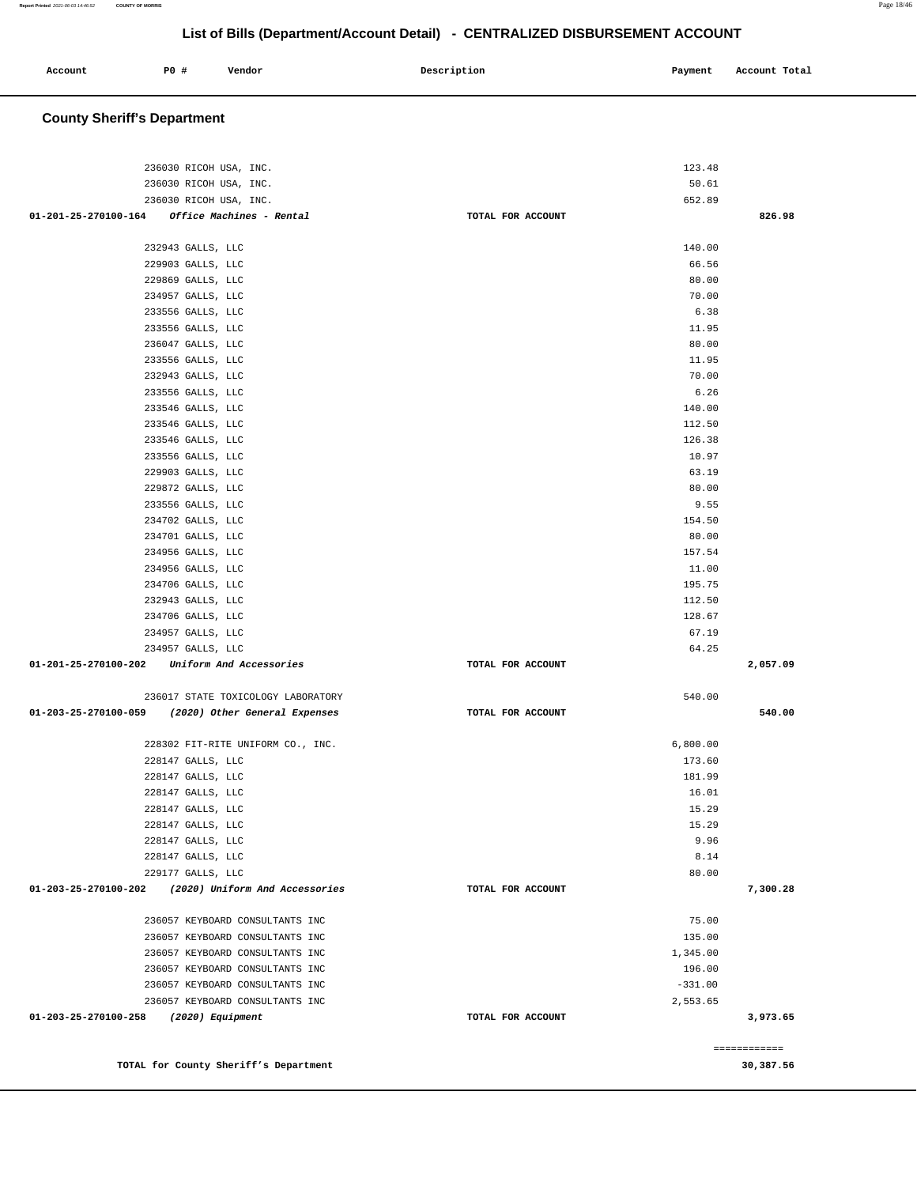## List of Bills (Department/Account Detail) - CENTRALIZED DISBURSEMENT ACCOUNT

| Account | PO # | Vendor | Description | Payment | Account Total |
|---|---|---|---|---|---|

### County Sheriff's Department

| Account | PO # | Vendor | Description | Payment | Account Total |
|---|---|---|---|---|---|
| | 236030 | RICOH USA, INC. | | 123.48 | |
| | 236030 | RICOH USA, INC. | | 50.61 | |
| | 236030 | RICOH USA, INC. | | 652.89 | |
| **01-201-25-270100-164** | | *Office Machines - Rental* | TOTAL FOR ACCOUNT | | **826.98** |
| | 232943 | GALLS, LLC | | 140.00 | |
| | 229903 | GALLS, LLC | | 66.56 | |
| | 229869 | GALLS, LLC | | 80.00 | |
| | 234957 | GALLS, LLC | | 70.00 | |
| | 233556 | GALLS, LLC | | 6.38 | |
| | 233556 | GALLS, LLC | | 11.95 | |
| | 236047 | GALLS, LLC | | 80.00 | |
| | 233556 | GALLS, LLC | | 11.95 | |
| | 232943 | GALLS, LLC | | 70.00 | |
| | 233556 | GALLS, LLC | | 6.26 | |
| | 233546 | GALLS, LLC | | 140.00 | |
| | 233546 | GALLS, LLC | | 112.50 | |
| | 233546 | GALLS, LLC | | 126.38 | |
| | 233556 | GALLS, LLC | | 10.97 | |
| | 229903 | GALLS, LLC | | 63.19 | |
| | 229872 | GALLS, LLC | | 80.00 | |
| | 233556 | GALLS, LLC | | 9.55 | |
| | 234702 | GALLS, LLC | | 154.50 | |
| | 234701 | GALLS, LLC | | 80.00 | |
| | 234956 | GALLS, LLC | | 157.54 | |
| | 234956 | GALLS, LLC | | 11.00 | |
| | 234706 | GALLS, LLC | | 195.75 | |
| | 232943 | GALLS, LLC | | 112.50 | |
| | 234706 | GALLS, LLC | | 128.67 | |
| | 234957 | GALLS, LLC | | 67.19 | |
| | 234957 | GALLS, LLC | | 64.25 | |
| **01-201-25-270100-202** | | *Uniform And Accessories* | TOTAL FOR ACCOUNT | | **2,057.09** |
| | 236017 | STATE TOXICOLOGY LABORATORY | | 540.00 | |
| **01-203-25-270100-059** | | *(2020) Other General Expenses* | TOTAL FOR ACCOUNT | | **540.00** |
| | 228302 | FIT-RITE UNIFORM CO., INC. | | 6,800.00 | |
| | 228147 | GALLS, LLC | | 173.60 | |
| | 228147 | GALLS, LLC | | 181.99 | |
| | 228147 | GALLS, LLC | | 16.01 | |
| | 228147 | GALLS, LLC | | 15.29 | |
| | 228147 | GALLS, LLC | | 15.29 | |
| | 228147 | GALLS, LLC | | 9.96 | |
| | 228147 | GALLS, LLC | | 8.14 | |
| | 229177 | GALLS, LLC | | 80.00 | |
| **01-203-25-270100-202** | | *(2020) Uniform And Accessories* | TOTAL FOR ACCOUNT | | **7,300.28** |
| | 236057 | KEYBOARD CONSULTANTS INC | | 75.00 | |
| | 236057 | KEYBOARD CONSULTANTS INC | | 135.00 | |
| | 236057 | KEYBOARD CONSULTANTS INC | | 1,345.00 | |
| | 236057 | KEYBOARD CONSULTANTS INC | | 196.00 | |
| | 236057 | KEYBOARD CONSULTANTS INC | | -331.00 | |
| | 236057 | KEYBOARD CONSULTANTS INC | | 2,553.65 | |
| **01-203-25-270100-258** | | *(2020) Equipment* | TOTAL FOR ACCOUNT | | **3,973.65** |

**TOTAL for County Sheriff's Department** — **30,387.56**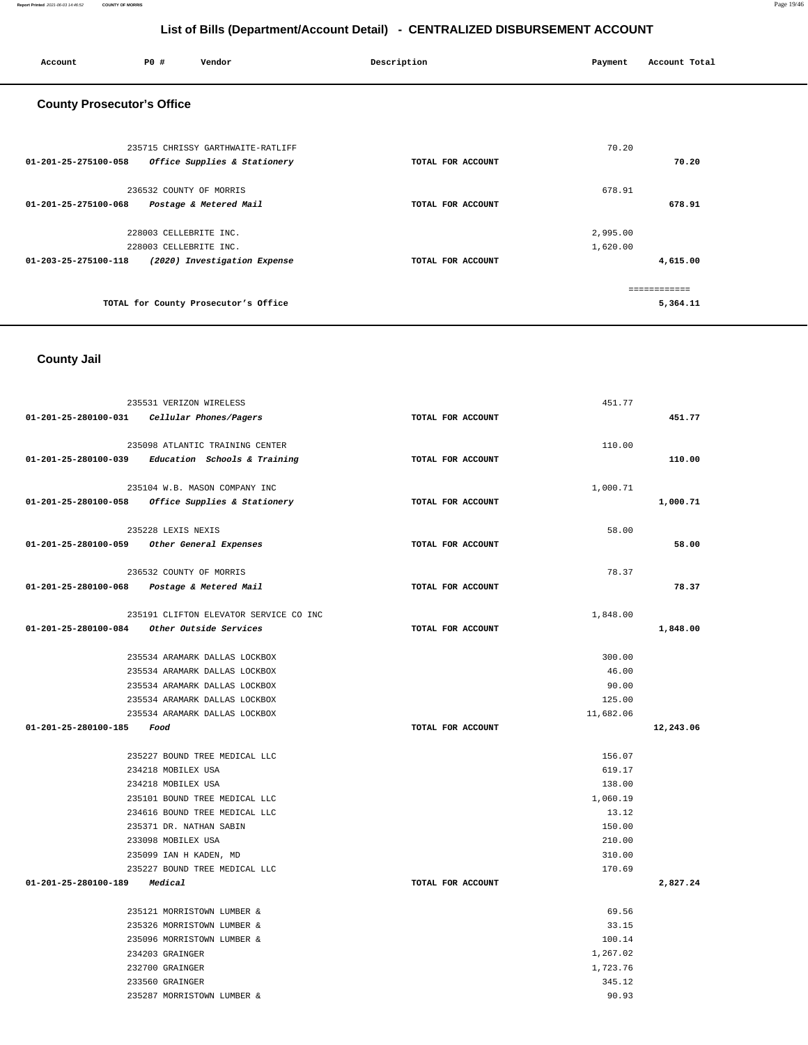## List of Bills (Department/Account Detail) - CENTRALIZED DISBURSEMENT ACCOUNT

| Account | PO # | Vendor | Description | Payment | Account Total |
|---|---|---|---|---|---|

### County Prosecutor's Office

| Account | PO # | Vendor | Description | Payment | Account Total |
|---|---|---|---|---|---|
| | 235715 | CHRISSY GARTHWAITE-RATLIFF | | 70.20 | |
| 01-201-25-275100-058 | | *Office Supplies & Stationery* | TOTAL FOR ACCOUNT | | 70.20 |
| | 236532 | COUNTY OF MORRIS | | 678.91 | |
| 01-201-25-275100-068 | | *Postage & Metered Mail* | TOTAL FOR ACCOUNT | | 678.91 |
| | 228003 | CELLEBRITE INC. | | 2,995.00 | |
| | 228003 | CELLEBRITE INC. | | 1,620.00 | |
| 01-203-25-275100-118 | | *(2020) Investigation Expense* | TOTAL FOR ACCOUNT | | 4,615.00 |
| | | | | | ============ |
| | | TOTAL for County Prosecutor's Office | | | 5,364.11 |

### County Jail

| Account | PO # | Vendor | Description | Payment | Account Total |
|---|---|---|---|---|---|
| | 235531 | VERIZON WIRELESS | | 451.77 | |
| 01-201-25-280100-031 | | *Cellular Phones/Pagers* | TOTAL FOR ACCOUNT | | 451.77 |
| | 235098 | ATLANTIC TRAINING CENTER | | 110.00 | |
| 01-201-25-280100-039 | | *Education Schools & Training* | TOTAL FOR ACCOUNT | | 110.00 |
| | 235104 | W.B. MASON COMPANY INC | | 1,000.71 | |
| 01-201-25-280100-058 | | *Office Supplies & Stationery* | TOTAL FOR ACCOUNT | | 1,000.71 |
| | 235228 | LEXIS NEXIS | | 58.00 | |
| 01-201-25-280100-059 | | *Other General Expenses* | TOTAL FOR ACCOUNT | | 58.00 |
| | 236532 | COUNTY OF MORRIS | | 78.37 | |
| 01-201-25-280100-068 | | *Postage & Metered Mail* | TOTAL FOR ACCOUNT | | 78.37 |
| | 235191 | CLIFTON ELEVATOR SERVICE CO INC | | 1,848.00 | |
| 01-201-25-280100-084 | | *Other Outside Services* | TOTAL FOR ACCOUNT | | 1,848.00 |
| | 235534 | ARAMARK DALLAS LOCKBOX | | 300.00 | |
| | 235534 | ARAMARK DALLAS LOCKBOX | | 46.00 | |
| | 235534 | ARAMARK DALLAS LOCKBOX | | 90.00 | |
| | 235534 | ARAMARK DALLAS LOCKBOX | | 125.00 | |
| | 235534 | ARAMARK DALLAS LOCKBOX | | 11,682.06 | |
| 01-201-25-280100-185 | | *Food* | TOTAL FOR ACCOUNT | | 12,243.06 |
| | 235227 | BOUND TREE MEDICAL LLC | | 156.07 | |
| | 234218 | MOBILEX USA | | 619.17 | |
| | 234218 | MOBILEX USA | | 138.00 | |
| | 235101 | BOUND TREE MEDICAL LLC | | 1,060.19 | |
| | 234616 | BOUND TREE MEDICAL LLC | | 13.12 | |
| | 235371 | DR. NATHAN SABIN | | 150.00 | |
| | 233098 | MOBILEX USA | | 210.00 | |
| | 235099 | IAN H KADEN, MD | | 310.00 | |
| | 235227 | BOUND TREE MEDICAL LLC | | 170.69 | |
| 01-201-25-280100-189 | | *Medical* | TOTAL FOR ACCOUNT | | 2,827.24 |
| | 235121 | MORRISTOWN LUMBER & | | 69.56 | |
| | 235326 | MORRISTOWN LUMBER & | | 33.15 | |
| | 235096 | MORRISTOWN LUMBER & | | 100.14 | |
| | 234203 | GRAINGER | | 1,267.02 | |
| | 232700 | GRAINGER | | 1,723.76 | |
| | 233560 | GRAINGER | | 345.12 | |
| | 235287 | MORRISTOWN LUMBER & | | 90.93 | |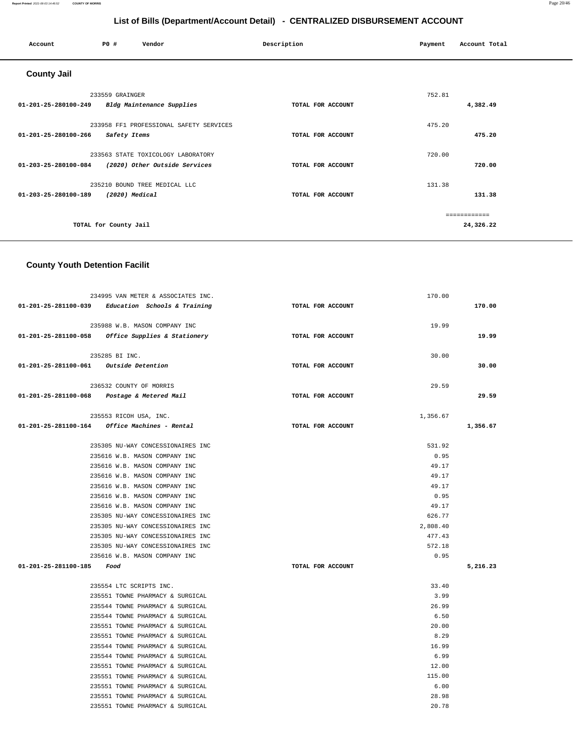# List of Bills (Department/Account Detail) - CENTRALIZED DISBURSEMENT ACCOUNT

| Account | PO # | Vendor | Description | Payment | Account Total |
|---|---|---|---|---|---|

## County Jail

| Account | PO # | Vendor | Description | Payment | Account Total |
|---|---|---|---|---|---|
| | 233559 | GRAINGER | | 752.81 | |
| 01-201-25-280100-249 | | *Bldg Maintenance Supplies* | TOTAL FOR ACCOUNT | | 4,382.49 |
| | 233958 | FF1 PROFESSIONAL SAFETY SERVICES | | 475.20 | |
| 01-201-25-280100-266 | | *Safety Items* | TOTAL FOR ACCOUNT | | 475.20 |
| | 233563 | STATE TOXICOLOGY LABORATORY | | 720.00 | |
| 01-203-25-280100-084 | | *(2020) Other Outside Services* | TOTAL FOR ACCOUNT | | 720.00 |
| | 235210 | BOUND TREE MEDICAL LLC | | 131.38 | |
| 01-203-25-280100-189 | | *(2020) Medical* | TOTAL FOR ACCOUNT | | 131.38 |
| | | | | | ============ |
| | | TOTAL for County Jail | | | 24,326.22 |

## County Youth Detention Facilit

| Account | PO # | Vendor | Description | Payment | Account Total |
|---|---|---|---|---|---|
| | 234995 | VAN METER & ASSOCIATES INC. | | 170.00 | |
| 01-201-25-281100-039 | | *Education Schools & Training* | TOTAL FOR ACCOUNT | | 170.00 |
| | 235988 | W.B. MASON COMPANY INC | | 19.99 | |
| 01-201-25-281100-058 | | *Office Supplies & Stationery* | TOTAL FOR ACCOUNT | | 19.99 |
| | 235285 | BI INC. | | 30.00 | |
| 01-201-25-281100-061 | | *Outside Detention* | TOTAL FOR ACCOUNT | | 30.00 |
| | 236532 | COUNTY OF MORRIS | | 29.59 | |
| 01-201-25-281100-068 | | *Postage & Metered Mail* | TOTAL FOR ACCOUNT | | 29.59 |
| | 235553 | RICOH USA, INC. | | 1,356.67 | |
| 01-201-25-281100-164 | | *Office Machines - Rental* | TOTAL FOR ACCOUNT | | 1,356.67 |
| | 235305 | NU-WAY CONCESSIONAIRES INC | | 531.92 | |
| | 235616 | W.B. MASON COMPANY INC | | 0.95 | |
| | 235616 | W.B. MASON COMPANY INC | | 49.17 | |
| | 235616 | W.B. MASON COMPANY INC | | 49.17 | |
| | 235616 | W.B. MASON COMPANY INC | | 49.17 | |
| | 235616 | W.B. MASON COMPANY INC | | 0.95 | |
| | 235616 | W.B. MASON COMPANY INC | | 49.17 | |
| | 235305 | NU-WAY CONCESSIONAIRES INC | | 626.77 | |
| | 235305 | NU-WAY CONCESSIONAIRES INC | | 2,808.40 | |
| | 235305 | NU-WAY CONCESSIONAIRES INC | | 477.43 | |
| | 235305 | NU-WAY CONCESSIONAIRES INC | | 572.18 | |
| | 235616 | W.B. MASON COMPANY INC | | 0.95 | |
| 01-201-25-281100-185 | | *Food* | TOTAL FOR ACCOUNT | | 5,216.23 |
| | 235554 | LTC SCRIPTS INC. | | 33.40 | |
| | 235551 | TOWNE PHARMACY & SURGICAL | | 3.99 | |
| | 235544 | TOWNE PHARMACY & SURGICAL | | 26.99 | |
| | 235544 | TOWNE PHARMACY & SURGICAL | | 6.50 | |
| | 235551 | TOWNE PHARMACY & SURGICAL | | 20.00 | |
| | 235551 | TOWNE PHARMACY & SURGICAL | | 8.29 | |
| | 235544 | TOWNE PHARMACY & SURGICAL | | 16.99 | |
| | 235544 | TOWNE PHARMACY & SURGICAL | | 6.99 | |
| | 235551 | TOWNE PHARMACY & SURGICAL | | 12.00 | |
| | 235551 | TOWNE PHARMACY & SURGICAL | | 115.00 | |
| | 235551 | TOWNE PHARMACY & SURGICAL | | 6.00 | |
| | 235551 | TOWNE PHARMACY & SURGICAL | | 28.98 | |
| | 235551 | TOWNE PHARMACY & SURGICAL | | 20.78 | |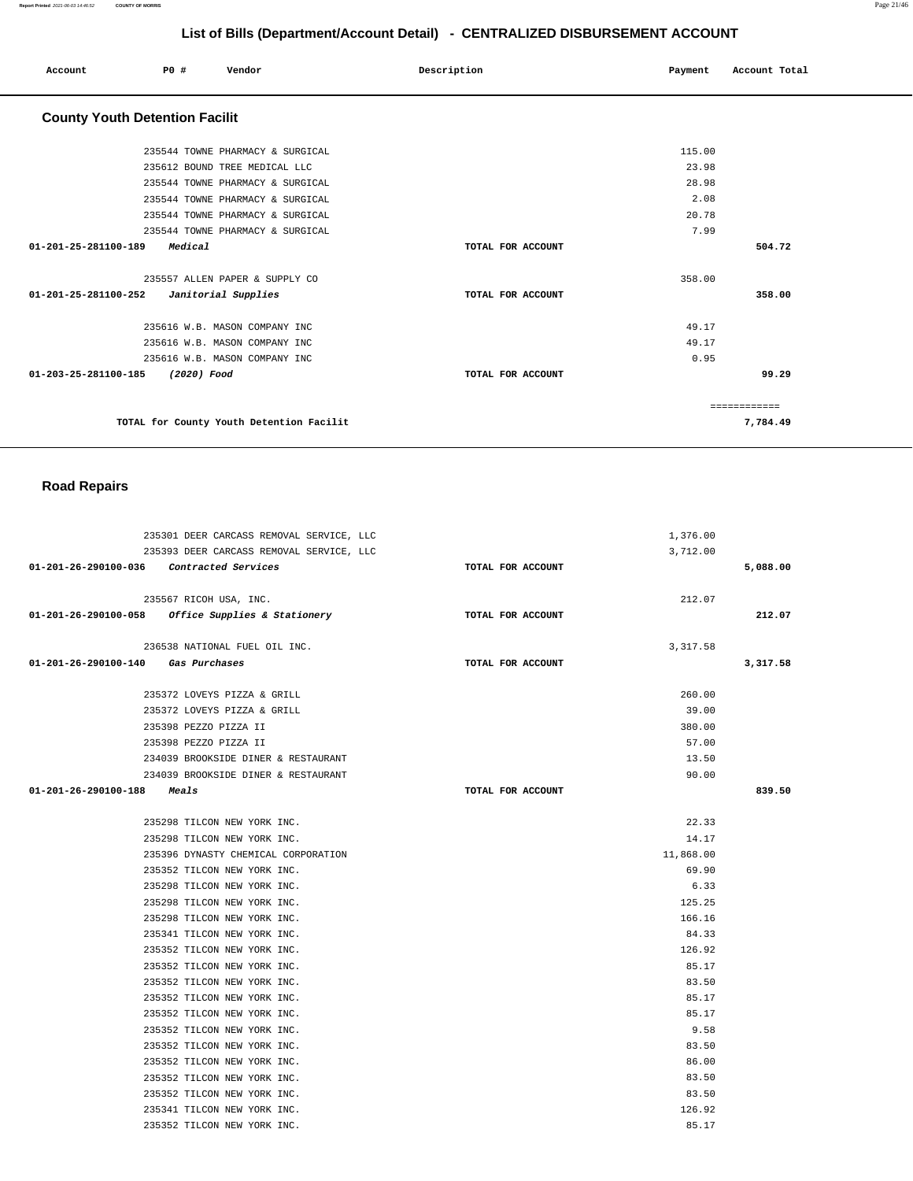## List of Bills (Department/Account Detail) - CENTRALIZED DISBURSEMENT ACCOUNT

| Account | PO # | Vendor | Description | Payment | Account Total |
|---|---|---|---|---|---|

### County Youth Detention Facilit

| Account | PO # | Vendor | Description | Payment | Account Total |
|---|---|---|---|---|---|
| | 235544 | TOWNE PHARMACY & SURGICAL | | 115.00 | |
| | 235612 | BOUND TREE MEDICAL LLC | | 23.98 | |
| | 235544 | TOWNE PHARMACY & SURGICAL | | 28.98 | |
| | 235544 | TOWNE PHARMACY & SURGICAL | | 2.08 | |
| | 235544 | TOWNE PHARMACY & SURGICAL | | 20.78 | |
| | 235544 | TOWNE PHARMACY & SURGICAL | | 7.99 | |
| 01-201-25-281100-189 *Medical* | | | TOTAL FOR ACCOUNT | | 504.72 |
| | 235557 | ALLEN PAPER & SUPPLY CO | | 358.00 | |
| 01-201-25-281100-252 *Janitorial Supplies* | | | TOTAL FOR ACCOUNT | | 358.00 |
| | 235616 | W.B. MASON COMPANY INC | | 49.17 | |
| | 235616 | W.B. MASON COMPANY INC | | 49.17 | |
| | 235616 | W.B. MASON COMPANY INC | | 0.95 | |
| 01-203-25-281100-185 *(2020) Food* | | | TOTAL FOR ACCOUNT | | 99.29 |
| | | | | | ============ |
| | | TOTAL for County Youth Detention Facilit | | | 7,784.49 |

### Road Repairs

| Account | PO # | Vendor | Description | Payment | Account Total |
|---|---|---|---|---|---|
| | 235301 | DEER CARCASS REMOVAL SERVICE, LLC | | 1,376.00 | |
| | 235393 | DEER CARCASS REMOVAL SERVICE, LLC | | 3,712.00 | |
| 01-201-26-290100-036 *Contracted Services* | | | TOTAL FOR ACCOUNT | | 5,088.00 |
| | 235567 | RICOH USA, INC. | | 212.07 | |
| 01-201-26-290100-058 *Office Supplies & Stationery* | | | TOTAL FOR ACCOUNT | | 212.07 |
| | 236538 | NATIONAL FUEL OIL INC. | | 3,317.58 | |
| 01-201-26-290100-140 *Gas Purchases* | | | TOTAL FOR ACCOUNT | | 3,317.58 |
| | 235372 | LOVEYS PIZZA & GRILL | | 260.00 | |
| | 235372 | LOVEYS PIZZA & GRILL | | 39.00 | |
| | 235398 | PEZZO PIZZA II | | 380.00 | |
| | 235398 | PEZZO PIZZA II | | 57.00 | |
| | 234039 | BROOKSIDE DINER & RESTAURANT | | 13.50 | |
| | 234039 | BROOKSIDE DINER & RESTAURANT | | 90.00 | |
| 01-201-26-290100-188 *Meals* | | | TOTAL FOR ACCOUNT | | 839.50 |
| | 235298 | TILCON NEW YORK INC. | | 22.33 | |
| | 235298 | TILCON NEW YORK INC. | | 14.17 | |
| | 235396 | DYNASTY CHEMICAL CORPORATION | | 11,868.00 | |
| | 235352 | TILCON NEW YORK INC. | | 69.90 | |
| | 235298 | TILCON NEW YORK INC. | | 6.33 | |
| | 235298 | TILCON NEW YORK INC. | | 125.25 | |
| | 235298 | TILCON NEW YORK INC. | | 166.16 | |
| | 235341 | TILCON NEW YORK INC. | | 84.33 | |
| | 235352 | TILCON NEW YORK INC. | | 126.92 | |
| | 235352 | TILCON NEW YORK INC. | | 85.17 | |
| | 235352 | TILCON NEW YORK INC. | | 83.50 | |
| | 235352 | TILCON NEW YORK INC. | | 85.17 | |
| | 235352 | TILCON NEW YORK INC. | | 85.17 | |
| | 235352 | TILCON NEW YORK INC. | | 9.58 | |
| | 235352 | TILCON NEW YORK INC. | | 83.50 | |
| | 235352 | TILCON NEW YORK INC. | | 86.00 | |
| | 235352 | TILCON NEW YORK INC. | | 83.50 | |
| | 235352 | TILCON NEW YORK INC. | | 83.50 | |
| | 235341 | TILCON NEW YORK INC. | | 126.92 | |
| | 235352 | TILCON NEW YORK INC. | | 85.17 | |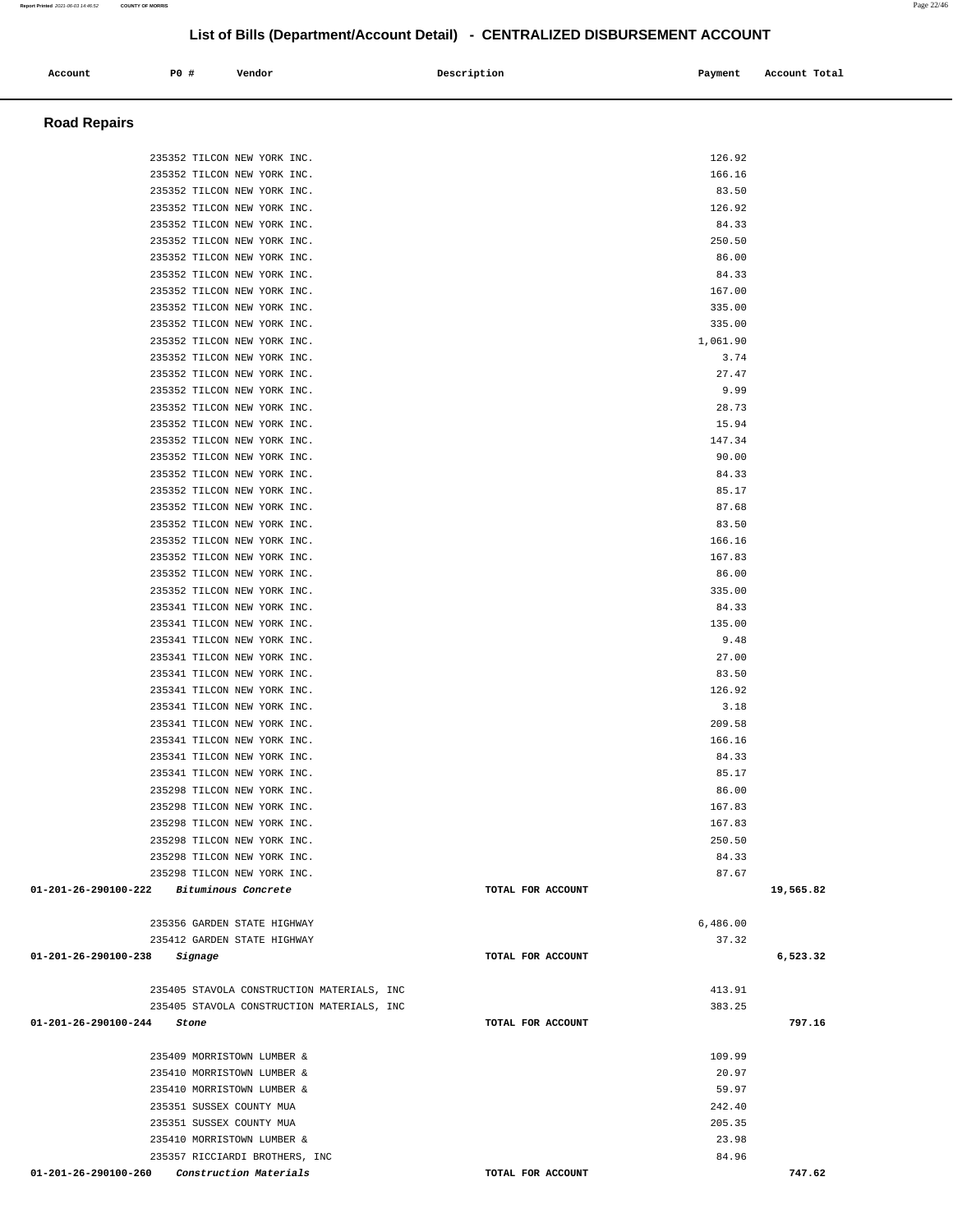# List of Bills (Department/Account Detail) - CENTRALIZED DISBURSEMENT ACCOUNT

| Account | PO # | Vendor | Description | Payment | Account Total |
| --- | --- | --- | --- | --- | --- |

## Road Repairs

| Account | PO # | Vendor | Description | Payment | Account Total |
| --- | --- | --- | --- | --- | --- |
| | 235352 | TILCON NEW YORK INC. | | 126.92 | |
| | 235352 | TILCON NEW YORK INC. | | 166.16 | |
| | 235352 | TILCON NEW YORK INC. | | 83.50 | |
| | 235352 | TILCON NEW YORK INC. | | 126.92 | |
| | 235352 | TILCON NEW YORK INC. | | 84.33 | |
| | 235352 | TILCON NEW YORK INC. | | 250.50 | |
| | 235352 | TILCON NEW YORK INC. | | 86.00 | |
| | 235352 | TILCON NEW YORK INC. | | 84.33 | |
| | 235352 | TILCON NEW YORK INC. | | 167.00 | |
| | 235352 | TILCON NEW YORK INC. | | 335.00 | |
| | 235352 | TILCON NEW YORK INC. | | 335.00 | |
| | 235352 | TILCON NEW YORK INC. | | 1,061.90 | |
| | 235352 | TILCON NEW YORK INC. | | 3.74 | |
| | 235352 | TILCON NEW YORK INC. | | 27.47 | |
| | 235352 | TILCON NEW YORK INC. | | 9.99 | |
| | 235352 | TILCON NEW YORK INC. | | 28.73 | |
| | 235352 | TILCON NEW YORK INC. | | 15.94 | |
| | 235352 | TILCON NEW YORK INC. | | 147.34 | |
| | 235352 | TILCON NEW YORK INC. | | 90.00 | |
| | 235352 | TILCON NEW YORK INC. | | 84.33 | |
| | 235352 | TILCON NEW YORK INC. | | 85.17 | |
| | 235352 | TILCON NEW YORK INC. | | 87.68 | |
| | 235352 | TILCON NEW YORK INC. | | 83.50 | |
| | 235352 | TILCON NEW YORK INC. | | 166.16 | |
| | 235352 | TILCON NEW YORK INC. | | 167.83 | |
| | 235352 | TILCON NEW YORK INC. | | 86.00 | |
| | 235352 | TILCON NEW YORK INC. | | 335.00 | |
| | 235341 | TILCON NEW YORK INC. | | 84.33 | |
| | 235341 | TILCON NEW YORK INC. | | 135.00 | |
| | 235341 | TILCON NEW YORK INC. | | 9.48 | |
| | 235341 | TILCON NEW YORK INC. | | 27.00 | |
| | 235341 | TILCON NEW YORK INC. | | 83.50 | |
| | 235341 | TILCON NEW YORK INC. | | 126.92 | |
| | 235341 | TILCON NEW YORK INC. | | 3.18 | |
| | 235341 | TILCON NEW YORK INC. | | 209.58 | |
| | 235341 | TILCON NEW YORK INC. | | 166.16 | |
| | 235341 | TILCON NEW YORK INC. | | 84.33 | |
| | 235341 | TILCON NEW YORK INC. | | 85.17 | |
| | 235298 | TILCON NEW YORK INC. | | 86.00 | |
| | 235298 | TILCON NEW YORK INC. | | 167.83 | |
| | 235298 | TILCON NEW YORK INC. | | 167.83 | |
| | 235298 | TILCON NEW YORK INC. | | 250.50 | |
| | 235298 | TILCON NEW YORK INC. | | 84.33 | |
| | 235298 | TILCON NEW YORK INC. | | 87.67 | |
| **01-201-26-290100-222** | | ***Bituminous Concrete*** | **TOTAL FOR ACCOUNT** | | **19,565.82** |
| | 235356 | GARDEN STATE HIGHWAY | | 6,486.00 | |
| | 235412 | GARDEN STATE HIGHWAY | | 37.32 | |
| **01-201-26-290100-238** | | ***Signage*** | **TOTAL FOR ACCOUNT** | | **6,523.32** |
| | 235405 | STAVOLA CONSTRUCTION MATERIALS, INC | | 413.91 | |
| | 235405 | STAVOLA CONSTRUCTION MATERIALS, INC | | 383.25 | |
| **01-201-26-290100-244** | | ***Stone*** | **TOTAL FOR ACCOUNT** | | **797.16** |
| | 235409 | MORRISTOWN LUMBER & | | 109.99 | |
| | 235410 | MORRISTOWN LUMBER & | | 20.97 | |
| | 235410 | MORRISTOWN LUMBER & | | 59.97 | |
| | 235351 | SUSSEX COUNTY MUA | | 242.40 | |
| | 235351 | SUSSEX COUNTY MUA | | 205.35 | |
| | 235410 | MORRISTOWN LUMBER & | | 23.98 | |
| | 235357 | RICCIARDI BROTHERS, INC | | 84.96 | |
| **01-201-26-290100-260** | | ***Construction Materials*** | **TOTAL FOR ACCOUNT** | | **747.62** |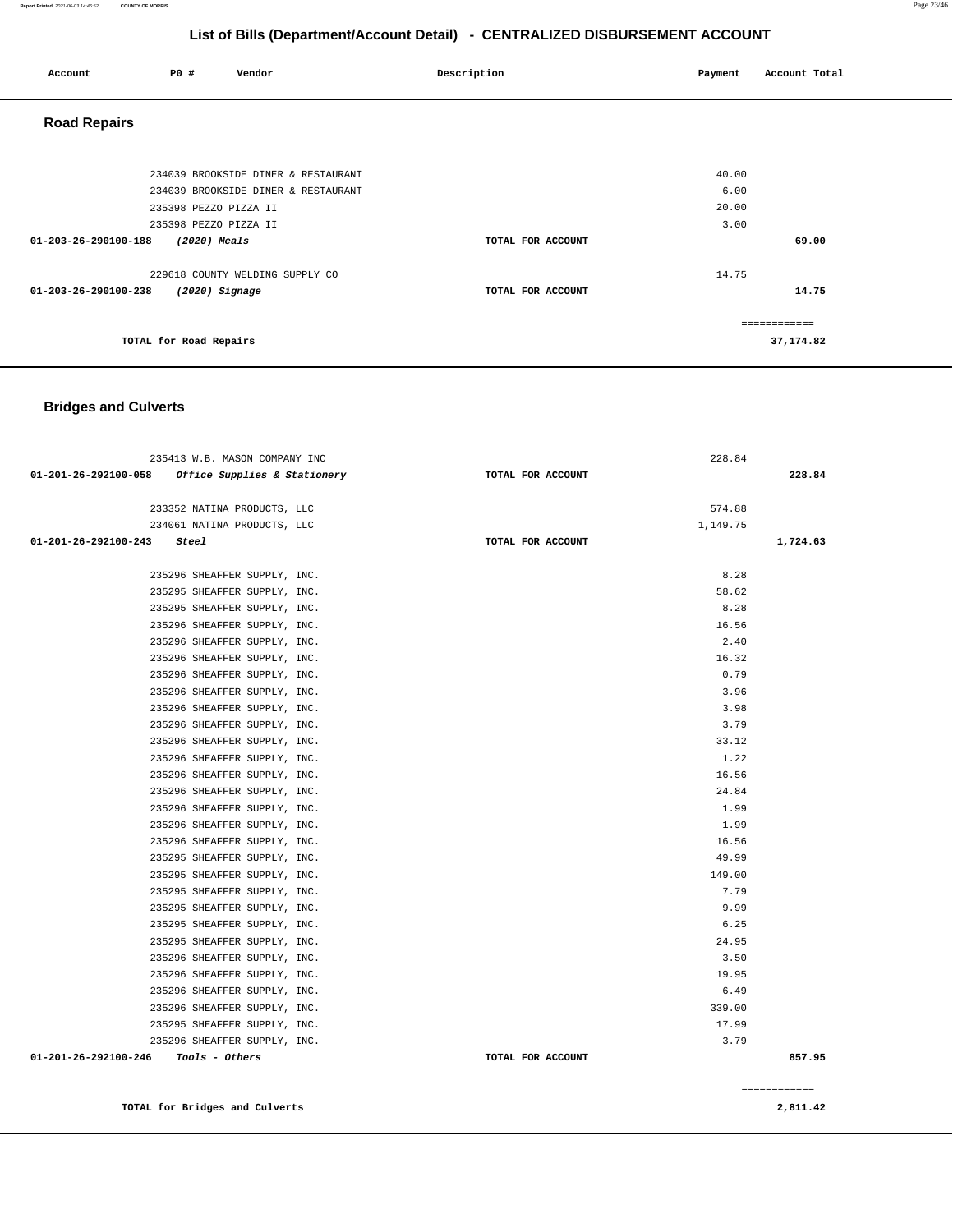# List of Bills (Department/Account Detail) - CENTRALIZED DISBURSEMENT ACCOUNT

| Account | PO # | Vendor | Description | Payment | Account Total |
|---|---|---|---|---|---|

## Road Repairs

| Account | PO # | Vendor | Description | Payment | Account Total |
|---|---|---|---|---|---|
| | 234039 | BROOKSIDE DINER & RESTAURANT | | 40.00 | |
| | 234039 | BROOKSIDE DINER & RESTAURANT | | 6.00 | |
| | 235398 | PEZZO PIZZA II | | 20.00 | |
| | 235398 | PEZZO PIZZA II | | 3.00 | |
| **01-203-26-290100-188** | | ***(2020) Meals*** | TOTAL FOR ACCOUNT | | **69.00** |
| | 229618 | COUNTY WELDING SUPPLY CO | | 14.75 | |
| **01-203-26-290100-238** | | ***(2020) Signage*** | TOTAL FOR ACCOUNT | | **14.75** |
| | | | | | ============ |
| **TOTAL for Road Repairs** | | | | | **37,174.82** |

## Bridges and Culverts

| Account | PO # | Vendor | Description | Payment | Account Total |
|---|---|---|---|---|---|
| | 235413 | W.B. MASON COMPANY INC | | 228.84 | |
| **01-201-26-292100-058** | | ***Office Supplies & Stationery*** | TOTAL FOR ACCOUNT | | **228.84** |
| | 233352 | NATINA PRODUCTS, LLC | | 574.88 | |
| | 234061 | NATINA PRODUCTS, LLC | | 1,149.75 | |
| **01-201-26-292100-243** | | ***Steel*** | TOTAL FOR ACCOUNT | | **1,724.63** |
| | 235296 | SHEAFFER SUPPLY, INC. | | 8.28 | |
| | 235295 | SHEAFFER SUPPLY, INC. | | 58.62 | |
| | 235295 | SHEAFFER SUPPLY, INC. | | 8.28 | |
| | 235296 | SHEAFFER SUPPLY, INC. | | 16.56 | |
| | 235296 | SHEAFFER SUPPLY, INC. | | 2.40 | |
| | 235296 | SHEAFFER SUPPLY, INC. | | 16.32 | |
| | 235296 | SHEAFFER SUPPLY, INC. | | 0.79 | |
| | 235296 | SHEAFFER SUPPLY, INC. | | 3.96 | |
| | 235296 | SHEAFFER SUPPLY, INC. | | 3.98 | |
| | 235296 | SHEAFFER SUPPLY, INC. | | 3.79 | |
| | 235296 | SHEAFFER SUPPLY, INC. | | 33.12 | |
| | 235296 | SHEAFFER SUPPLY, INC. | | 1.22 | |
| | 235296 | SHEAFFER SUPPLY, INC. | | 16.56 | |
| | 235296 | SHEAFFER SUPPLY, INC. | | 24.84 | |
| | 235296 | SHEAFFER SUPPLY, INC. | | 1.99 | |
| | 235296 | SHEAFFER SUPPLY, INC. | | 1.99 | |
| | 235296 | SHEAFFER SUPPLY, INC. | | 16.56 | |
| | 235295 | SHEAFFER SUPPLY, INC. | | 49.99 | |
| | 235295 | SHEAFFER SUPPLY, INC. | | 149.00 | |
| | 235295 | SHEAFFER SUPPLY, INC. | | 7.79 | |
| | 235295 | SHEAFFER SUPPLY, INC. | | 9.99 | |
| | 235295 | SHEAFFER SUPPLY, INC. | | 6.25 | |
| | 235295 | SHEAFFER SUPPLY, INC. | | 24.95 | |
| | 235296 | SHEAFFER SUPPLY, INC. | | 3.50 | |
| | 235296 | SHEAFFER SUPPLY, INC. | | 19.95 | |
| | 235296 | SHEAFFER SUPPLY, INC. | | 6.49 | |
| | 235296 | SHEAFFER SUPPLY, INC. | | 339.00 | |
| | 235295 | SHEAFFER SUPPLY, INC. | | 17.99 | |
| | 235296 | SHEAFFER SUPPLY, INC. | | 3.79 | |
| **01-201-26-292100-246** | | ***Tools - Others*** | TOTAL FOR ACCOUNT | | **857.95** |
| | | | | | ============ |
| **TOTAL for Bridges and Culverts** | | | | | **2,811.42** |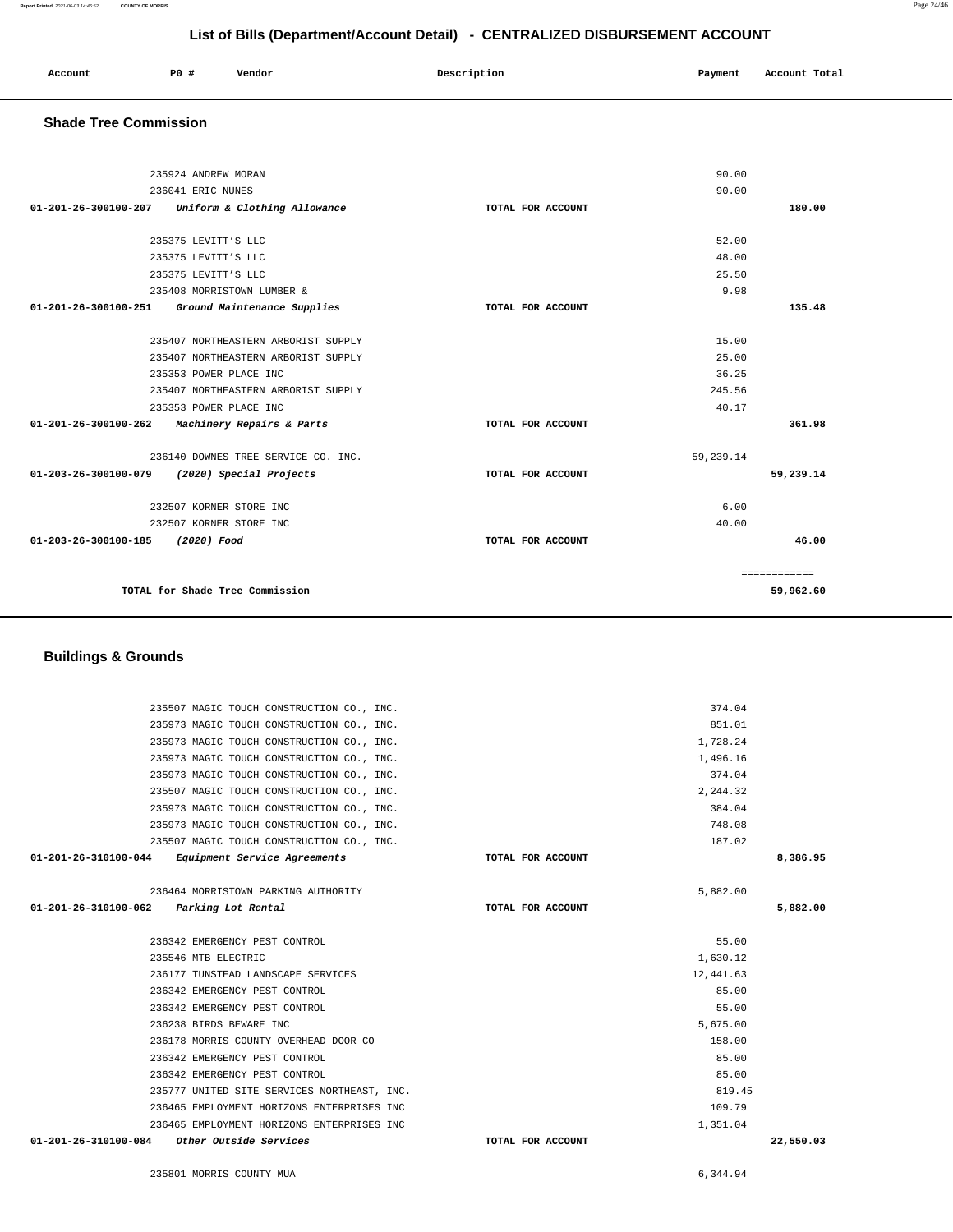## List of Bills (Department/Account Detail) - CENTRALIZED DISBURSEMENT ACCOUNT

| Account | PO # | Vendor | Description | Payment | Account Total |
|---|---|---|---|---|---|

### Shade Tree Commission

| Account | PO # | Vendor | Description | Payment | Account Total |
|---|---|---|---|---|---|
| | 235924 | ANDREW MORAN | | 90.00 | |
| | 236041 | ERIC NUNES | | 90.00 | |
| 01-201-26-300100-207 | | *Uniform & Clothing Allowance* | TOTAL FOR ACCOUNT | | 180.00 |
| | 235375 | LEVITT'S LLC | | 52.00 | |
| | 235375 | LEVITT'S LLC | | 48.00 | |
| | 235375 | LEVITT'S LLC | | 25.50 | |
| | 235408 | MORRISTOWN LUMBER & | | 9.98 | |
| 01-201-26-300100-251 | | *Ground Maintenance Supplies* | TOTAL FOR ACCOUNT | | 135.48 |
| | 235407 | NORTHEASTERN ARBORIST SUPPLY | | 15.00 | |
| | 235407 | NORTHEASTERN ARBORIST SUPPLY | | 25.00 | |
| | 235353 | POWER PLACE INC | | 36.25 | |
| | 235407 | NORTHEASTERN ARBORIST SUPPLY | | 245.56 | |
| | 235353 | POWER PLACE INC | | 40.17 | |
| 01-201-26-300100-262 | | *Machinery Repairs & Parts* | TOTAL FOR ACCOUNT | | 361.98 |
| | 236140 | DOWNES TREE SERVICE CO. INC. | | 59,239.14 | |
| 01-203-26-300100-079 | | *(2020) Special Projects* | TOTAL FOR ACCOUNT | | 59,239.14 |
| | 232507 | KORNER STORE INC | | 6.00 | |
| | 232507 | KORNER STORE INC | | 40.00 | |
| 01-203-26-300100-185 | | *(2020) Food* | TOTAL FOR ACCOUNT | | 46.00 |
| | | | | | ============ |
| | | TOTAL for Shade Tree Commission | | | 59,962.60 |

### Buildings & Grounds

| Account | PO # | Vendor | Description | Payment | Account Total |
|---|---|---|---|---|---|
| | 235507 | MAGIC TOUCH CONSTRUCTION CO., INC. | | 374.04 | |
| | 235973 | MAGIC TOUCH CONSTRUCTION CO., INC. | | 851.01 | |
| | 235973 | MAGIC TOUCH CONSTRUCTION CO., INC. | | 1,728.24 | |
| | 235973 | MAGIC TOUCH CONSTRUCTION CO., INC. | | 1,496.16 | |
| | 235973 | MAGIC TOUCH CONSTRUCTION CO., INC. | | 374.04 | |
| | 235507 | MAGIC TOUCH CONSTRUCTION CO., INC. | | 2,244.32 | |
| | 235973 | MAGIC TOUCH CONSTRUCTION CO., INC. | | 384.04 | |
| | 235973 | MAGIC TOUCH CONSTRUCTION CO., INC. | | 748.08 | |
| | 235507 | MAGIC TOUCH CONSTRUCTION CO., INC. | | 187.02 | |
| 01-201-26-310100-044 | | *Equipment Service Agreements* | TOTAL FOR ACCOUNT | | 8,386.95 |
| | 236464 | MORRISTOWN PARKING AUTHORITY | | 5,882.00 | |
| 01-201-26-310100-062 | | *Parking Lot Rental* | TOTAL FOR ACCOUNT | | 5,882.00 |
| | 236342 | EMERGENCY PEST CONTROL | | 55.00 | |
| | 235546 | MTB ELECTRIC | | 1,630.12 | |
| | 236177 | TUNSTEAD LANDSCAPE SERVICES | | 12,441.63 | |
| | 236342 | EMERGENCY PEST CONTROL | | 85.00 | |
| | 236342 | EMERGENCY PEST CONTROL | | 55.00 | |
| | 236238 | BIRDS BEWARE INC | | 5,675.00 | |
| | 236178 | MORRIS COUNTY OVERHEAD DOOR CO | | 158.00 | |
| | 236342 | EMERGENCY PEST CONTROL | | 85.00 | |
| | 236342 | EMERGENCY PEST CONTROL | | 85.00 | |
| | 235777 | UNITED SITE SERVICES NORTHEAST, INC. | | 819.45 | |
| | 236465 | EMPLOYMENT HORIZONS ENTERPRISES INC | | 109.79 | |
| | 236465 | EMPLOYMENT HORIZONS ENTERPRISES INC | | 1,351.04 | |
| 01-201-26-310100-084 | | *Other Outside Services* | TOTAL FOR ACCOUNT | | 22,550.03 |
| | 235801 | MORRIS COUNTY MUA | | 6,344.94 | |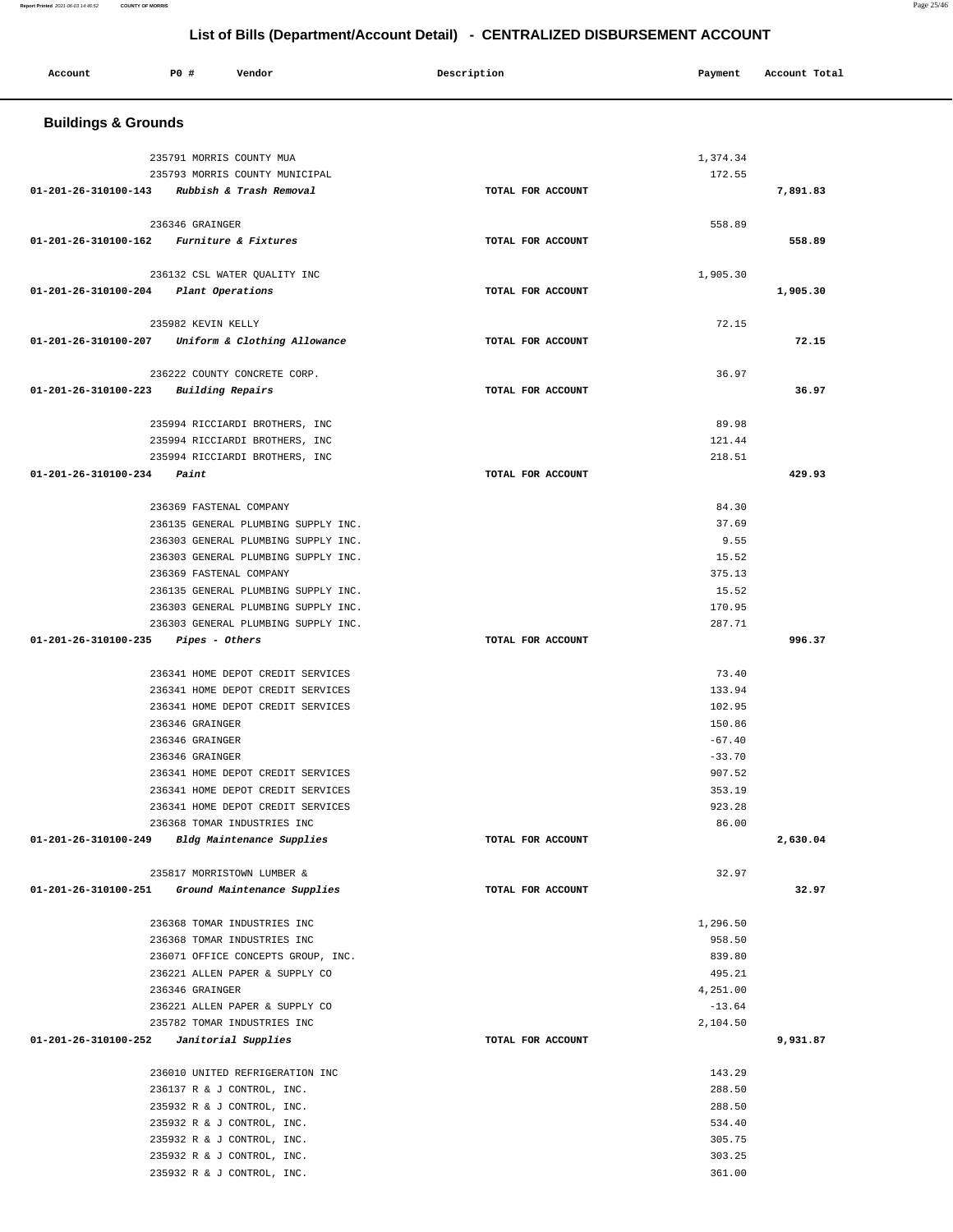# List of Bills (Department/Account Detail) - CENTRALIZED DISBURSEMENT ACCOUNT

| Account | PO # | Vendor | Description | Payment | Account Total |
|---|---|---|---|---|---|

## Buildings & Grounds

| Account | PO # | Vendor | Description | Payment | Account Total |
|---|---|---|---|---|---|
| | 235791 | MORRIS COUNTY MUA | | 1,374.34 | |
| | 235793 | MORRIS COUNTY MUNICIPAL | | 172.55 | |
| 01-201-26-310100-143 | | *Rubbish & Trash Removal* | TOTAL FOR ACCOUNT | | 7,891.83 |
| | 236346 | GRAINGER | | 558.89 | |
| 01-201-26-310100-162 | | *Furniture & Fixtures* | TOTAL FOR ACCOUNT | | 558.89 |
| | 236132 | CSL WATER QUALITY INC | | 1,905.30 | |
| 01-201-26-310100-204 | | *Plant Operations* | TOTAL FOR ACCOUNT | | 1,905.30 |
| | 235982 | KEVIN KELLY | | 72.15 | |
| 01-201-26-310100-207 | | *Uniform & Clothing Allowance* | TOTAL FOR ACCOUNT | | 72.15 |
| | 236222 | COUNTY CONCRETE CORP. | | 36.97 | |
| 01-201-26-310100-223 | | *Building Repairs* | TOTAL FOR ACCOUNT | | 36.97 |
| | 235994 | RICCIARDI BROTHERS, INC | | 89.98 | |
| | 235994 | RICCIARDI BROTHERS, INC | | 121.44 | |
| | 235994 | RICCIARDI BROTHERS, INC | | 218.51 | |
| 01-201-26-310100-234 | | *Paint* | TOTAL FOR ACCOUNT | | 429.93 |
| | 236369 | FASTENAL COMPANY | | 84.30 | |
| | 236135 | GENERAL PLUMBING SUPPLY INC. | | 37.69 | |
| | 236303 | GENERAL PLUMBING SUPPLY INC. | | 9.55 | |
| | 236303 | GENERAL PLUMBING SUPPLY INC. | | 15.52 | |
| | 236369 | FASTENAL COMPANY | | 375.13 | |
| | 236135 | GENERAL PLUMBING SUPPLY INC. | | 15.52 | |
| | 236303 | GENERAL PLUMBING SUPPLY INC. | | 170.95 | |
| | 236303 | GENERAL PLUMBING SUPPLY INC. | | 287.71 | |
| 01-201-26-310100-235 | | *Pipes - Others* | TOTAL FOR ACCOUNT | | 996.37 |
| | 236341 | HOME DEPOT CREDIT SERVICES | | 73.40 | |
| | 236341 | HOME DEPOT CREDIT SERVICES | | 133.94 | |
| | 236341 | HOME DEPOT CREDIT SERVICES | | 102.95 | |
| | 236346 | GRAINGER | | 150.86 | |
| | 236346 | GRAINGER | | -67.40 | |
| | 236346 | GRAINGER | | -33.70 | |
| | 236341 | HOME DEPOT CREDIT SERVICES | | 907.52 | |
| | 236341 | HOME DEPOT CREDIT SERVICES | | 353.19 | |
| | 236341 | HOME DEPOT CREDIT SERVICES | | 923.28 | |
| | 236368 | TOMAR INDUSTRIES INC | | 86.00 | |
| 01-201-26-310100-249 | | *Bldg Maintenance Supplies* | TOTAL FOR ACCOUNT | | 2,630.04 |
| | 235817 | MORRISTOWN LUMBER & | | 32.97 | |
| 01-201-26-310100-251 | | *Ground Maintenance Supplies* | TOTAL FOR ACCOUNT | | 32.97 |
| | 236368 | TOMAR INDUSTRIES INC | | 1,296.50 | |
| | 236368 | TOMAR INDUSTRIES INC | | 958.50 | |
| | 236071 | OFFICE CONCEPTS GROUP, INC. | | 839.80 | |
| | 236221 | ALLEN PAPER & SUPPLY CO | | 495.21 | |
| | 236346 | GRAINGER | | 4,251.00 | |
| | 236221 | ALLEN PAPER & SUPPLY CO | | -13.64 | |
| | 235782 | TOMAR INDUSTRIES INC | | 2,104.50 | |
| 01-201-26-310100-252 | | *Janitorial Supplies* | TOTAL FOR ACCOUNT | | 9,931.87 |
| | 236010 | UNITED REFRIGERATION INC | | 143.29 | |
| | 236137 | R & J CONTROL, INC. | | 288.50 | |
| | 235932 | R & J CONTROL, INC. | | 288.50 | |
| | 235932 | R & J CONTROL, INC. | | 534.40 | |
| | 235932 | R & J CONTROL, INC. | | 305.75 | |
| | 235932 | R & J CONTROL, INC. | | 303.25 | |
| | 235932 | R & J CONTROL, INC. | | 361.00 | |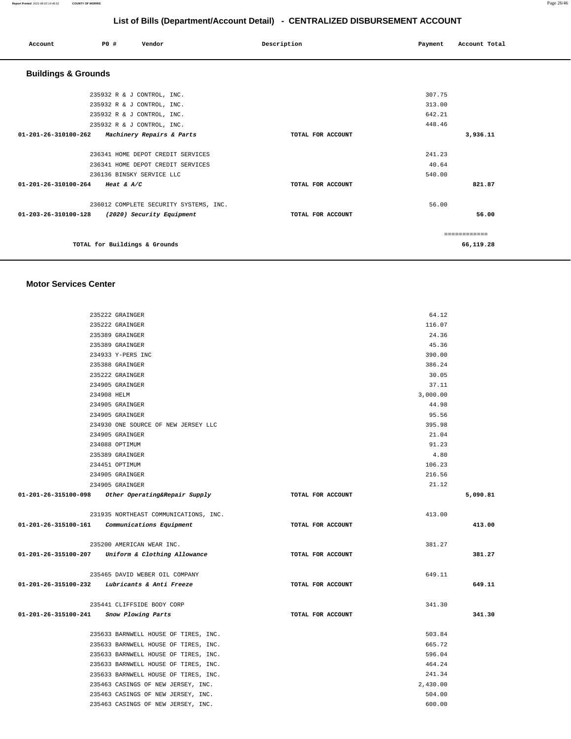# List of Bills (Department/Account Detail) - CENTRALIZED DISBURSEMENT ACCOUNT

| Account | PO # | Vendor | Description | Payment | Account Total |
|---|---|---|---|---|---|

## Buildings & Grounds

| Account | PO # | Vendor | Description | Payment | Account Total |
|---|---|---|---|---|---|
| | 235932 | R & J CONTROL, INC. | | 307.75 | |
| | 235932 | R & J CONTROL, INC. | | 313.00 | |
| | 235932 | R & J CONTROL, INC. | | 642.21 | |
| | 235932 | R & J CONTROL, INC. | | 448.46 | |
| 01-201-26-310100-262 | | *Machinery Repairs & Parts* | TOTAL FOR ACCOUNT | | 3,936.11 |
| | 236341 | HOME DEPOT CREDIT SERVICES | | 241.23 | |
| | 236341 | HOME DEPOT CREDIT SERVICES | | 40.64 | |
| | 236136 | BINSKY SERVICE LLC | | 540.00 | |
| 01-201-26-310100-264 | | *Heat & A/C* | TOTAL FOR ACCOUNT | | 821.87 |
| | 236012 | COMPLETE SECURITY SYSTEMS, INC. | | 56.00 | |
| 01-203-26-310100-128 | | *(2020) Security Equipment* | TOTAL FOR ACCOUNT | | 56.00 |
| | | | | | ============ |
| | | TOTAL for Buildings & Grounds | | | 66,119.28 |

## Motor Services Center

| Account | PO # | Vendor | Description | Payment | Account Total |
|---|---|---|---|---|---|
| | 235222 | GRAINGER | | 64.12 | |
| | 235222 | GRAINGER | | 116.07 | |
| | 235389 | GRAINGER | | 24.36 | |
| | 235389 | GRAINGER | | 45.36 | |
| | 234933 | Y-PERS INC | | 390.00 | |
| | 235388 | GRAINGER | | 386.24 | |
| | 235222 | GRAINGER | | 30.05 | |
| | 234905 | GRAINGER | | 37.11 | |
| | 234908 | HELM | | 3,000.00 | |
| | 234905 | GRAINGER | | 44.98 | |
| | 234905 | GRAINGER | | 95.56 | |
| | 234930 | ONE SOURCE OF NEW JERSEY LLC | | 395.98 | |
| | 234905 | GRAINGER | | 21.04 | |
| | 234088 | OPTIMUM | | 91.23 | |
| | 235389 | GRAINGER | | 4.80 | |
| | 234451 | OPTIMUM | | 106.23 | |
| | 234905 | GRAINGER | | 216.56 | |
| | 234905 | GRAINGER | | 21.12 | |
| 01-201-26-315100-098 | | *Other Operating&Repair Supply* | TOTAL FOR ACCOUNT | | 5,090.81 |
| | 231935 | NORTHEAST COMMUNICATIONS, INC. | | 413.00 | |
| 01-201-26-315100-161 | | *Communications Equipment* | TOTAL FOR ACCOUNT | | 413.00 |
| | 235200 | AMERICAN WEAR INC. | | 381.27 | |
| 01-201-26-315100-207 | | *Uniform & Clothing Allowance* | TOTAL FOR ACCOUNT | | 381.27 |
| | 235465 | DAVID WEBER OIL COMPANY | | 649.11 | |
| 01-201-26-315100-232 | | *Lubricants & Anti Freeze* | TOTAL FOR ACCOUNT | | 649.11 |
| | 235441 | CLIFFSIDE BODY CORP | | 341.30 | |
| 01-201-26-315100-241 | | *Snow Plowing Parts* | TOTAL FOR ACCOUNT | | 341.30 |
| | 235633 | BARNWELL HOUSE OF TIRES, INC. | | 503.84 | |
| | 235633 | BARNWELL HOUSE OF TIRES, INC. | | 665.72 | |
| | 235633 | BARNWELL HOUSE OF TIRES, INC. | | 596.04 | |
| | 235633 | BARNWELL HOUSE OF TIRES, INC. | | 464.24 | |
| | 235633 | BARNWELL HOUSE OF TIRES, INC. | | 241.34 | |
| | 235463 | CASINGS OF NEW JERSEY, INC. | | 2,430.00 | |
| | 235463 | CASINGS OF NEW JERSEY, INC. | | 504.00 | |
| | 235463 | CASINGS OF NEW JERSEY, INC. | | 600.00 | |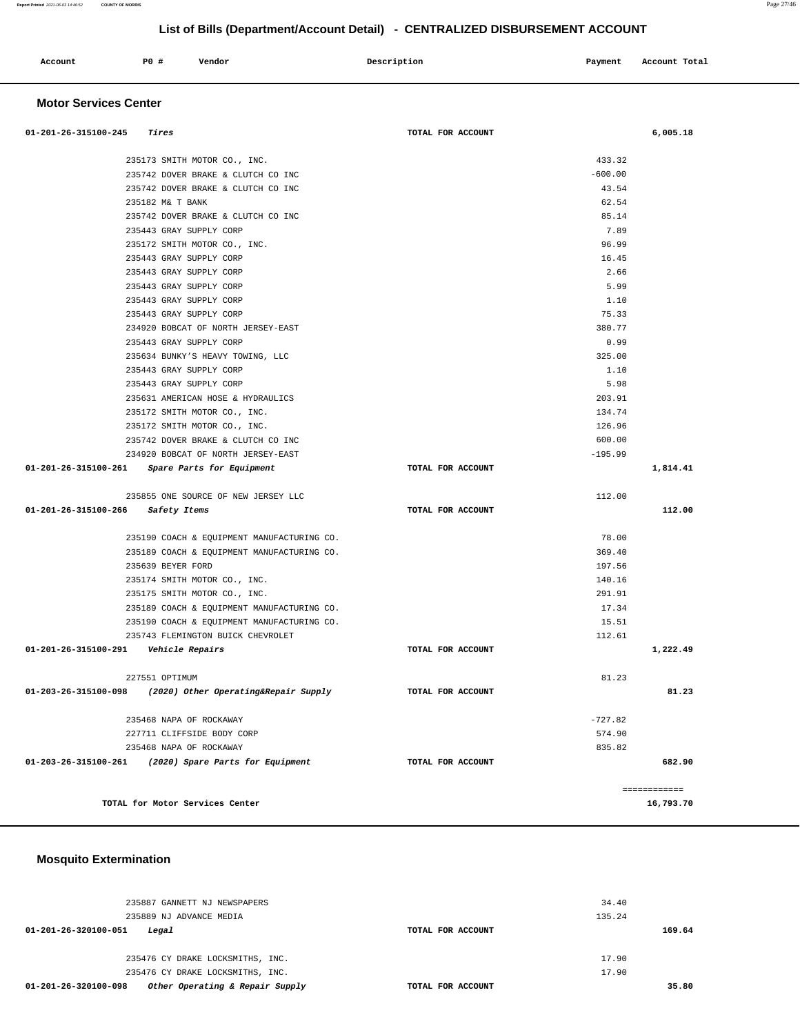## List of Bills (Department/Account Detail) - CENTRALIZED DISBURSEMENT ACCOUNT

| Account | PO # | Vendor | Description | Payment | Account Total |
|---|---|---|---|---|---|

### Motor Services Center

| Account | PO # | Vendor | Description | Payment | Account Total |
|---|---|---|---|---|---|
| 01-201-26-315100-245 *Tires* | | | TOTAL FOR ACCOUNT | | 6,005.18 |
| | 235173 | SMITH MOTOR CO., INC. | | 433.32 | |
| | 235742 | DOVER BRAKE & CLUTCH CO INC | | -600.00 | |
| | 235742 | DOVER BRAKE & CLUTCH CO INC | | 43.54 | |
| | 235182 | M& T BANK | | 62.54 | |
| | 235742 | DOVER BRAKE & CLUTCH CO INC | | 85.14 | |
| | 235443 | GRAY SUPPLY CORP | | 7.89 | |
| | 235172 | SMITH MOTOR CO., INC. | | 96.99 | |
| | 235443 | GRAY SUPPLY CORP | | 16.45 | |
| | 235443 | GRAY SUPPLY CORP | | 2.66 | |
| | 235443 | GRAY SUPPLY CORP | | 5.99 | |
| | 235443 | GRAY SUPPLY CORP | | 1.10 | |
| | 235443 | GRAY SUPPLY CORP | | 75.33 | |
| | 234920 | BOBCAT OF NORTH JERSEY-EAST | | 380.77 | |
| | 235443 | GRAY SUPPLY CORP | | 0.99 | |
| | 235634 | BUNKY'S HEAVY TOWING, LLC | | 325.00 | |
| | 235443 | GRAY SUPPLY CORP | | 1.10 | |
| | 235443 | GRAY SUPPLY CORP | | 5.98 | |
| | 235631 | AMERICAN HOSE & HYDRAULICS | | 203.91 | |
| | 235172 | SMITH MOTOR CO., INC. | | 134.74 | |
| | 235172 | SMITH MOTOR CO., INC. | | 126.96 | |
| | 235742 | DOVER BRAKE & CLUTCH CO INC | | 600.00 | |
| | 234920 | BOBCAT OF NORTH JERSEY-EAST | | -195.99 | |
| 01-201-26-315100-261 *Spare Parts for Equipment* | | | TOTAL FOR ACCOUNT | | 1,814.41 |
| | 235855 | ONE SOURCE OF NEW JERSEY LLC | | 112.00 | |
| 01-201-26-315100-266 *Safety Items* | | | TOTAL FOR ACCOUNT | | 112.00 |
| | 235190 | COACH & EQUIPMENT MANUFACTURING CO. | | 78.00 | |
| | 235189 | COACH & EQUIPMENT MANUFACTURING CO. | | 369.40 | |
| | 235639 | BEYER FORD | | 197.56 | |
| | 235174 | SMITH MOTOR CO., INC. | | 140.16 | |
| | 235175 | SMITH MOTOR CO., INC. | | 291.91 | |
| | 235189 | COACH & EQUIPMENT MANUFACTURING CO. | | 17.34 | |
| | 235190 | COACH & EQUIPMENT MANUFACTURING CO. | | 15.51 | |
| | 235743 | FLEMINGTON BUICK CHEVROLET | | 112.61 | |
| 01-201-26-315100-291 *Vehicle Repairs* | | | TOTAL FOR ACCOUNT | | 1,222.49 |
| | 227551 | OPTIMUM | | 81.23 | |
| 01-203-26-315100-098 *(2020) Other Operating&Repair Supply* | | | TOTAL FOR ACCOUNT | | 81.23 |
| | 235468 | NAPA OF ROCKAWAY | | -727.82 | |
| | 227711 | CLIFFSIDE BODY CORP | | 574.90 | |
| | 235468 | NAPA OF ROCKAWAY | | 835.82 | |
| 01-203-26-315100-261 *(2020) Spare Parts for Equipment* | | | TOTAL FOR ACCOUNT | | 682.90 |
| | | | | | ============ |
| TOTAL for Motor Services Center | | | | | 16,793.70 |

### Mosquito Extermination

| Account | PO # | Vendor | Description | Payment | Account Total |
|---|---|---|---|---|---|
| | 235887 | GANNETT NJ NEWSPAPERS | | 34.40 | |
| | 235889 | NJ ADVANCE MEDIA | | 135.24 | |
| 01-201-26-320100-051 *Legal* | | | TOTAL FOR ACCOUNT | | 169.64 |
| | 235476 | CY DRAKE LOCKSMITHS, INC. | | 17.90 | |
| | 235476 | CY DRAKE LOCKSMITHS, INC. | | 17.90 | |
| 01-201-26-320100-098 *Other Operating & Repair Supply* | | | TOTAL FOR ACCOUNT | | 35.80 |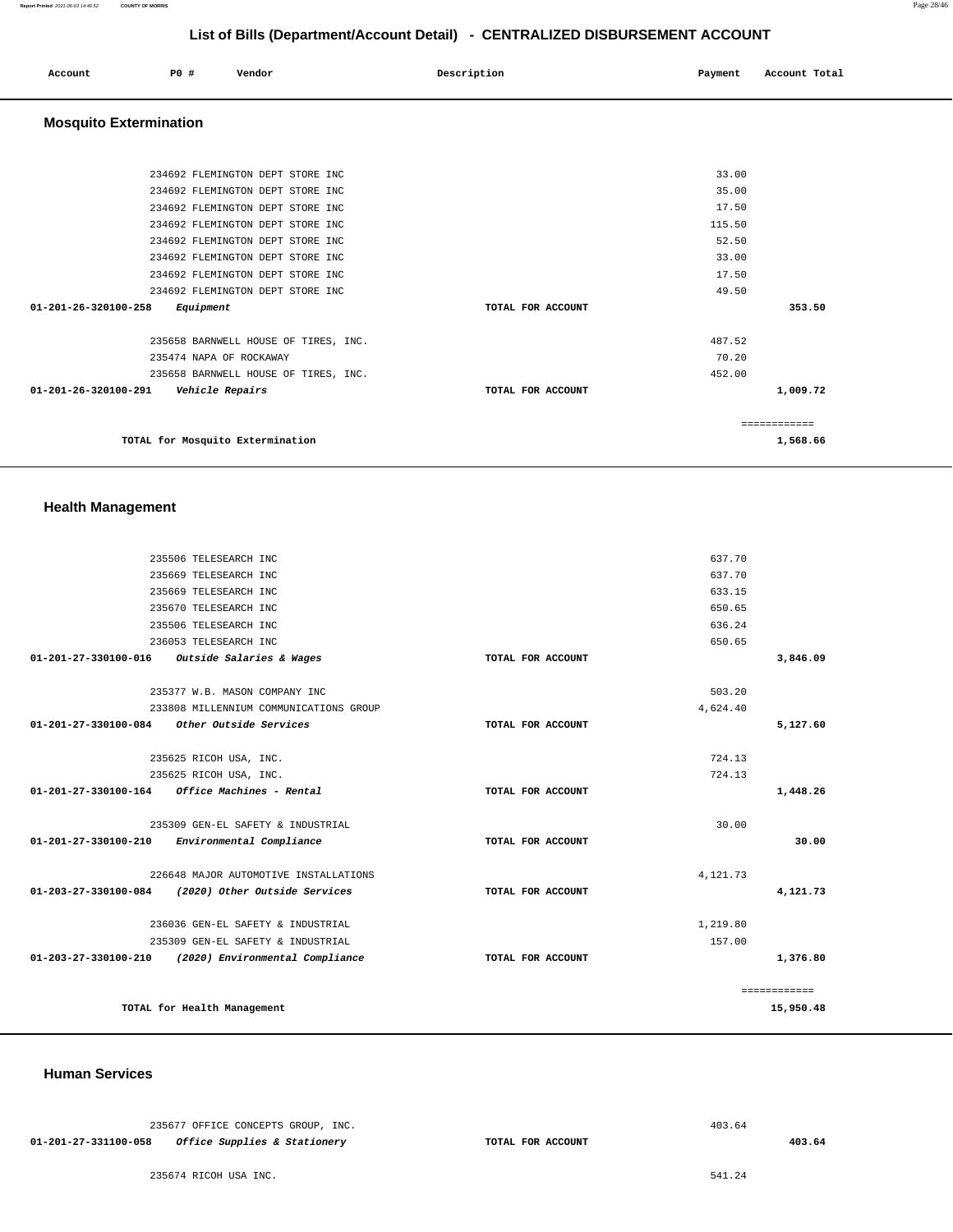# List of Bills (Department/Account Detail) - CENTRALIZED DISBURSEMENT ACCOUNT

| Account | PO # | Vendor | Description | Payment | Account Total |
|---|---|---|---|---|---|

## Mosquito Extermination

| Account | PO # | Vendor | Description | Payment | Account Total |
|---|---|---|---|---|---|
| | 234692 | FLEMINGTON DEPT STORE INC | | 33.00 | |
| | 234692 | FLEMINGTON DEPT STORE INC | | 35.00 | |
| | 234692 | FLEMINGTON DEPT STORE INC | | 17.50 | |
| | 234692 | FLEMINGTON DEPT STORE INC | | 115.50 | |
| | 234692 | FLEMINGTON DEPT STORE INC | | 52.50 | |
| | 234692 | FLEMINGTON DEPT STORE INC | | 33.00 | |
| | 234692 | FLEMINGTON DEPT STORE INC | | 17.50 | |
| | 234692 | FLEMINGTON DEPT STORE INC | | 49.50 | |
| **01-201-26-320100-258** | | ***Equipment*** | TOTAL FOR ACCOUNT | | **353.50** |
| | 235658 | BARNWELL HOUSE OF TIRES, INC. | | 487.52 | |
| | 235474 | NAPA OF ROCKAWAY | | 70.20 | |
| | 235658 | BARNWELL HOUSE OF TIRES, INC. | | 452.00 | |
| **01-201-26-320100-291** | | ***Vehicle Repairs*** | TOTAL FOR ACCOUNT | | **1,009.72** |
| | | | | | ============ |
| | | **TOTAL for Mosquito Extermination** | | | **1,568.66** |

## Health Management

| Account | PO # | Vendor | Description | Payment | Account Total |
|---|---|---|---|---|---|
| | 235506 | TELESEARCH INC | | 637.70 | |
| | 235669 | TELESEARCH INC | | 637.70 | |
| | 235669 | TELESEARCH INC | | 633.15 | |
| | 235670 | TELESEARCH INC | | 650.65 | |
| | 235506 | TELESEARCH INC | | 636.24 | |
| | 236053 | TELESEARCH INC | | 650.65 | |
| **01-201-27-330100-016** | | ***Outside Salaries & Wages*** | TOTAL FOR ACCOUNT | | **3,846.09** |
| | 235377 | W.B. MASON COMPANY INC | | 503.20 | |
| | 233808 | MILLENNIUM COMMUNICATIONS GROUP | | 4,624.40 | |
| **01-201-27-330100-084** | | ***Other Outside Services*** | TOTAL FOR ACCOUNT | | **5,127.60** |
| | 235625 | RICOH USA, INC. | | 724.13 | |
| | 235625 | RICOH USA, INC. | | 724.13 | |
| **01-201-27-330100-164** | | ***Office Machines - Rental*** | TOTAL FOR ACCOUNT | | **1,448.26** |
| | 235309 | GEN-EL SAFETY & INDUSTRIAL | | 30.00 | |
| **01-201-27-330100-210** | | ***Environmental Compliance*** | TOTAL FOR ACCOUNT | | **30.00** |
| | 226648 | MAJOR AUTOMOTIVE INSTALLATIONS | | 4,121.73 | |
| **01-203-27-330100-084** | | ***(2020) Other Outside Services*** | TOTAL FOR ACCOUNT | | **4,121.73** |
| | 236036 | GEN-EL SAFETY & INDUSTRIAL | | 1,219.80 | |
| | 235309 | GEN-EL SAFETY & INDUSTRIAL | | 157.00 | |
| **01-203-27-330100-210** | | ***(2020) Environmental Compliance*** | TOTAL FOR ACCOUNT | | **1,376.80** |
| | | | | | ============ |
| | | **TOTAL for Health Management** | | | **15,950.48** |

## Human Services

| Account | PO # | Vendor | Description | Payment | Account Total |
|---|---|---|---|---|---|
| | 235677 | OFFICE CONCEPTS GROUP, INC. | | 403.64 | |
| **01-201-27-331100-058** | | ***Office Supplies & Stationery*** | TOTAL FOR ACCOUNT | | **403.64** |
| | 235674 | RICOH USA INC. | | 541.24 | |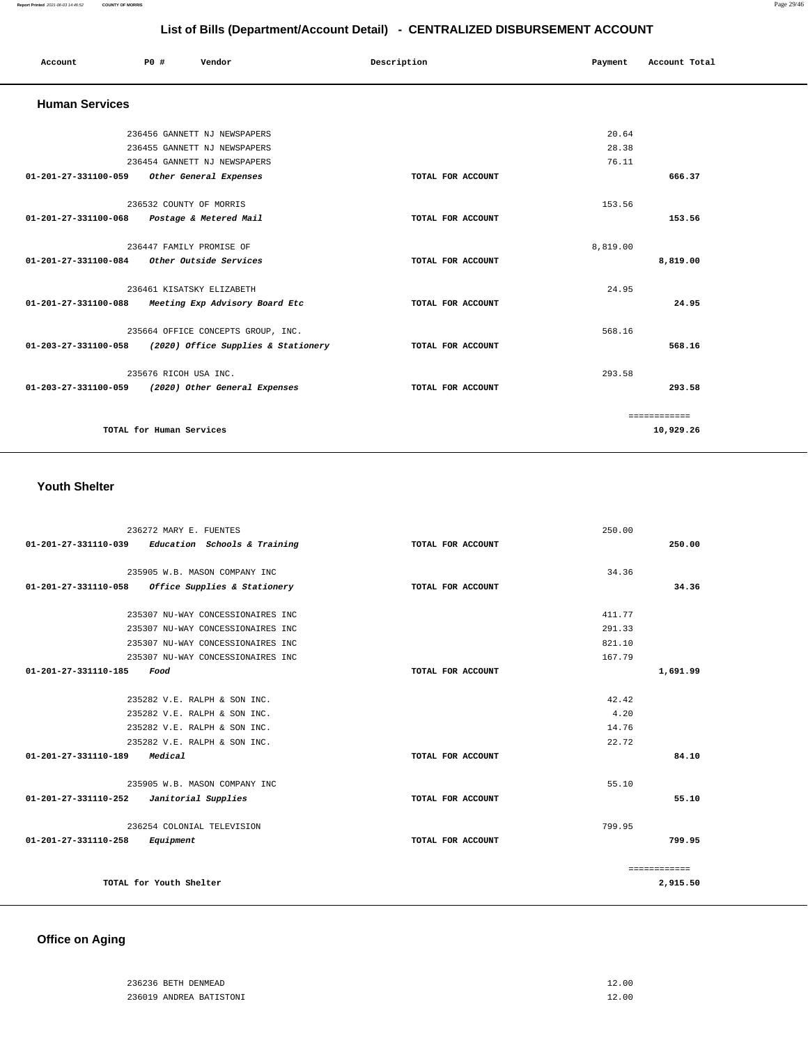# List of Bills (Department/Account Detail) - CENTRALIZED DISBURSEMENT ACCOUNT

| Account | PO # | Vendor | Description | Payment | Account Total |
|---|---|---|---|---|---|

## Human Services

| Account | PO # | Vendor | Description | Payment | Account Total |
|---|---|---|---|---|---|
| | 236456 | GANNETT NJ NEWSPAPERS | | 20.64 | |
| | 236455 | GANNETT NJ NEWSPAPERS | | 28.38 | |
| | 236454 | GANNETT NJ NEWSPAPERS | | 76.11 | |
| **01-201-27-331100-059** | | ***Other General Expenses*** | **TOTAL FOR ACCOUNT** | | **666.37** |
| | 236532 | COUNTY OF MORRIS | | 153.56 | |
| **01-201-27-331100-068** | | ***Postage & Metered Mail*** | **TOTAL FOR ACCOUNT** | | **153.56** |
| | 236447 | FAMILY PROMISE OF | | 8,819.00 | |
| **01-201-27-331100-084** | | ***Other Outside Services*** | **TOTAL FOR ACCOUNT** | | **8,819.00** |
| | 236461 | KISATSKY ELIZABETH | | 24.95 | |
| **01-201-27-331100-088** | | ***Meeting Exp Advisory Board Etc*** | **TOTAL FOR ACCOUNT** | | **24.95** |
| | 235664 | OFFICE CONCEPTS GROUP, INC. | | 568.16 | |
| **01-203-27-331100-058** | | ***(2020) Office Supplies & Stationery*** | **TOTAL FOR ACCOUNT** | | **568.16** |
| | 235676 | RICOH USA INC. | | 293.58 | |
| **01-203-27-331100-059** | | ***(2020) Other General Expenses*** | **TOTAL FOR ACCOUNT** | | **293.58** |
| | | | | | ============ |
| | | **TOTAL for Human Services** | | | **10,929.26** |

## Youth Shelter

| Account | PO # | Vendor | Description | Payment | Account Total |
|---|---|---|---|---|---|
| | 236272 | MARY E. FUENTES | | 250.00 | |
| **01-201-27-331110-039** | | ***Education Schools & Training*** | **TOTAL FOR ACCOUNT** | | **250.00** |
| | 235905 | W.B. MASON COMPANY INC | | 34.36 | |
| **01-201-27-331110-058** | | ***Office Supplies & Stationery*** | **TOTAL FOR ACCOUNT** | | **34.36** |
| | 235307 | NU-WAY CONCESSIONAIRES INC | | 411.77 | |
| | 235307 | NU-WAY CONCESSIONAIRES INC | | 291.33 | |
| | 235307 | NU-WAY CONCESSIONAIRES INC | | 821.10 | |
| | 235307 | NU-WAY CONCESSIONAIRES INC | | 167.79 | |
| **01-201-27-331110-185** | | ***Food*** | **TOTAL FOR ACCOUNT** | | **1,691.99** |
| | 235282 | V.E. RALPH & SON INC. | | 42.42 | |
| | 235282 | V.E. RALPH & SON INC. | | 4.20 | |
| | 235282 | V.E. RALPH & SON INC. | | 14.76 | |
| | 235282 | V.E. RALPH & SON INC. | | 22.72 | |
| **01-201-27-331110-189** | | ***Medical*** | **TOTAL FOR ACCOUNT** | | **84.10** |
| | 235905 | W.B. MASON COMPANY INC | | 55.10 | |
| **01-201-27-331110-252** | | ***Janitorial Supplies*** | **TOTAL FOR ACCOUNT** | | **55.10** |
| | 236254 | COLONIAL TELEVISION | | 799.95 | |
| **01-201-27-331110-258** | | ***Equipment*** | **TOTAL FOR ACCOUNT** | | **799.95** |
| | | | | | ============ |
| | | **TOTAL for Youth Shelter** | | | **2,915.50** |

## Office on Aging

| Account | PO # | Vendor | Description | Payment | Account Total |
|---|---|---|---|---|---|
| | 236236 | BETH DENMEAD | | 12.00 | |
| | 236019 | ANDREA BATISTONI | | 12.00 | |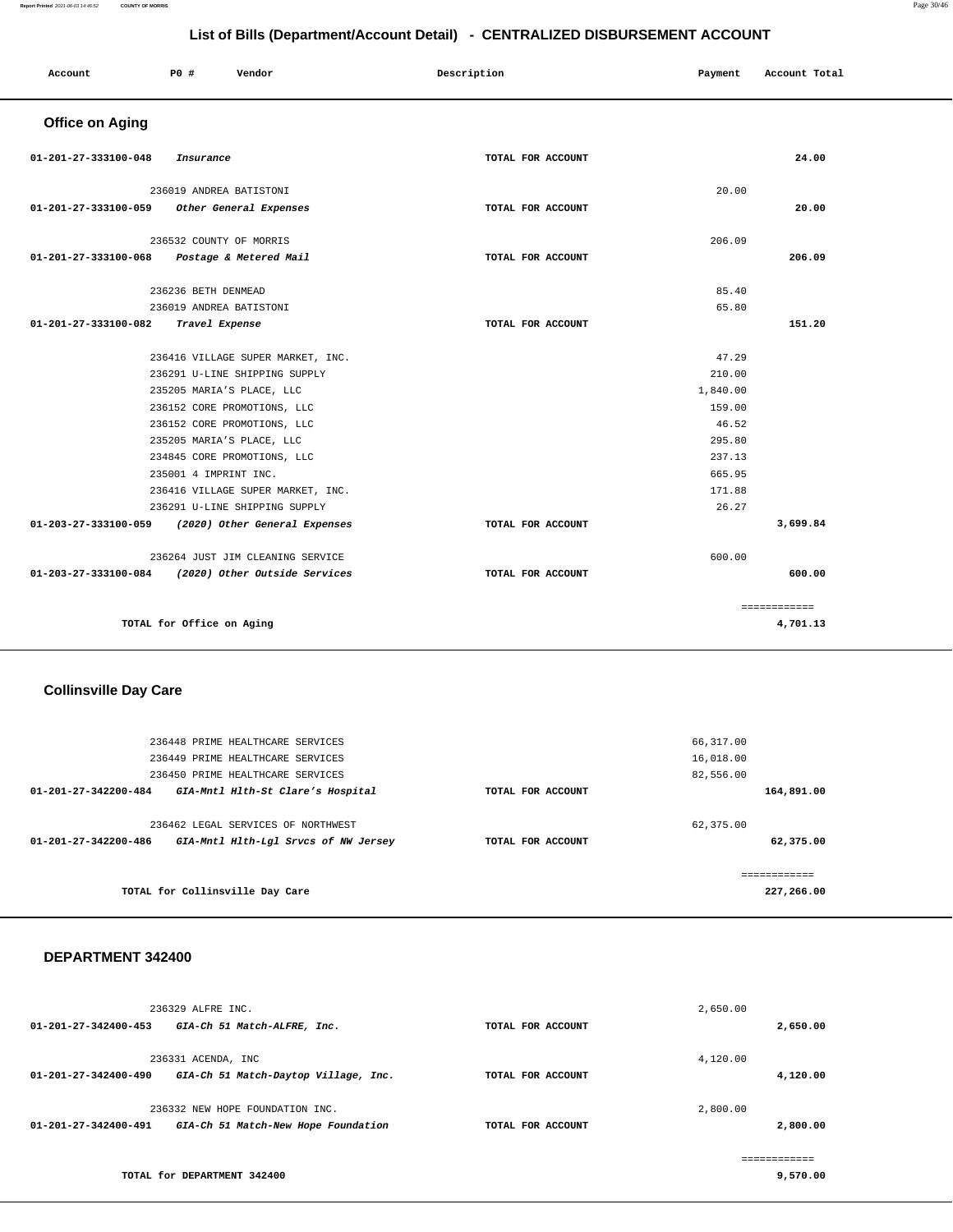## List of Bills (Department/Account Detail) - CENTRALIZED DISBURSEMENT ACCOUNT

| Account | PO # | Vendor | Description | Payment | Account Total |
|---|---|---|---|---|---|

### Office on Aging

| Account | PO # | Vendor | Description | Payment | Account Total |
|---|---|---|---|---|---|
| 01-201-27-333100-048 | | *Insurance* | TOTAL FOR ACCOUNT | | 24.00 |
| | 236019 | ANDREA BATISTONI | | 20.00 | |
| 01-201-27-333100-059 | | *Other General Expenses* | TOTAL FOR ACCOUNT | | 20.00 |
| | 236532 | COUNTY OF MORRIS | | 206.09 | |
| 01-201-27-333100-068 | | *Postage & Metered Mail* | TOTAL FOR ACCOUNT | | 206.09 |
| | 236236 | BETH DENMEAD | | 85.40 | |
| | 236019 | ANDREA BATISTONI | | 65.80 | |
| 01-201-27-333100-082 | | *Travel Expense* | TOTAL FOR ACCOUNT | | 151.20 |
| | 236416 | VILLAGE SUPER MARKET, INC. | | 47.29 | |
| | 236291 | U-LINE SHIPPING SUPPLY | | 210.00 | |
| | 235205 | MARIA'S PLACE, LLC | | 1,840.00 | |
| | 236152 | CORE PROMOTIONS, LLC | | 159.00 | |
| | 236152 | CORE PROMOTIONS, LLC | | 46.52 | |
| | 235205 | MARIA'S PLACE, LLC | | 295.80 | |
| | 234845 | CORE PROMOTIONS, LLC | | 237.13 | |
| | 235001 | 4 IMPRINT INC. | | 665.95 | |
| | 236416 | VILLAGE SUPER MARKET, INC. | | 171.88 | |
| | 236291 | U-LINE SHIPPING SUPPLY | | 26.27 | |
| 01-203-27-333100-059 | | *(2020) Other General Expenses* | TOTAL FOR ACCOUNT | | 3,699.84 |
| | 236264 | JUST JIM CLEANING SERVICE | | 600.00 | |
| 01-203-27-333100-084 | | *(2020) Other Outside Services* | TOTAL FOR ACCOUNT | | 600.00 |
| | | | | | ============ |
| | | TOTAL for Office on Aging | | | 4,701.13 |

### Collinsville Day Care

| Account | PO # | Vendor | Description | Payment | Account Total |
|---|---|---|---|---|---|
| | 236448 | PRIME HEALTHCARE SERVICES | | 66,317.00 | |
| | 236449 | PRIME HEALTHCARE SERVICES | | 16,018.00 | |
| | 236450 | PRIME HEALTHCARE SERVICES | | 82,556.00 | |
| 01-201-27-342200-484 | | *GIA-Mntl Hlth-St Clare's Hospital* | TOTAL FOR ACCOUNT | | 164,891.00 |
| | 236462 | LEGAL SERVICES OF NORTHWEST | | 62,375.00 | |
| 01-201-27-342200-486 | | *GIA-Mntl Hlth-Lgl Srvcs of NW Jersey* | TOTAL FOR ACCOUNT | | 62,375.00 |
| | | | | | ============ |
| | | TOTAL for Collinsville Day Care | | | 227,266.00 |

### DEPARTMENT 342400

| Account | PO # | Vendor | Description | Payment | Account Total |
|---|---|---|---|---|---|
| | 236329 | ALFRE INC. | | 2,650.00 | |
| 01-201-27-342400-453 | | *GIA-Ch 51 Match-ALFRE, Inc.* | TOTAL FOR ACCOUNT | | 2,650.00 |
| | 236331 | ACENDA, INC | | 4,120.00 | |
| 01-201-27-342400-490 | | *GIA-Ch 51 Match-Daytop Village, Inc.* | TOTAL FOR ACCOUNT | | 4,120.00 |
| | 236332 | NEW HOPE FOUNDATION INC. | | 2,800.00 | |
| 01-201-27-342400-491 | | *GIA-Ch 51 Match-New Hope Foundation* | TOTAL FOR ACCOUNT | | 2,800.00 |
| | | | | | ============ |
| | | TOTAL for DEPARTMENT 342400 | | | 9,570.00 |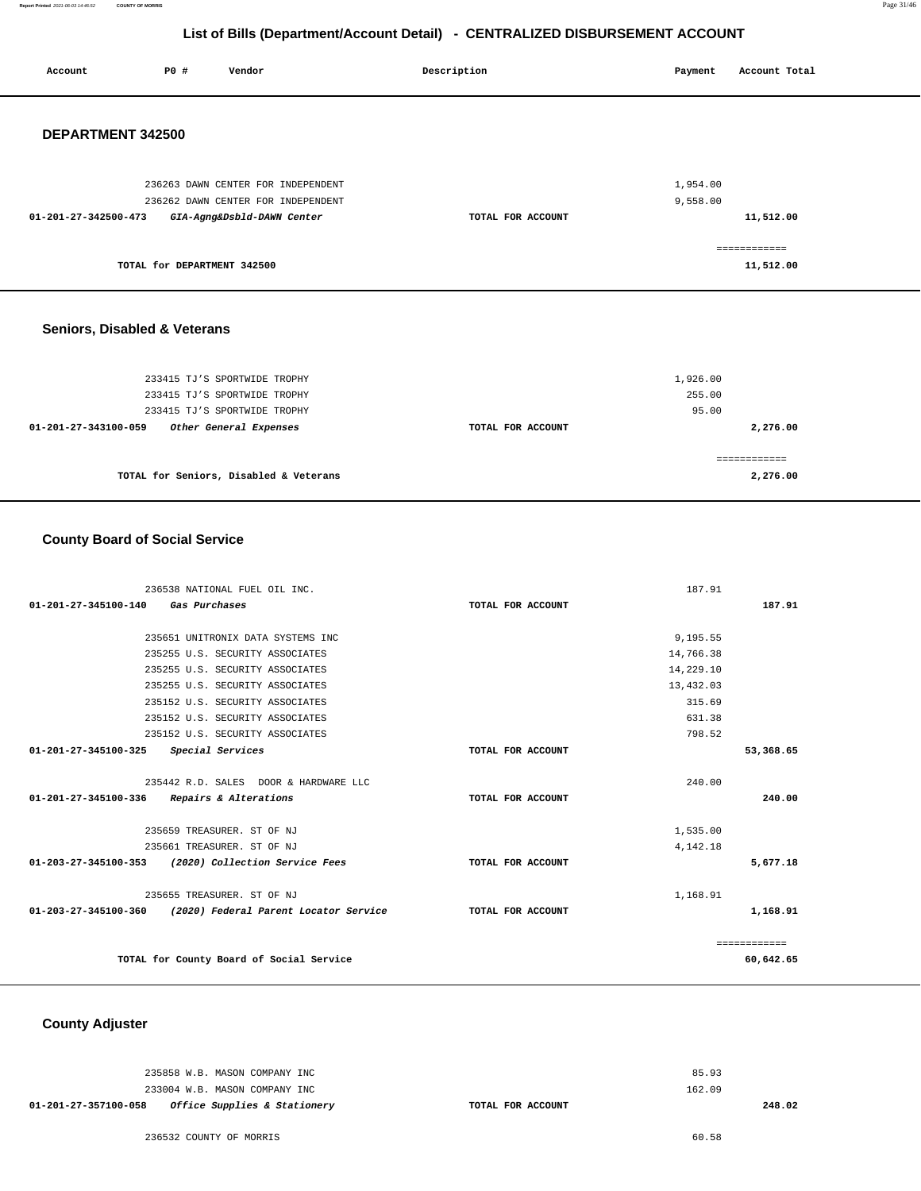## List of Bills (Department/Account Detail) - CENTRALIZED DISBURSEMENT ACCOUNT

| Account | PO # | Vendor | Description | Payment | Account Total |
|---|---|---|---|---|---|

### DEPARTMENT 342500

| Account | PO # | Vendor | Description | Payment | Account Total |
|---|---|---|---|---|---|
| | 236263 | DAWN CENTER FOR INDEPENDENT | | 1,954.00 | |
| | 236262 | DAWN CENTER FOR INDEPENDENT | | 9,558.00 | |
| 01-201-27-342500-473 | | *GIA-Agng&Dsbld-DAWN Center* | TOTAL FOR ACCOUNT | | 11,512.00 |
| | | | | | ============ |
| | | TOTAL for DEPARTMENT 342500 | | | 11,512.00 |

### Seniors, Disabled & Veterans

| Account | PO # | Vendor | Description | Payment | Account Total |
|---|---|---|---|---|---|
| | 233415 | TJ'S SPORTWIDE TROPHY | | 1,926.00 | |
| | 233415 | TJ'S SPORTWIDE TROPHY | | 255.00 | |
| | 233415 | TJ'S SPORTWIDE TROPHY | | 95.00 | |
| 01-201-27-343100-059 | | *Other General Expenses* | TOTAL FOR ACCOUNT | | 2,276.00 |
| | | | | | ============ |
| | | TOTAL for Seniors, Disabled & Veterans | | | 2,276.00 |

### County Board of Social Service

| Account | PO # | Vendor | Description | Payment | Account Total |
|---|---|---|---|---|---|
| | 236538 | NATIONAL FUEL OIL INC. | | 187.91 | |
| 01-201-27-345100-140 | | *Gas Purchases* | TOTAL FOR ACCOUNT | | 187.91 |
| | 235651 | UNITRONIX DATA SYSTEMS INC | | 9,195.55 | |
| | 235255 | U.S. SECURITY ASSOCIATES | | 14,766.38 | |
| | 235255 | U.S. SECURITY ASSOCIATES | | 14,229.10 | |
| | 235255 | U.S. SECURITY ASSOCIATES | | 13,432.03 | |
| | 235152 | U.S. SECURITY ASSOCIATES | | 315.69 | |
| | 235152 | U.S. SECURITY ASSOCIATES | | 631.38 | |
| | 235152 | U.S. SECURITY ASSOCIATES | | 798.52 | |
| 01-201-27-345100-325 | | *Special Services* | TOTAL FOR ACCOUNT | | 53,368.65 |
| | 235442 | R.D. SALES DOOR & HARDWARE LLC | | 240.00 | |
| 01-201-27-345100-336 | | *Repairs & Alterations* | TOTAL FOR ACCOUNT | | 240.00 |
| | 235659 | TREASURER. ST OF NJ | | 1,535.00 | |
| | 235661 | TREASURER. ST OF NJ | | 4,142.18 | |
| 01-203-27-345100-353 | | *(2020) Collection Service Fees* | TOTAL FOR ACCOUNT | | 5,677.18 |
| | 235655 | TREASURER. ST OF NJ | | 1,168.91 | |
| 01-203-27-345100-360 | | *(2020) Federal Parent Locator Service* | TOTAL FOR ACCOUNT | | 1,168.91 |
| | | | | | ============ |
| | | TOTAL for County Board of Social Service | | | 60,642.65 |

### County Adjuster

| Account | PO # | Vendor | Description | Payment | Account Total |
|---|---|---|---|---|---|
| | 235858 | W.B. MASON COMPANY INC | | 85.93 | |
| | 233004 | W.B. MASON COMPANY INC | | 162.09 | |
| 01-201-27-357100-058 | | *Office Supplies & Stationery* | TOTAL FOR ACCOUNT | | 248.02 |
| | 236532 | COUNTY OF MORRIS | | 60.58 | |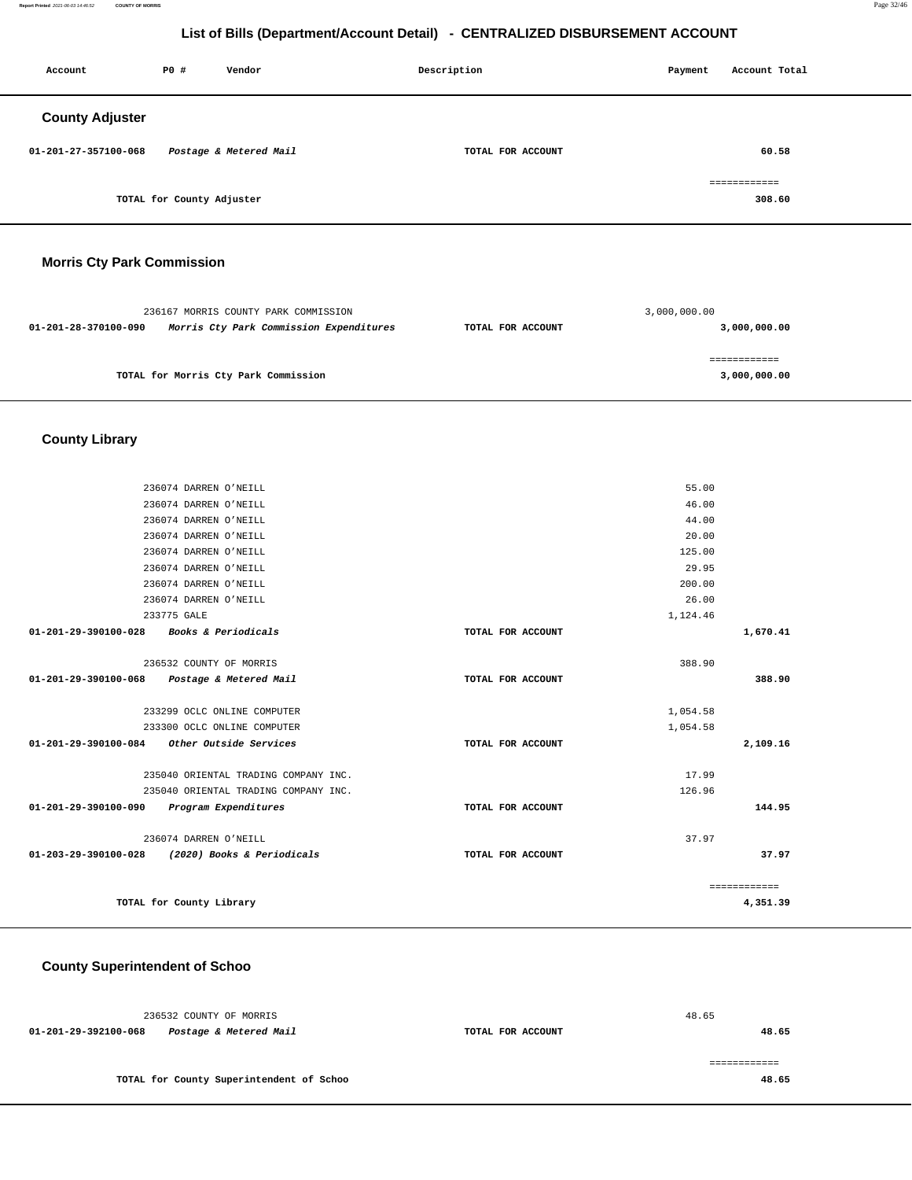# List of Bills (Department/Account Detail) - CENTRALIZED DISBURSEMENT ACCOUNT

| Account | PO # | Vendor | Description | Payment | Account Total |
|---|---|---|---|---|---|

## County Adjuster

| Account | PO # | Vendor | Description | Payment | Account Total |
|---|---|---|---|---|---|
| 01-201-27-357100-068 | | *Postage & Metered Mail* | TOTAL FOR ACCOUNT | | 60.58 |
| | | | | | ============ |
| | | TOTAL for County Adjuster | | | 308.60 |

## Morris Cty Park Commission

| Account | PO # | Vendor | Description | Payment | Account Total |
|---|---|---|---|---|---|
| | 236167 | MORRIS COUNTY PARK COMMISSION | | 3,000,000.00 | |
| 01-201-28-370100-090 | | *Morris Cty Park Commission Expenditures* | TOTAL FOR ACCOUNT | | 3,000,000.00 |
| | | | | | ============ |
| | | TOTAL for Morris Cty Park Commission | | | 3,000,000.00 |

## County Library

| Account | PO # | Vendor | Description | Payment | Account Total |
|---|---|---|---|---|---|
| | 236074 | DARREN O'NEILL | | 55.00 | |
| | 236074 | DARREN O'NEILL | | 46.00 | |
| | 236074 | DARREN O'NEILL | | 44.00 | |
| | 236074 | DARREN O'NEILL | | 20.00 | |
| | 236074 | DARREN O'NEILL | | 125.00 | |
| | 236074 | DARREN O'NEILL | | 29.95 | |
| | 236074 | DARREN O'NEILL | | 200.00 | |
| | 236074 | DARREN O'NEILL | | 26.00 | |
| | 233775 | GALE | | 1,124.46 | |
| 01-201-29-390100-028 | | *Books & Periodicals* | TOTAL FOR ACCOUNT | | 1,670.41 |
| | 236532 | COUNTY OF MORRIS | | 388.90 | |
| 01-201-29-390100-068 | | *Postage & Metered Mail* | TOTAL FOR ACCOUNT | | 388.90 |
| | 233299 | OCLC ONLINE COMPUTER | | 1,054.58 | |
| | 233300 | OCLC ONLINE COMPUTER | | 1,054.58 | |
| 01-201-29-390100-084 | | *Other Outside Services* | TOTAL FOR ACCOUNT | | 2,109.16 |
| | 235040 | ORIENTAL TRADING COMPANY INC. | | 17.99 | |
| | 235040 | ORIENTAL TRADING COMPANY INC. | | 126.96 | |
| 01-201-29-390100-090 | | *Program Expenditures* | TOTAL FOR ACCOUNT | | 144.95 |
| | 236074 | DARREN O'NEILL | | 37.97 | |
| 01-203-29-390100-028 | | *(2020) Books & Periodicals* | TOTAL FOR ACCOUNT | | 37.97 |
| | | | | | ============ |
| | | TOTAL for County Library | | | 4,351.39 |

## County Superintendent of Schoo

| Account | PO # | Vendor | Description | Payment | Account Total |
|---|---|---|---|---|---|
| | 236532 | COUNTY OF MORRIS | | 48.65 | |
| 01-201-29-392100-068 | | *Postage & Metered Mail* | TOTAL FOR ACCOUNT | | 48.65 |
| | | | | | ============ |
| | | TOTAL for County Superintendent of Schoo | | | 48.65 |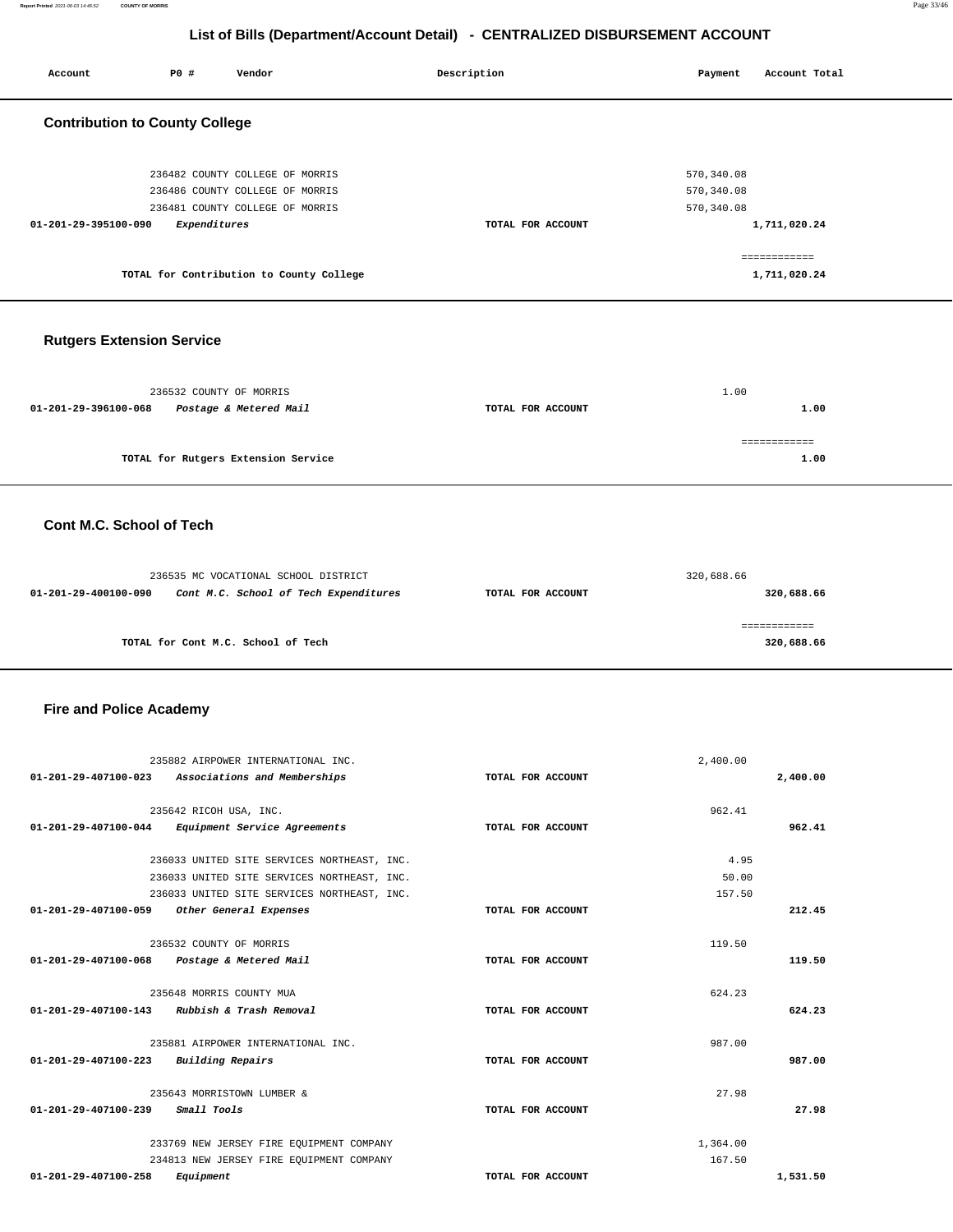## List of Bills (Department/Account Detail) - CENTRALIZED DISBURSEMENT ACCOUNT

| Account | PO # | Vendor | Description | Payment | Account Total |
|---|---|---|---|---|---|

### Contribution to County College

| Account | PO # | Vendor | Description | Payment | Account Total |
|---|---|---|---|---|---|
| | 236482 | COUNTY COLLEGE OF MORRIS | | 570,340.08 | |
| | 236486 | COUNTY COLLEGE OF MORRIS | | 570,340.08 | |
| | 236481 | COUNTY COLLEGE OF MORRIS | | 570,340.08 | |
| 01-201-29-395100-090 | | *Expenditures* | TOTAL FOR ACCOUNT | | 1,711,020.24 |
| | | TOTAL for Contribution to County College | | | 1,711,020.24 |

### Rutgers Extension Service

| Account | PO # | Vendor | Description | Payment | Account Total |
|---|---|---|---|---|---|
| | 236532 | COUNTY OF MORRIS | | 1.00 | |
| 01-201-29-396100-068 | | *Postage & Metered Mail* | TOTAL FOR ACCOUNT | | 1.00 |
| | | TOTAL for Rutgers Extension Service | | | 1.00 |

### Cont M.C. School of Tech

| Account | PO # | Vendor | Description | Payment | Account Total |
|---|---|---|---|---|---|
| | 236535 | MC VOCATIONAL SCHOOL DISTRICT | | 320,688.66 | |
| 01-201-29-400100-090 | | *Cont M.C. School of Tech Expenditures* | TOTAL FOR ACCOUNT | | 320,688.66 |
| | | TOTAL for Cont M.C. School of Tech | | | 320,688.66 |

### Fire and Police Academy

| Account | PO # | Vendor | Description | Payment | Account Total |
|---|---|---|---|---|---|
| | 235882 | AIRPOWER INTERNATIONAL INC. | | 2,400.00 | |
| 01-201-29-407100-023 | | *Associations and Memberships* | TOTAL FOR ACCOUNT | | 2,400.00 |
| | 235642 | RICOH USA, INC. | | 962.41 | |
| 01-201-29-407100-044 | | *Equipment Service Agreements* | TOTAL FOR ACCOUNT | | 962.41 |
| | 236033 | UNITED SITE SERVICES NORTHEAST, INC. | | 4.95 | |
| | 236033 | UNITED SITE SERVICES NORTHEAST, INC. | | 50.00 | |
| | 236033 | UNITED SITE SERVICES NORTHEAST, INC. | | 157.50 | |
| 01-201-29-407100-059 | | *Other General Expenses* | TOTAL FOR ACCOUNT | | 212.45 |
| | 236532 | COUNTY OF MORRIS | | 119.50 | |
| 01-201-29-407100-068 | | *Postage & Metered Mail* | TOTAL FOR ACCOUNT | | 119.50 |
| | 235648 | MORRIS COUNTY MUA | | 624.23 | |
| 01-201-29-407100-143 | | *Rubbish & Trash Removal* | TOTAL FOR ACCOUNT | | 624.23 |
| | 235881 | AIRPOWER INTERNATIONAL INC. | | 987.00 | |
| 01-201-29-407100-223 | | *Building Repairs* | TOTAL FOR ACCOUNT | | 987.00 |
| | 235643 | MORRISTOWN LUMBER & | | 27.98 | |
| 01-201-29-407100-239 | | *Small Tools* | TOTAL FOR ACCOUNT | | 27.98 |
| | 233769 | NEW JERSEY FIRE EQUIPMENT COMPANY | | 1,364.00 | |
| | 234813 | NEW JERSEY FIRE EQUIPMENT COMPANY | | 167.50 | |
| 01-201-29-407100-258 | | *Equipment* | TOTAL FOR ACCOUNT | | 1,531.50 |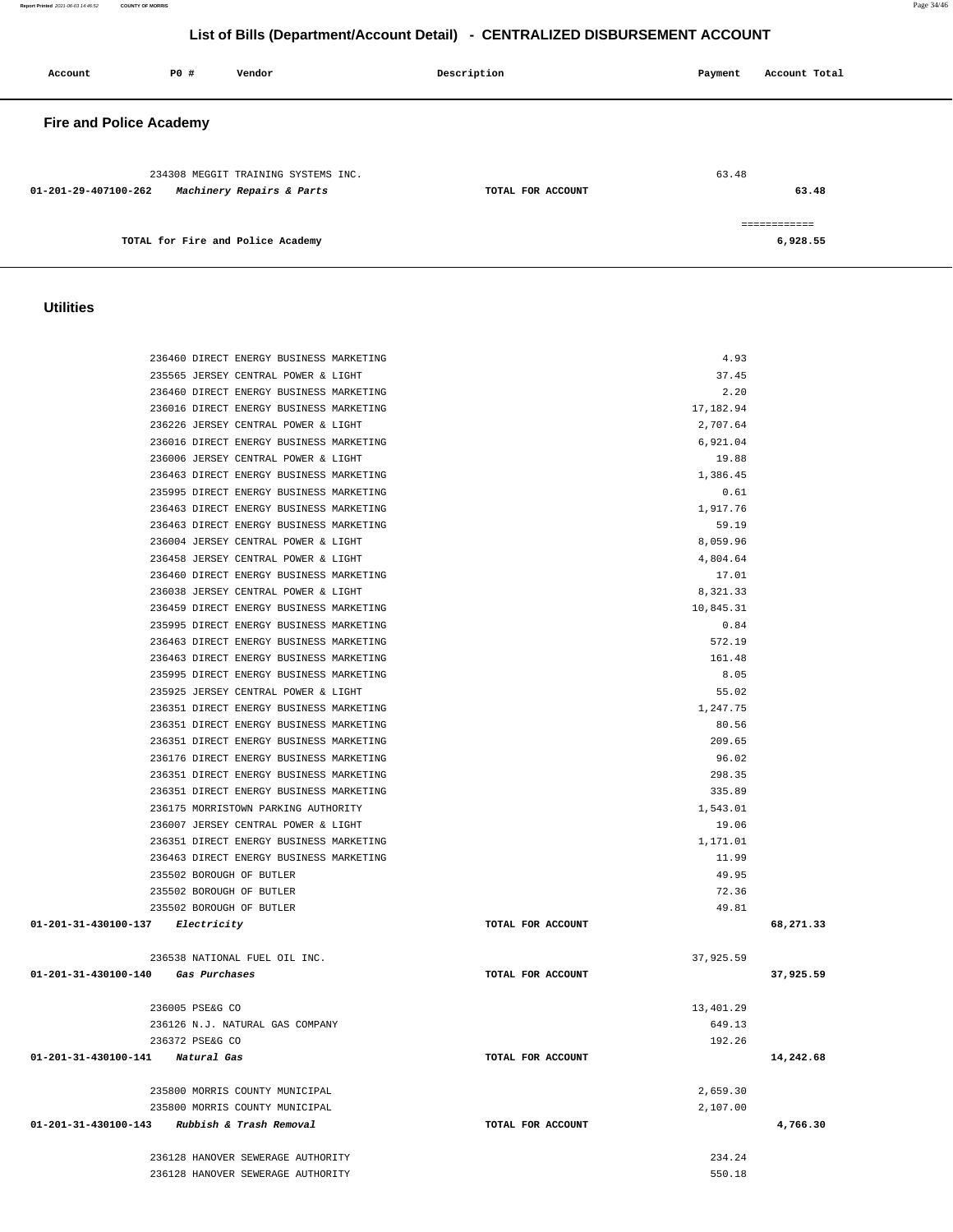# List of Bills (Department/Account Detail) - CENTRALIZED DISBURSEMENT ACCOUNT

| Account | PO # | Vendor | Description | Payment | Account Total |
|---|---|---|---|---|---|

## Fire and Police Academy

| Account | PO # | Vendor | Description | Payment | Account Total |
|---|---|---|---|---|---|
| | 234308 | MEGGIT TRAINING SYSTEMS INC. | | 63.48 | |
| 01-201-29-407100-262 | | *Machinery Repairs & Parts* | TOTAL FOR ACCOUNT | | 63.48 |
| | | | | | ============ |
| | | TOTAL for Fire and Police Academy | | | 6,928.55 |

## Utilities

| Account | PO # | Vendor | Description | Payment | Account Total |
|---|---|---|---|---|---|
| | 236460 | DIRECT ENERGY BUSINESS MARKETING | | 4.93 | |
| | 235565 | JERSEY CENTRAL POWER & LIGHT | | 37.45 | |
| | 236460 | DIRECT ENERGY BUSINESS MARKETING | | 2.20 | |
| | 236016 | DIRECT ENERGY BUSINESS MARKETING | | 17,182.94 | |
| | 236226 | JERSEY CENTRAL POWER & LIGHT | | 2,707.64 | |
| | 236016 | DIRECT ENERGY BUSINESS MARKETING | | 6,921.04 | |
| | 236006 | JERSEY CENTRAL POWER & LIGHT | | 19.88 | |
| | 236463 | DIRECT ENERGY BUSINESS MARKETING | | 1,386.45 | |
| | 235995 | DIRECT ENERGY BUSINESS MARKETING | | 0.61 | |
| | 236463 | DIRECT ENERGY BUSINESS MARKETING | | 1,917.76 | |
| | 236463 | DIRECT ENERGY BUSINESS MARKETING | | 59.19 | |
| | 236004 | JERSEY CENTRAL POWER & LIGHT | | 8,059.96 | |
| | 236458 | JERSEY CENTRAL POWER & LIGHT | | 4,804.64 | |
| | 236460 | DIRECT ENERGY BUSINESS MARKETING | | 17.01 | |
| | 236038 | JERSEY CENTRAL POWER & LIGHT | | 8,321.33 | |
| | 236459 | DIRECT ENERGY BUSINESS MARKETING | | 10,845.31 | |
| | 235995 | DIRECT ENERGY BUSINESS MARKETING | | 0.84 | |
| | 236463 | DIRECT ENERGY BUSINESS MARKETING | | 572.19 | |
| | 236463 | DIRECT ENERGY BUSINESS MARKETING | | 161.48 | |
| | 235995 | DIRECT ENERGY BUSINESS MARKETING | | 8.05 | |
| | 235925 | JERSEY CENTRAL POWER & LIGHT | | 55.02 | |
| | 236351 | DIRECT ENERGY BUSINESS MARKETING | | 1,247.75 | |
| | 236351 | DIRECT ENERGY BUSINESS MARKETING | | 80.56 | |
| | 236351 | DIRECT ENERGY BUSINESS MARKETING | | 209.65 | |
| | 236176 | DIRECT ENERGY BUSINESS MARKETING | | 96.02 | |
| | 236351 | DIRECT ENERGY BUSINESS MARKETING | | 298.35 | |
| | 236351 | DIRECT ENERGY BUSINESS MARKETING | | 335.89 | |
| | 236175 | MORRISTOWN PARKING AUTHORITY | | 1,543.01 | |
| | 236007 | JERSEY CENTRAL POWER & LIGHT | | 19.06 | |
| | 236351 | DIRECT ENERGY BUSINESS MARKETING | | 1,171.01 | |
| | 236463 | DIRECT ENERGY BUSINESS MARKETING | | 11.99 | |
| | 235502 | BOROUGH OF BUTLER | | 49.95 | |
| | 235502 | BOROUGH OF BUTLER | | 72.36 | |
| | 235502 | BOROUGH OF BUTLER | | 49.81 | |
| 01-201-31-430100-137 | | *Electricity* | TOTAL FOR ACCOUNT | | 68,271.33 |
| | 236538 | NATIONAL FUEL OIL INC. | | 37,925.59 | |
| 01-201-31-430100-140 | | *Gas Purchases* | TOTAL FOR ACCOUNT | | 37,925.59 |
| | 236005 | PSE&G CO | | 13,401.29 | |
| | 236126 | N.J. NATURAL GAS COMPANY | | 649.13 | |
| | 236372 | PSE&G CO | | 192.26 | |
| 01-201-31-430100-141 | | *Natural Gas* | TOTAL FOR ACCOUNT | | 14,242.68 |
| | 235800 | MORRIS COUNTY MUNICIPAL | | 2,659.30 | |
| | 235800 | MORRIS COUNTY MUNICIPAL | | 2,107.00 | |
| 01-201-31-430100-143 | | *Rubbish & Trash Removal* | TOTAL FOR ACCOUNT | | 4,766.30 |
| | 236128 | HANOVER SEWERAGE AUTHORITY | | 234.24 | |
| | 236128 | HANOVER SEWERAGE AUTHORITY | | 550.18 | |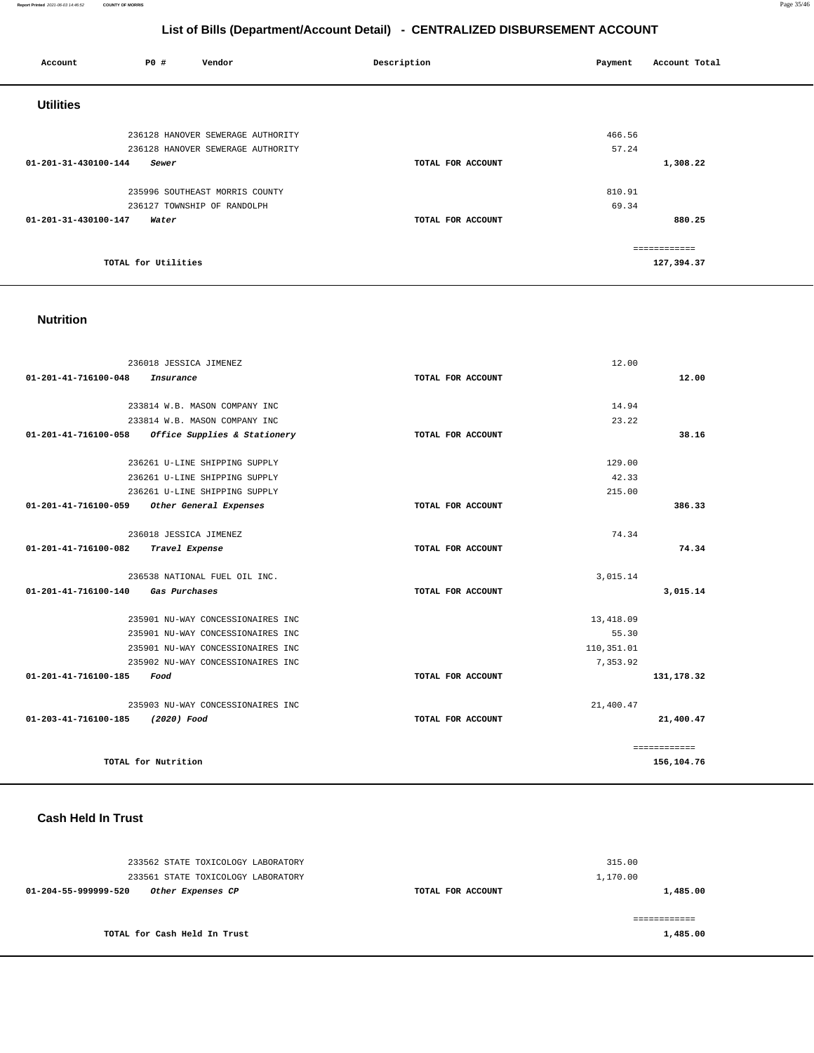# List of Bills (Department/Account Detail) - CENTRALIZED DISBURSEMENT ACCOUNT

| Account | PO # | Vendor | Description | Payment | Account Total |
|---|---|---|---|---|---|

## Utilities

| Account | PO # | Vendor | Description | Payment | Account Total |
|---|---|---|---|---|---|
| | 236128 | HANOVER SEWERAGE AUTHORITY | | 466.56 | |
| | 236128 | HANOVER SEWERAGE AUTHORITY | | 57.24 | |
| 01-201-31-430100-144 | | *Sewer* | TOTAL FOR ACCOUNT | | 1,308.22 |
| | 235996 | SOUTHEAST MORRIS COUNTY | | 810.91 | |
| | 236127 | TOWNSHIP OF RANDOLPH | | 69.34 | |
| 01-201-31-430100-147 | | *Water* | TOTAL FOR ACCOUNT | | 880.25 |
| | | TOTAL for Utilities | | | 127,394.37 |

## Nutrition

| Account | PO # | Vendor | Description | Payment | Account Total |
|---|---|---|---|---|---|
| | 236018 | JESSICA JIMENEZ | | 12.00 | |
| 01-201-41-716100-048 | | *Insurance* | TOTAL FOR ACCOUNT | | 12.00 |
| | 233814 | W.B. MASON COMPANY INC | | 14.94 | |
| | 233814 | W.B. MASON COMPANY INC | | 23.22 | |
| 01-201-41-716100-058 | | *Office Supplies & Stationery* | TOTAL FOR ACCOUNT | | 38.16 |
| | 236261 | U-LINE SHIPPING SUPPLY | | 129.00 | |
| | 236261 | U-LINE SHIPPING SUPPLY | | 42.33 | |
| | 236261 | U-LINE SHIPPING SUPPLY | | 215.00 | |
| 01-201-41-716100-059 | | *Other General Expenses* | TOTAL FOR ACCOUNT | | 386.33 |
| | 236018 | JESSICA JIMENEZ | | 74.34 | |
| 01-201-41-716100-082 | | *Travel Expense* | TOTAL FOR ACCOUNT | | 74.34 |
| | 236538 | NATIONAL FUEL OIL INC. | | 3,015.14 | |
| 01-201-41-716100-140 | | *Gas Purchases* | TOTAL FOR ACCOUNT | | 3,015.14 |
| | 235901 | NU-WAY CONCESSIONAIRES INC | | 13,418.09 | |
| | 235901 | NU-WAY CONCESSIONAIRES INC | | 55.30 | |
| | 235901 | NU-WAY CONCESSIONAIRES INC | | 110,351.01 | |
| | 235902 | NU-WAY CONCESSIONAIRES INC | | 7,353.92 | |
| 01-201-41-716100-185 | | *Food* | TOTAL FOR ACCOUNT | | 131,178.32 |
| | 235903 | NU-WAY CONCESSIONAIRES INC | | 21,400.47 | |
| 01-203-41-716100-185 | | *(2020) Food* | TOTAL FOR ACCOUNT | | 21,400.47 |
| | | TOTAL for Nutrition | | | 156,104.76 |

## Cash Held In Trust

| Account | PO # | Vendor | Description | Payment | Account Total |
|---|---|---|---|---|---|
| | 233562 | STATE TOXICOLOGY LABORATORY | | 315.00 | |
| | 233561 | STATE TOXICOLOGY LABORATORY | | 1,170.00 | |
| 01-204-55-999999-520 | | *Other Expenses CP* | TOTAL FOR ACCOUNT | | 1,485.00 |
| | | TOTAL for Cash Held In Trust | | | 1,485.00 |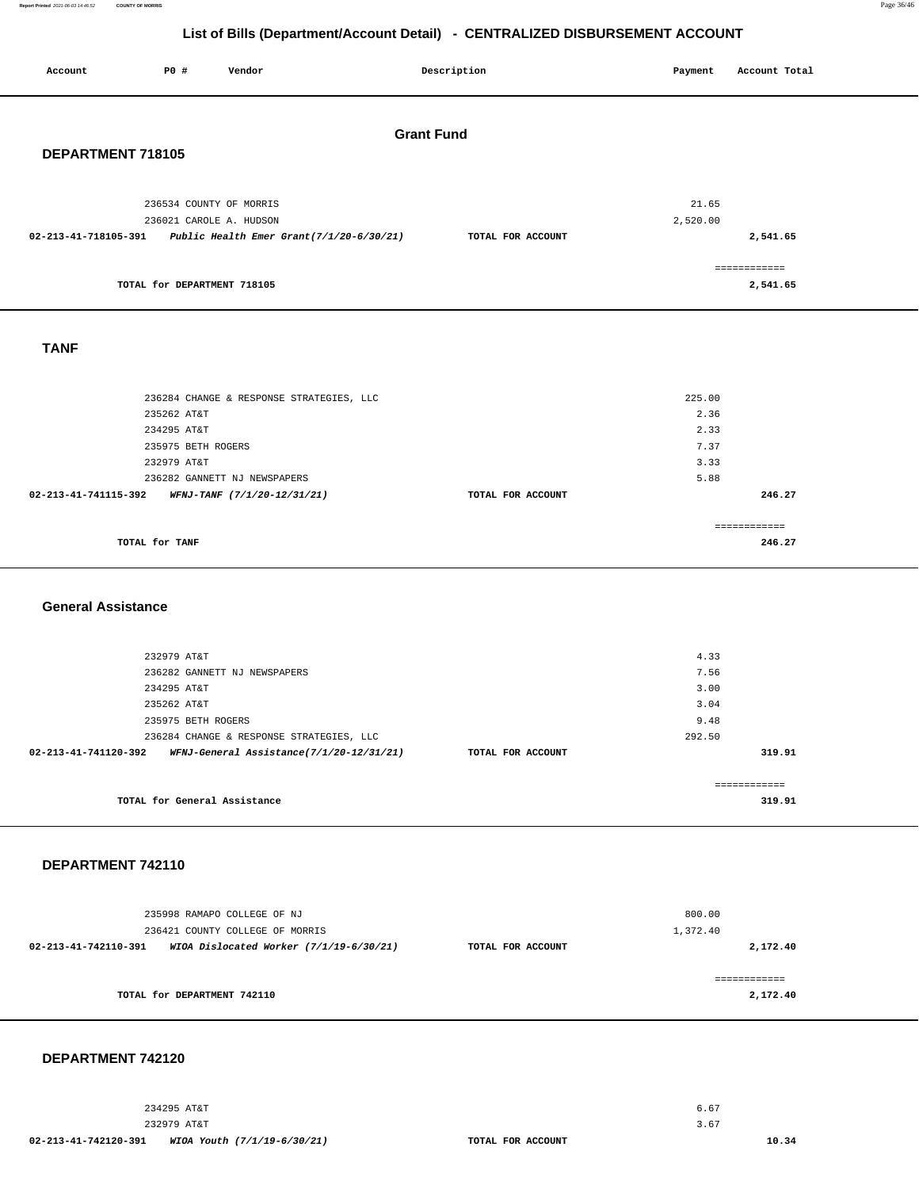# List of Bills (Department/Account Detail) - CENTRALIZED DISBURSEMENT ACCOUNT

| Account | PO # | Vendor | Description | Payment | Account Total |
|---|---|---|---|---|---|

## Grant Fund

### DEPARTMENT 718105

| Account | PO # | Vendor | Description | Payment | Account Total |
|---|---|---|---|---|---|
| | 236534 | COUNTY OF MORRIS | | 21.65 | |
| | 236021 | CAROLE A. HUDSON | | 2,520.00 | |
| 02-213-41-718105-391 | | *Public Health Emer Grant(7/1/20-6/30/21)* | TOTAL FOR ACCOUNT | | 2,541.65 |
| | | TOTAL for DEPARTMENT 718105 | | | 2,541.65 |

### TANF

| Account | PO # | Vendor | Description | Payment | Account Total |
|---|---|---|---|---|---|
| | 236284 | CHANGE & RESPONSE STRATEGIES, LLC | | 225.00 | |
| | 235262 | AT&T | | 2.36 | |
| | 234295 | AT&T | | 2.33 | |
| | 235975 | BETH ROGERS | | 7.37 | |
| | 232979 | AT&T | | 3.33 | |
| | 236282 | GANNETT NJ NEWSPAPERS | | 5.88 | |
| 02-213-41-741115-392 | | *WFNJ-TANF (7/1/20-12/31/21)* | TOTAL FOR ACCOUNT | | 246.27 |
| | | TOTAL for TANF | | | 246.27 |

### General Assistance

| Account | PO # | Vendor | Description | Payment | Account Total |
|---|---|---|---|---|---|
| | 232979 | AT&T | | 4.33 | |
| | 236282 | GANNETT NJ NEWSPAPERS | | 7.56 | |
| | 234295 | AT&T | | 3.00 | |
| | 235262 | AT&T | | 3.04 | |
| | 235975 | BETH ROGERS | | 9.48 | |
| | 236284 | CHANGE & RESPONSE STRATEGIES, LLC | | 292.50 | |
| 02-213-41-741120-392 | | *WFNJ-General Assistance(7/1/20-12/31/21)* | TOTAL FOR ACCOUNT | | 319.91 |
| | | TOTAL for General Assistance | | | 319.91 |

### DEPARTMENT 742110

| Account | PO # | Vendor | Description | Payment | Account Total |
|---|---|---|---|---|---|
| | 235998 | RAMAPO COLLEGE OF NJ | | 800.00 | |
| | 236421 | COUNTY COLLEGE OF MORRIS | | 1,372.40 | |
| 02-213-41-742110-391 | | *WIOA Dislocated Worker (7/1/19-6/30/21)* | TOTAL FOR ACCOUNT | | 2,172.40 |
| | | TOTAL for DEPARTMENT 742110 | | | 2,172.40 |

### DEPARTMENT 742120

| Account | PO # | Vendor | Description | Payment | Account Total |
|---|---|---|---|---|---|
| | 234295 | AT&T | | 6.67 | |
| | 232979 | AT&T | | 3.67 | |
| 02-213-41-742120-391 | | *WIOA Youth (7/1/19-6/30/21)* | TOTAL FOR ACCOUNT | | 10.34 |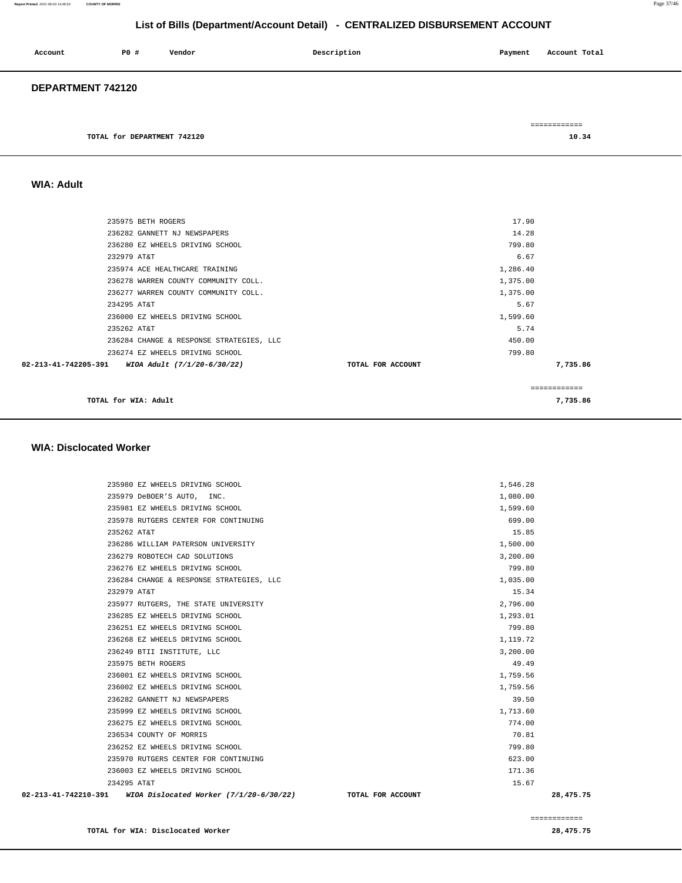# List of Bills (Department/Account Detail) - CENTRALIZED DISBURSEMENT ACCOUNT

| Account | PO # | Vendor | Description | Payment | Account Total |
|---|---|---|---|---|---|

## DEPARTMENT 742120

| | | |
|---|---|---|
| TOTAL for DEPARTMENT 742120 | | 10.34 |

## WIA: Adult

| Account | PO # | Vendor | Description | Payment | Account Total |
|---|---|---|---|---|---|
| | 235975 | BETH ROGERS | | 17.90 | |
| | 236282 | GANNETT NJ NEWSPAPERS | | 14.28 | |
| | 236280 | EZ WHEELS DRIVING SCHOOL | | 799.80 | |
| | 232979 | AT&T | | 6.67 | |
| | 235974 | ACE HEALTHCARE TRAINING | | 1,286.40 | |
| | 236278 | WARREN COUNTY COMMUNITY COLL. | | 1,375.00 | |
| | 236277 | WARREN COUNTY COMMUNITY COLL. | | 1,375.00 | |
| | 234295 | AT&T | | 5.67 | |
| | 236000 | EZ WHEELS DRIVING SCHOOL | | 1,599.60 | |
| | 235262 | AT&T | | 5.74 | |
| | 236284 | CHANGE & RESPONSE STRATEGIES, LLC | | 450.00 | |
| | 236274 | EZ WHEELS DRIVING SCHOOL | | 799.80 | |
| 02-213-41-742205-391 | | *WIOA Adult (7/1/20-6/30/22)* | TOTAL FOR ACCOUNT | | 7,735.86 |

| | |
|---|---|
| TOTAL for WIA: Adult | 7,735.86 |

## WIA: Disclocated Worker

| Account | PO # | Vendor | Description | Payment | Account Total |
|---|---|---|---|---|---|
| | 235980 | EZ WHEELS DRIVING SCHOOL | | 1,546.28 | |
| | 235979 | DeBOER'S AUTO, INC. | | 1,080.00 | |
| | 235981 | EZ WHEELS DRIVING SCHOOL | | 1,599.60 | |
| | 235978 | RUTGERS CENTER FOR CONTINUING | | 699.00 | |
| | 235262 | AT&T | | 15.85 | |
| | 236286 | WILLIAM PATERSON UNIVERSITY | | 1,500.00 | |
| | 236279 | ROBOTECH CAD SOLUTIONS | | 3,200.00 | |
| | 236276 | EZ WHEELS DRIVING SCHOOL | | 799.80 | |
| | 236284 | CHANGE & RESPONSE STRATEGIES, LLC | | 1,035.00 | |
| | 232979 | AT&T | | 15.34 | |
| | 235977 | RUTGERS, THE STATE UNIVERSITY | | 2,796.00 | |
| | 236285 | EZ WHEELS DRIVING SCHOOL | | 1,293.01 | |
| | 236251 | EZ WHEELS DRIVING SCHOOL | | 799.80 | |
| | 236268 | EZ WHEELS DRIVING SCHOOL | | 1,119.72 | |
| | 236249 | BTII INSTITUTE, LLC | | 3,200.00 | |
| | 235975 | BETH ROGERS | | 49.49 | |
| | 236001 | EZ WHEELS DRIVING SCHOOL | | 1,759.56 | |
| | 236002 | EZ WHEELS DRIVING SCHOOL | | 1,759.56 | |
| | 236282 | GANNETT NJ NEWSPAPERS | | 39.50 | |
| | 235999 | EZ WHEELS DRIVING SCHOOL | | 1,713.60 | |
| | 236275 | EZ WHEELS DRIVING SCHOOL | | 774.00 | |
| | 236534 | COUNTY OF MORRIS | | 70.81 | |
| | 236252 | EZ WHEELS DRIVING SCHOOL | | 799.80 | |
| | 235970 | RUTGERS CENTER FOR CONTINUING | | 623.00 | |
| | 236003 | EZ WHEELS DRIVING SCHOOL | | 171.36 | |
| | 234295 | AT&T | | 15.67 | |
| 02-213-41-742210-391 | | *WIOA Dislocated Worker (7/1/20-6/30/22)* | TOTAL FOR ACCOUNT | | 28,475.75 |

| | |
|---|---|
| TOTAL for WIA: Disclocated Worker | 28,475.75 |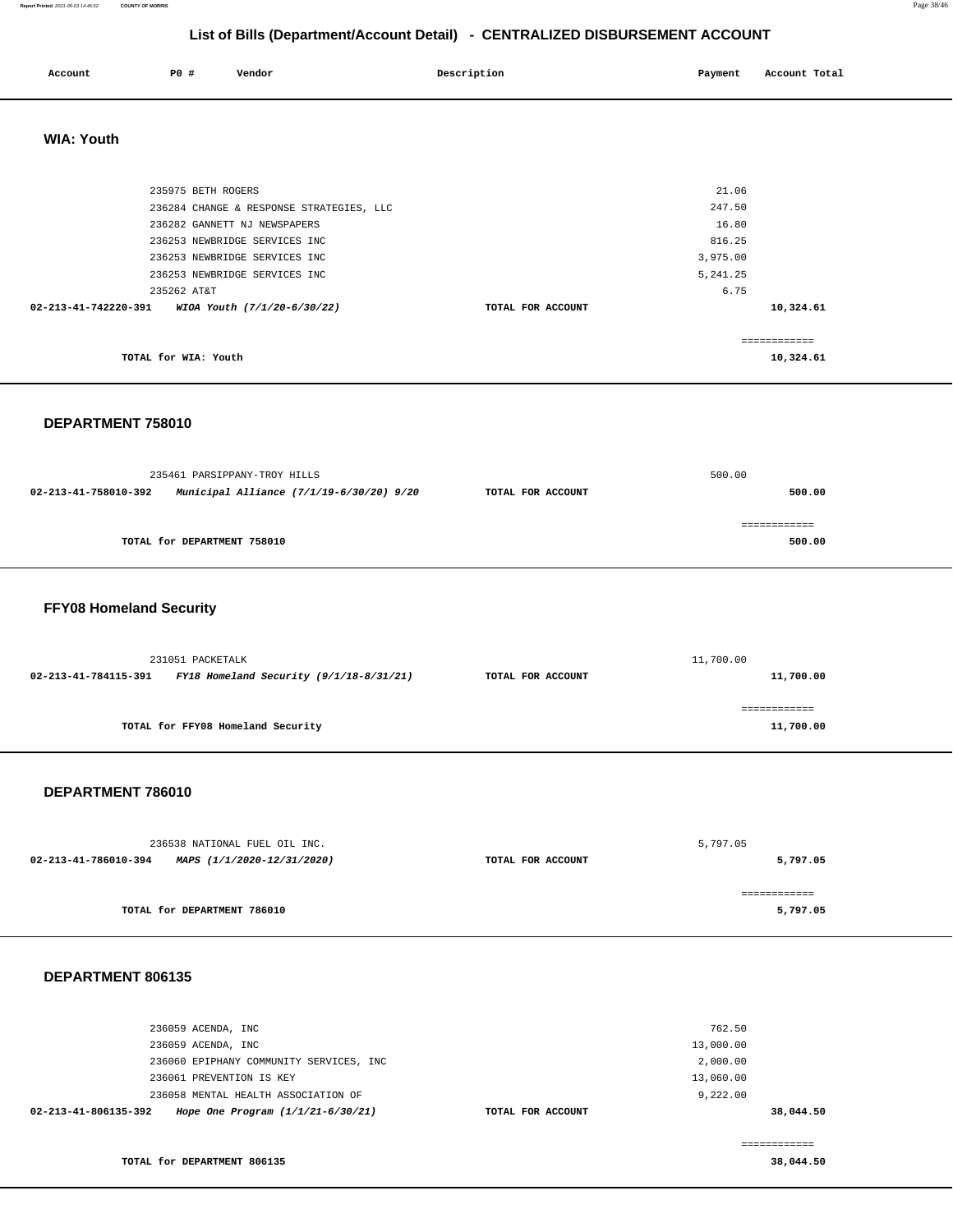# List of Bills (Department/Account Detail) - CENTRALIZED DISBURSEMENT ACCOUNT

| Account | PO # | Vendor | Description | Payment | Account Total |
|---|---|---|---|---|---|

## WIA: Youth

| Account | PO # | Vendor | Description | Payment | Account Total |
|---|---|---|---|---|---|
| | 235975 | BETH ROGERS | | 21.06 | |
| | 236284 | CHANGE & RESPONSE STRATEGIES, LLC | | 247.50 | |
| | 236282 | GANNETT NJ NEWSPAPERS | | 16.80 | |
| | 236253 | NEWBRIDGE SERVICES INC | | 816.25 | |
| | 236253 | NEWBRIDGE SERVICES INC | | 3,975.00 | |
| | 236253 | NEWBRIDGE SERVICES INC | | 5,241.25 | |
| | 235262 | AT&T | | 6.75 | |
| **02-213-41-742220-391** | | ***WIOA Youth (7/1/20-6/30/22)*** | TOTAL FOR ACCOUNT | | **10,324.61** |
| | | | | | ============ |
| | | **TOTAL for WIA: Youth** | | | **10,324.61** |

## DEPARTMENT 758010

| Account | PO # | Vendor | Description | Payment | Account Total |
|---|---|---|---|---|---|
| | 235461 | PARSIPPANY-TROY HILLS | | 500.00 | |
| **02-213-41-758010-392** | | ***Municipal Alliance (7/1/19-6/30/20) 9/20*** | TOTAL FOR ACCOUNT | | **500.00** |
| | | | | | ============ |
| | | **TOTAL for DEPARTMENT 758010** | | | **500.00** |

## FFY08 Homeland Security

| Account | PO # | Vendor | Description | Payment | Account Total |
|---|---|---|---|---|---|
| | 231051 | PACKETALK | | 11,700.00 | |
| **02-213-41-784115-391** | | ***FY18 Homeland Security (9/1/18-8/31/21)*** | TOTAL FOR ACCOUNT | | **11,700.00** |
| | | | | | ============ |
| | | **TOTAL for FFY08 Homeland Security** | | | **11,700.00** |

## DEPARTMENT 786010

| Account | PO # | Vendor | Description | Payment | Account Total |
|---|---|---|---|---|---|
| | 236538 | NATIONAL FUEL OIL INC. | | 5,797.05 | |
| **02-213-41-786010-394** | | ***MAPS (1/1/2020-12/31/2020)*** | TOTAL FOR ACCOUNT | | **5,797.05** |
| | | | | | ============ |
| | | **TOTAL for DEPARTMENT 786010** | | | **5,797.05** |

## DEPARTMENT 806135

| Account | PO # | Vendor | Description | Payment | Account Total |
|---|---|---|---|---|---|
| | 236059 | ACENDA, INC | | 762.50 | |
| | 236059 | ACENDA, INC | | 13,000.00 | |
| | 236060 | EPIPHANY COMMUNITY SERVICES, INC | | 2,000.00 | |
| | 236061 | PREVENTION IS KEY | | 13,060.00 | |
| | 236058 | MENTAL HEALTH ASSOCIATION OF | | 9,222.00 | |
| **02-213-41-806135-392** | | ***Hope One Program (1/1/21-6/30/21)*** | TOTAL FOR ACCOUNT | | **38,044.50** |
| | | | | | ============ |
| | | **TOTAL for DEPARTMENT 806135** | | | **38,044.50** |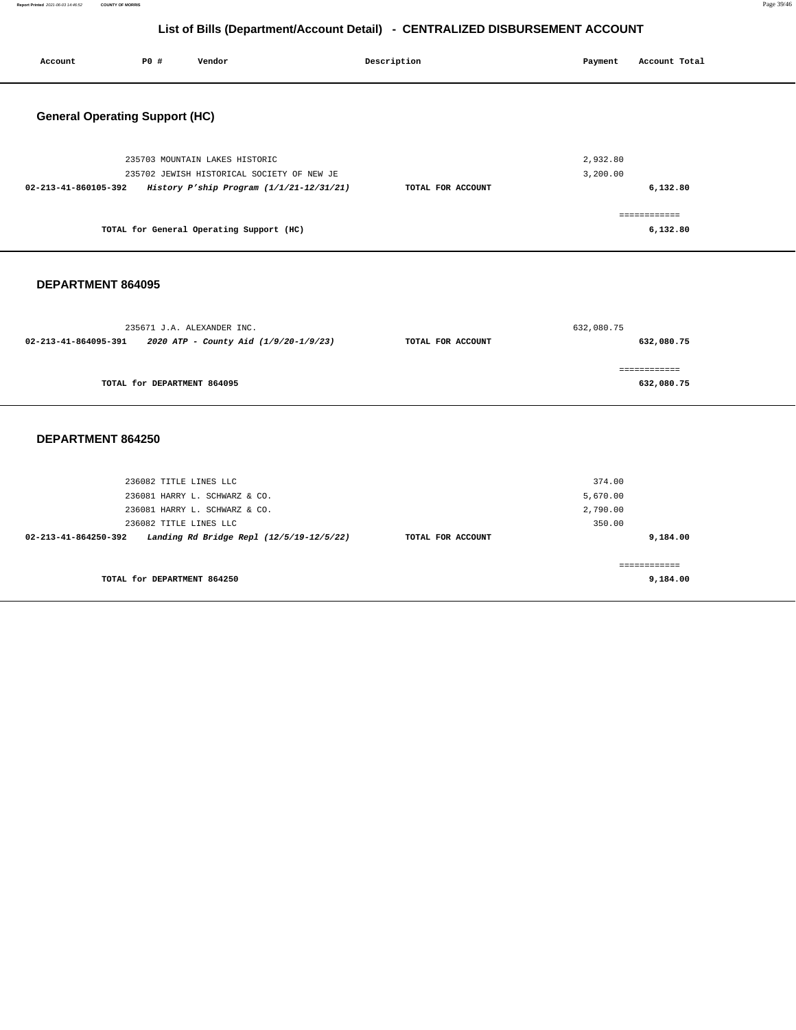## List of Bills (Department/Account Detail) - CENTRALIZED DISBURSEMENT ACCOUNT

| Account | PO # | Vendor | Description | Payment | Account Total |
|---|---|---|---|---|---|

### General Operating Support (HC)

| Account | PO # | Vendor | Description | Payment | Account Total |
|---|---|---|---|---|---|
| | 235703 | MOUNTAIN LAKES HISTORIC | | 2,932.80 | |
| | 235702 | JEWISH HISTORICAL SOCIETY OF NEW JE | | 3,200.00 | |
| **02-213-41-860105-392** | | ***History P'ship Program (1/1/21-12/31/21)*** | **TOTAL FOR ACCOUNT** | | **6,132.80** |
| | | | | | ============ |
| | | **TOTAL for General Operating Support (HC)** | | | **6,132.80** |

### DEPARTMENT 864095

| Account | PO # | Vendor | Description | Payment | Account Total |
|---|---|---|---|---|---|
| | 235671 | J.A. ALEXANDER INC. | | 632,080.75 | |
| **02-213-41-864095-391** | | ***2020 ATP - County Aid (1/9/20-1/9/23)*** | **TOTAL FOR ACCOUNT** | | **632,080.75** |
| | | | | | ============ |
| | | **TOTAL for DEPARTMENT 864095** | | | **632,080.75** |

### DEPARTMENT 864250

| Account | PO # | Vendor | Description | Payment | Account Total |
|---|---|---|---|---|---|
| | 236082 | TITLE LINES LLC | | 374.00 | |
| | 236081 | HARRY L. SCHWARZ & CO. | | 5,670.00 | |
| | 236081 | HARRY L. SCHWARZ & CO. | | 2,790.00 | |
| | 236082 | TITLE LINES LLC | | 350.00 | |
| **02-213-41-864250-392** | | ***Landing Rd Bridge Repl (12/5/19-12/5/22)*** | **TOTAL FOR ACCOUNT** | | **9,184.00** |
| | | | | | ============ |
| | | **TOTAL for DEPARTMENT 864250** | | | **9,184.00** |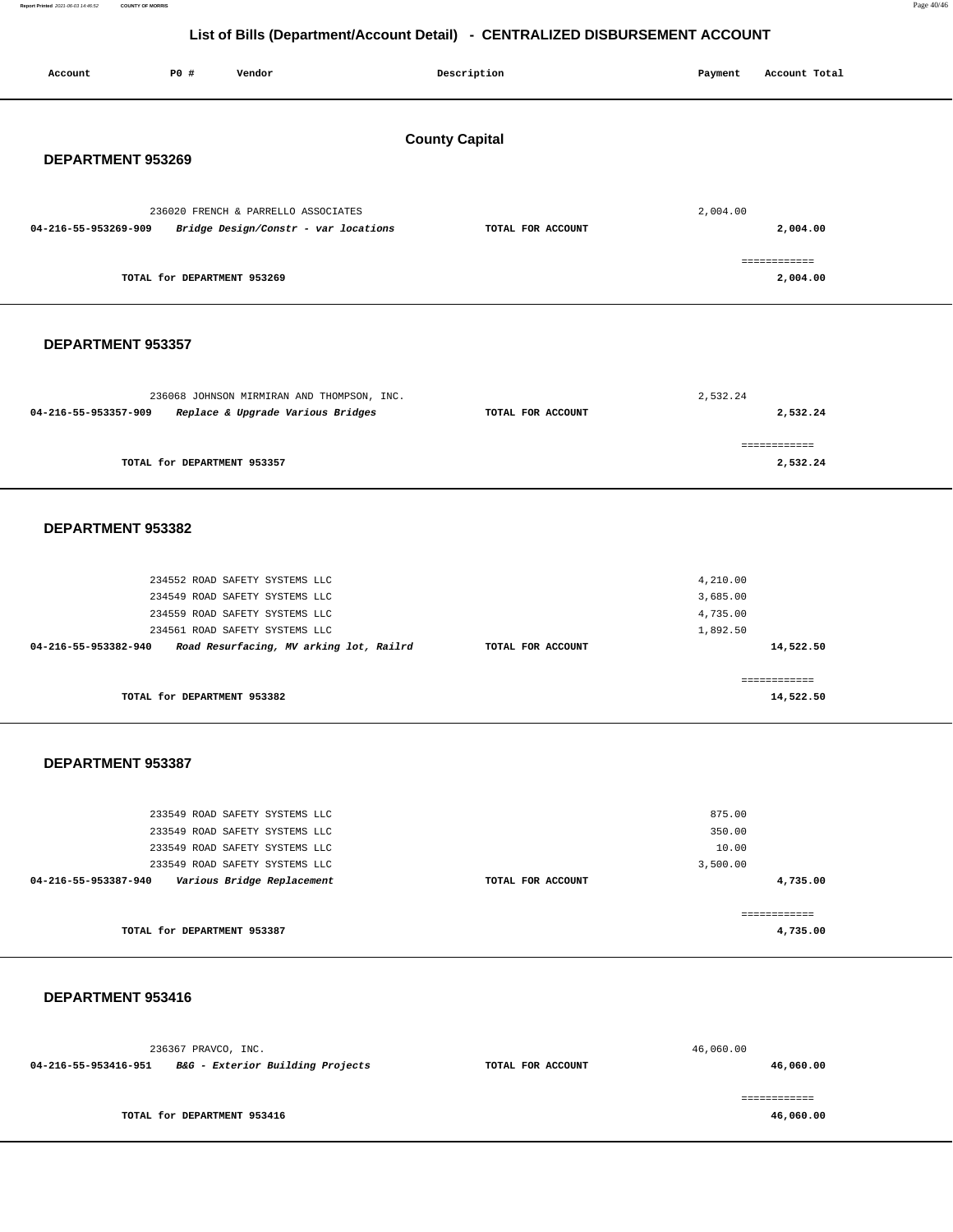# List of Bills (Department/Account Detail) - CENTRALIZED DISBURSEMENT ACCOUNT

| Account | PO # | Vendor | Description | Payment | Account Total |
|---|---|---|---|---|---|

## County Capital

### DEPARTMENT 953269

| Account | PO # | Vendor | Description | Payment | Account Total |
|---|---|---|---|---|---|
| | 236020 | FRENCH & PARRELLO ASSOCIATES | | 2,004.00 | |
| **04-216-55-953269-909** | | ***Bridge Design/Constr - var locations*** | **TOTAL FOR ACCOUNT** | | **2,004.00** |
| | | **TOTAL for DEPARTMENT 953269** | | | **2,004.00** |

### DEPARTMENT 953357

| Account | PO # | Vendor | Description | Payment | Account Total |
|---|---|---|---|---|---|
| | 236068 | JOHNSON MIRMIRAN AND THOMPSON, INC. | | 2,532.24 | |
| **04-216-55-953357-909** | | ***Replace & Upgrade Various Bridges*** | **TOTAL FOR ACCOUNT** | | **2,532.24** |
| | | **TOTAL for DEPARTMENT 953357** | | | **2,532.24** |

### DEPARTMENT 953382

| Account | PO # | Vendor | Description | Payment | Account Total |
|---|---|---|---|---|---|
| | 234552 | ROAD SAFETY SYSTEMS LLC | | 4,210.00 | |
| | 234549 | ROAD SAFETY SYSTEMS LLC | | 3,685.00 | |
| | 234559 | ROAD SAFETY SYSTEMS LLC | | 4,735.00 | |
| | 234561 | ROAD SAFETY SYSTEMS LLC | | 1,892.50 | |
| **04-216-55-953382-940** | | ***Road Resurfacing, MV arking lot, Railrd*** | **TOTAL FOR ACCOUNT** | | **14,522.50** |
| | | **TOTAL for DEPARTMENT 953382** | | | **14,522.50** |

### DEPARTMENT 953387

| Account | PO # | Vendor | Description | Payment | Account Total |
|---|---|---|---|---|---|
| | 233549 | ROAD SAFETY SYSTEMS LLC | | 875.00 | |
| | 233549 | ROAD SAFETY SYSTEMS LLC | | 350.00 | |
| | 233549 | ROAD SAFETY SYSTEMS LLC | | 10.00 | |
| | 233549 | ROAD SAFETY SYSTEMS LLC | | 3,500.00 | |
| **04-216-55-953387-940** | | ***Various Bridge Replacement*** | **TOTAL FOR ACCOUNT** | | **4,735.00** |
| | | **TOTAL for DEPARTMENT 953387** | | | **4,735.00** |

### DEPARTMENT 953416

| Account | PO # | Vendor | Description | Payment | Account Total |
|---|---|---|---|---|---|
| | 236367 | PRAVCO, INC. | | 46,060.00 | |
| **04-216-55-953416-951** | | ***B&G - Exterior Building Projects*** | **TOTAL FOR ACCOUNT** | | **46,060.00** |
| | | **TOTAL for DEPARTMENT 953416** | | | **46,060.00** |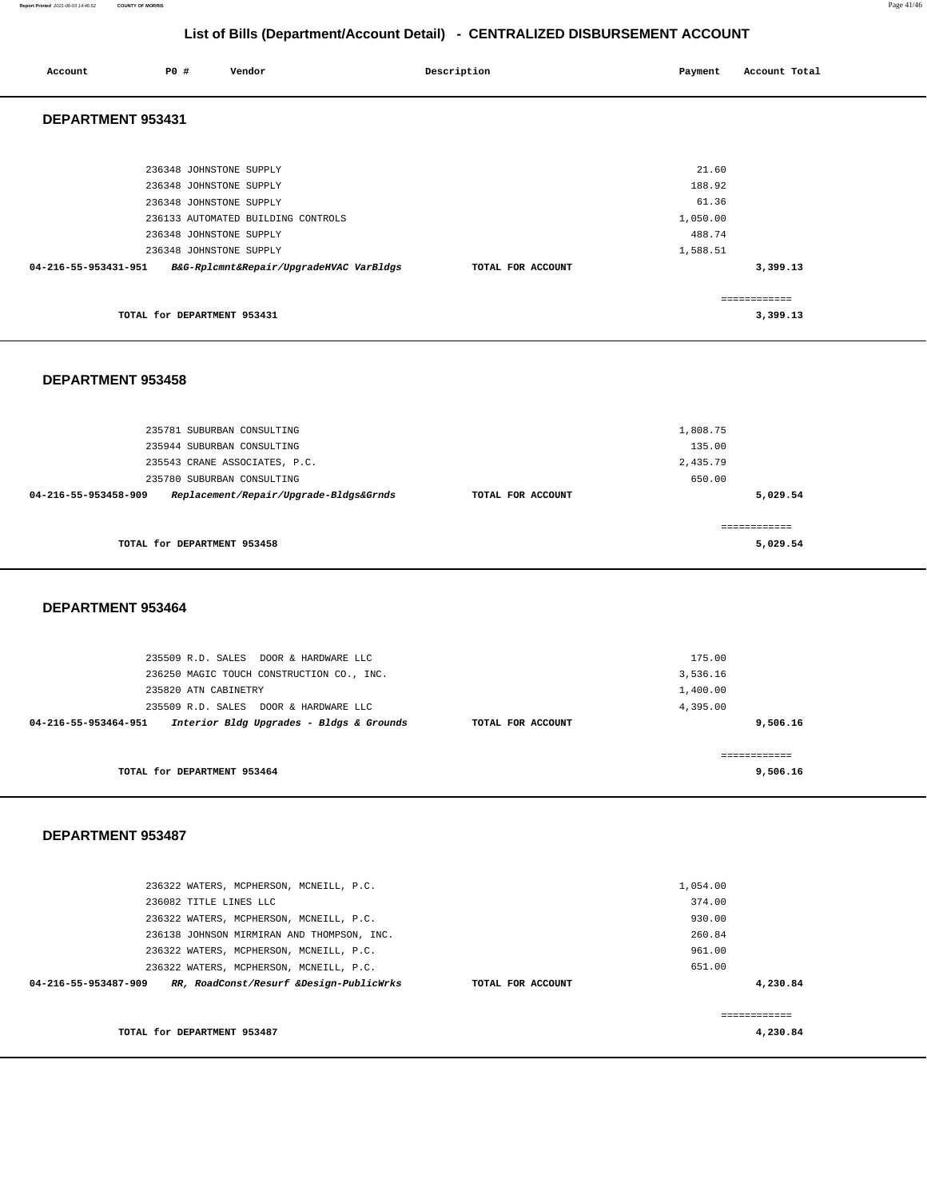# List of Bills (Department/Account Detail) - CENTRALIZED DISBURSEMENT ACCOUNT

| Account | PO # | Vendor | Description | Payment | Account Total |
|---|---|---|---|---|---|

## DEPARTMENT 953431

| Account | PO # | Vendor | Description | Payment | Account Total |
|---|---|---|---|---|---|
| | 236348 | JOHNSTONE SUPPLY | | 21.60 | |
| | 236348 | JOHNSTONE SUPPLY | | 188.92 | |
| | 236348 | JOHNSTONE SUPPLY | | 61.36 | |
| | 236133 | AUTOMATED BUILDING CONTROLS | | 1,050.00 | |
| | 236348 | JOHNSTONE SUPPLY | | 488.74 | |
| | 236348 | JOHNSTONE SUPPLY | | 1,588.51 | |
| **04-216-55-953431-951** | | ***B&G-Rplcmnt&Repair/UpgradeHVAC VarBldgs*** | **TOTAL FOR ACCOUNT** | | **3,399.13** |

**TOTAL for DEPARTMENT 953431** **3,399.13**

## DEPARTMENT 953458

| Account | PO # | Vendor | Description | Payment | Account Total |
|---|---|---|---|---|---|
| | 235781 | SUBURBAN CONSULTING | | 1,808.75 | |
| | 235944 | SUBURBAN CONSULTING | | 135.00 | |
| | 235543 | CRANE ASSOCIATES, P.C. | | 2,435.79 | |
| | 235780 | SUBURBAN CONSULTING | | 650.00 | |
| **04-216-55-953458-909** | | ***Replacement/Repair/Upgrade-Bldgs&Grnds*** | **TOTAL FOR ACCOUNT** | | **5,029.54** |

**TOTAL for DEPARTMENT 953458** **5,029.54**

## DEPARTMENT 953464

| Account | PO # | Vendor | Description | Payment | Account Total |
|---|---|---|---|---|---|
| | 235509 | R.D. SALES DOOR & HARDWARE LLC | | 175.00 | |
| | 236250 | MAGIC TOUCH CONSTRUCTION CO., INC. | | 3,536.16 | |
| | 235820 | ATN CABINETRY | | 1,400.00 | |
| | 235509 | R.D. SALES DOOR & HARDWARE LLC | | 4,395.00 | |
| **04-216-55-953464-951** | | ***Interior Bldg Upgrades - Bldgs & Grounds*** | **TOTAL FOR ACCOUNT** | | **9,506.16** |

**TOTAL for DEPARTMENT 953464** **9,506.16**

## DEPARTMENT 953487

| Account | PO # | Vendor | Description | Payment | Account Total |
|---|---|---|---|---|---|
| | 236322 | WATERS, MCPHERSON, MCNEILL, P.C. | | 1,054.00 | |
| | 236082 | TITLE LINES LLC | | 374.00 | |
| | 236322 | WATERS, MCPHERSON, MCNEILL, P.C. | | 930.00 | |
| | 236138 | JOHNSON MIRMIRAN AND THOMPSON, INC. | | 260.84 | |
| | 236322 | WATERS, MCPHERSON, MCNEILL, P.C. | | 961.00 | |
| | 236322 | WATERS, MCPHERSON, MCNEILL, P.C. | | 651.00 | |
| **04-216-55-953487-909** | | ***RR, RoadConst/Resurf &Design-PublicWrks*** | **TOTAL FOR ACCOUNT** | | **4,230.84** |

**TOTAL for DEPARTMENT 953487** **4,230.84**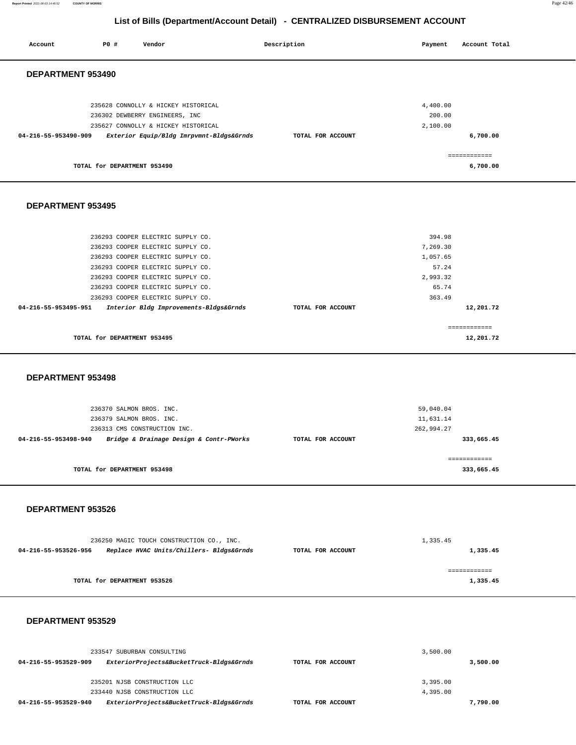# List of Bills (Department/Account Detail) - CENTRALIZED DISBURSEMENT ACCOUNT

| Account | PO # | Vendor | Description | Payment | Account Total |
|---|---|---|---|---|---|

## DEPARTMENT 953490

| Account | PO # | Vendor | Description | Payment | Account Total |
|---|---|---|---|---|---|
| | 235628 | CONNOLLY & HICKEY HISTORICAL | | 4,400.00 | |
| | 236302 | DEWBERRY ENGINEERS, INC | | 200.00 | |
| | 235627 | CONNOLLY & HICKEY HISTORICAL | | 2,100.00 | |
| 04-216-55-953490-909 | | *Exterior Equip/Bldg Imrpvmnt-Bldgs&Grnds* | TOTAL FOR ACCOUNT | | 6,700.00 |

TOTAL for DEPARTMENT 953490 — 6,700.00

## DEPARTMENT 953495

| Account | PO # | Vendor | Description | Payment | Account Total |
|---|---|---|---|---|---|
| | 236293 | COOPER ELECTRIC SUPPLY CO. | | 394.98 | |
| | 236293 | COOPER ELECTRIC SUPPLY CO. | | 7,269.30 | |
| | 236293 | COOPER ELECTRIC SUPPLY CO. | | 1,057.65 | |
| | 236293 | COOPER ELECTRIC SUPPLY CO. | | 57.24 | |
| | 236293 | COOPER ELECTRIC SUPPLY CO. | | 2,993.32 | |
| | 236293 | COOPER ELECTRIC SUPPLY CO. | | 65.74 | |
| | 236293 | COOPER ELECTRIC SUPPLY CO. | | 363.49 | |
| 04-216-55-953495-951 | | *Interior Bldg Improvements-Bldgs&Grnds* | TOTAL FOR ACCOUNT | | 12,201.72 |

TOTAL for DEPARTMENT 953495 — 12,201.72

## DEPARTMENT 953498

| Account | PO # | Vendor | Description | Payment | Account Total |
|---|---|---|---|---|---|
| | 236370 | SALMON BROS. INC. | | 59,040.04 | |
| | 236379 | SALMON BROS. INC. | | 11,631.14 | |
| | 236313 | CMS CONSTRUCTION INC. | | 262,994.27 | |
| 04-216-55-953498-940 | | *Bridge & Drainage Design & Contr-PWorks* | TOTAL FOR ACCOUNT | | 333,665.45 |

TOTAL for DEPARTMENT 953498 — 333,665.45

## DEPARTMENT 953526

| Account | PO # | Vendor | Description | Payment | Account Total |
|---|---|---|---|---|---|
| | 236250 | MAGIC TOUCH CONSTRUCTION CO., INC. | | 1,335.45 | |
| 04-216-55-953526-956 | | *Replace HVAC Units/Chillers- Bldgs&Grnds* | TOTAL FOR ACCOUNT | | 1,335.45 |

TOTAL for DEPARTMENT 953526 — 1,335.45

## DEPARTMENT 953529

| Account | PO # | Vendor | Description | Payment | Account Total |
|---|---|---|---|---|---|
| | 233547 | SUBURBAN CONSULTING | | 3,500.00 | |
| 04-216-55-953529-909 | | *ExteriorProjects&BucketTruck-Bldgs&Grnds* | TOTAL FOR ACCOUNT | | 3,500.00 |
| | 235201 | NJSB CONSTRUCTION LLC | | 3,395.00 | |
| | 233440 | NJSB CONSTRUCTION LLC | | 4,395.00 | |
| 04-216-55-953529-940 | | *ExteriorProjects&BucketTruck-Bldgs&Grnds* | TOTAL FOR ACCOUNT | | 7,790.00 |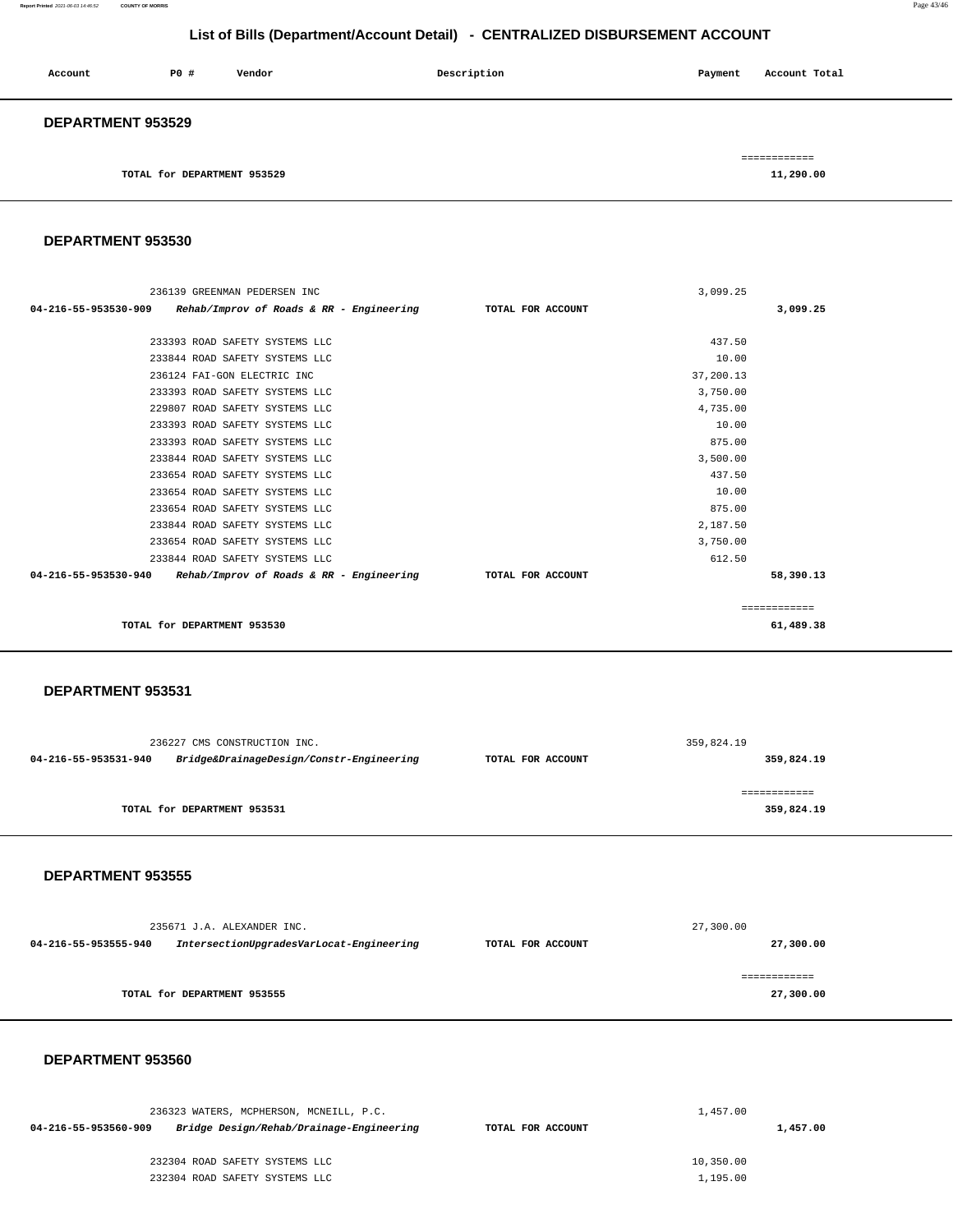## List of Bills (Department/Account Detail) - CENTRALIZED DISBURSEMENT ACCOUNT

| Account | PO # | Vendor | Description | Payment | Account Total |
|---|---|---|---|---|---|

### DEPARTMENT 953529

| | | | |
|---|---|---|---|
| TOTAL for DEPARTMENT 953529 | | | 11,290.00 |

### DEPARTMENT 953530

| Account | PO # Vendor | Description | Payment | Account Total |
|---|---|---|---|---|
| | 236139 GREENMAN PEDERSEN INC | | 3,099.25 | |
| 04-216-55-953530-909 | *Rehab/Improv of Roads & RR - Engineering* | TOTAL FOR ACCOUNT | | 3,099.25 |
| | 233393 ROAD SAFETY SYSTEMS LLC | | 437.50 | |
| | 233844 ROAD SAFETY SYSTEMS LLC | | 10.00 | |
| | 236124 FAI-GON ELECTRIC INC | | 37,200.13 | |
| | 233393 ROAD SAFETY SYSTEMS LLC | | 3,750.00 | |
| | 229807 ROAD SAFETY SYSTEMS LLC | | 4,735.00 | |
| | 233393 ROAD SAFETY SYSTEMS LLC | | 10.00 | |
| | 233393 ROAD SAFETY SYSTEMS LLC | | 875.00 | |
| | 233844 ROAD SAFETY SYSTEMS LLC | | 3,500.00 | |
| | 233654 ROAD SAFETY SYSTEMS LLC | | 437.50 | |
| | 233654 ROAD SAFETY SYSTEMS LLC | | 10.00 | |
| | 233654 ROAD SAFETY SYSTEMS LLC | | 875.00 | |
| | 233844 ROAD SAFETY SYSTEMS LLC | | 2,187.50 | |
| | 233654 ROAD SAFETY SYSTEMS LLC | | 3,750.00 | |
| | 233844 ROAD SAFETY SYSTEMS LLC | | 612.50 | |
| 04-216-55-953530-940 | *Rehab/Improv of Roads & RR - Engineering* | TOTAL FOR ACCOUNT | | 58,390.13 |
| TOTAL for DEPARTMENT 953530 | | | | 61,489.38 |

### DEPARTMENT 953531

| Account | PO # Vendor | Description | Payment | Account Total |
|---|---|---|---|---|
| | 236227 CMS CONSTRUCTION INC. | | 359,824.19 | |
| 04-216-55-953531-940 | *Bridge&DrainageDesign/Constr-Engineering* | TOTAL FOR ACCOUNT | | 359,824.19 |
| TOTAL for DEPARTMENT 953531 | | | | 359,824.19 |

### DEPARTMENT 953555

| Account | PO # Vendor | Description | Payment | Account Total |
|---|---|---|---|---|
| | 235671 J.A. ALEXANDER INC. | | 27,300.00 | |
| 04-216-55-953555-940 | *IntersectionUpgradesVarLocat-Engineering* | TOTAL FOR ACCOUNT | | 27,300.00 |
| TOTAL for DEPARTMENT 953555 | | | | 27,300.00 |

### DEPARTMENT 953560

| Account | PO # Vendor | Description | Payment | Account Total |
|---|---|---|---|---|
| | 236323 WATERS, MCPHERSON, MCNEILL, P.C. | | 1,457.00 | |
| 04-216-55-953560-909 | *Bridge Design/Rehab/Drainage-Engineering* | TOTAL FOR ACCOUNT | | 1,457.00 |
| | 232304 ROAD SAFETY SYSTEMS LLC | | 10,350.00 | |
| | 232304 ROAD SAFETY SYSTEMS LLC | | 1,195.00 | |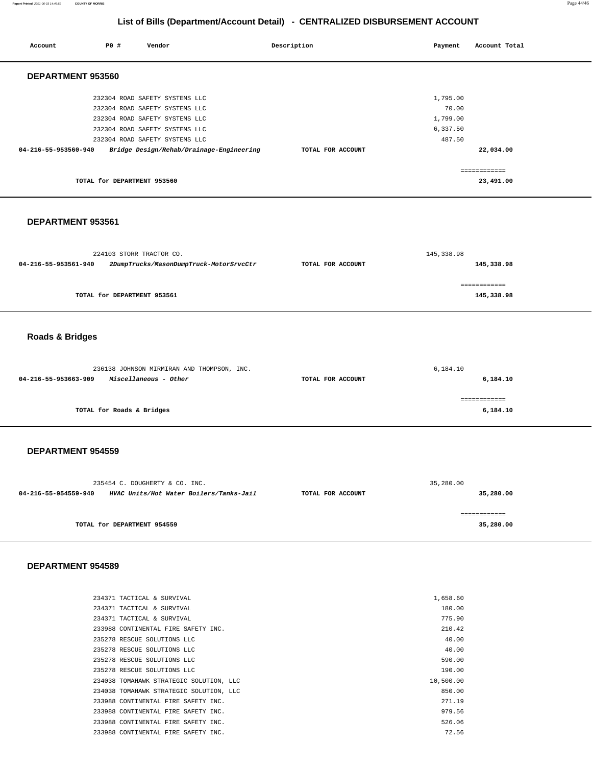## List of Bills (Department/Account Detail) - CENTRALIZED DISBURSEMENT ACCOUNT

| Account | PO # | Vendor | Description | Payment | Account Total |
|---|---|---|---|---|---|

### DEPARTMENT 953560

| Account | PO # | Vendor | Description | Payment | Account Total |
|---|---|---|---|---|---|
| | 232304 | ROAD SAFETY SYSTEMS LLC | | 1,795.00 | |
| | 232304 | ROAD SAFETY SYSTEMS LLC | | 70.00 | |
| | 232304 | ROAD SAFETY SYSTEMS LLC | | 1,799.00 | |
| | 232304 | ROAD SAFETY SYSTEMS LLC | | 6,337.50 | |
| | 232304 | ROAD SAFETY SYSTEMS LLC | | 487.50 | |
| **04-216-55-953560-940** | | ***Bridge Design/Rehab/Drainage-Engineering*** | **TOTAL FOR ACCOUNT** | | **22,034.00** |
| | | | | | ============ |
| | | **TOTAL for DEPARTMENT 953560** | | | **23,491.00** |

### DEPARTMENT 953561

| Account | PO # | Vendor | Description | Payment | Account Total |
|---|---|---|---|---|---|
| | 224103 | STORR TRACTOR CO. | | 145,338.98 | |
| **04-216-55-953561-940** | | ***2DumpTrucks/MasonDumpTruck-MotorSrvcCtr*** | **TOTAL FOR ACCOUNT** | | **145,338.98** |
| | | | | | ============ |
| | | **TOTAL for DEPARTMENT 953561** | | | **145,338.98** |

### Roads & Bridges

| Account | PO # | Vendor | Description | Payment | Account Total |
|---|---|---|---|---|---|
| | 236138 | JOHNSON MIRMIRAN AND THOMPSON, INC. | | 6,184.10 | |
| **04-216-55-953663-909** | | ***Miscellaneous - Other*** | **TOTAL FOR ACCOUNT** | | **6,184.10** |
| | | | | | ============ |
| | | **TOTAL for Roads & Bridges** | | | **6,184.10** |

### DEPARTMENT 954559

| Account | PO # | Vendor | Description | Payment | Account Total |
|---|---|---|---|---|---|
| | 235454 | C. DOUGHERTY & CO. INC. | | 35,280.00 | |
| **04-216-55-954559-940** | | ***HVAC Units/Hot Water Boilers/Tanks-Jail*** | **TOTAL FOR ACCOUNT** | | **35,280.00** |
| | | | | | ============ |
| | | **TOTAL for DEPARTMENT 954559** | | | **35,280.00** |

### DEPARTMENT 954589

| Account | PO # | Vendor | Description | Payment | Account Total |
|---|---|---|---|---|---|
| | 234371 | TACTICAL & SURVIVAL | | 1,658.60 | |
| | 234371 | TACTICAL & SURVIVAL | | 180.00 | |
| | 234371 | TACTICAL & SURVIVAL | | 775.90 | |
| | 233988 | CONTINENTAL FIRE SAFETY INC. | | 210.42 | |
| | 235278 | RESCUE SOLUTIONS LLC | | 40.00 | |
| | 235278 | RESCUE SOLUTIONS LLC | | 40.00 | |
| | 235278 | RESCUE SOLUTIONS LLC | | 590.00 | |
| | 235278 | RESCUE SOLUTIONS LLC | | 190.00 | |
| | 234038 | TOMAHAWK STRATEGIC SOLUTION, LLC | | 10,500.00 | |
| | 234038 | TOMAHAWK STRATEGIC SOLUTION, LLC | | 850.00 | |
| | 233988 | CONTINENTAL FIRE SAFETY INC. | | 271.19 | |
| | 233988 | CONTINENTAL FIRE SAFETY INC. | | 979.56 | |
| | 233988 | CONTINENTAL FIRE SAFETY INC. | | 526.06 | |
| | 233988 | CONTINENTAL FIRE SAFETY INC. | | 72.56 | |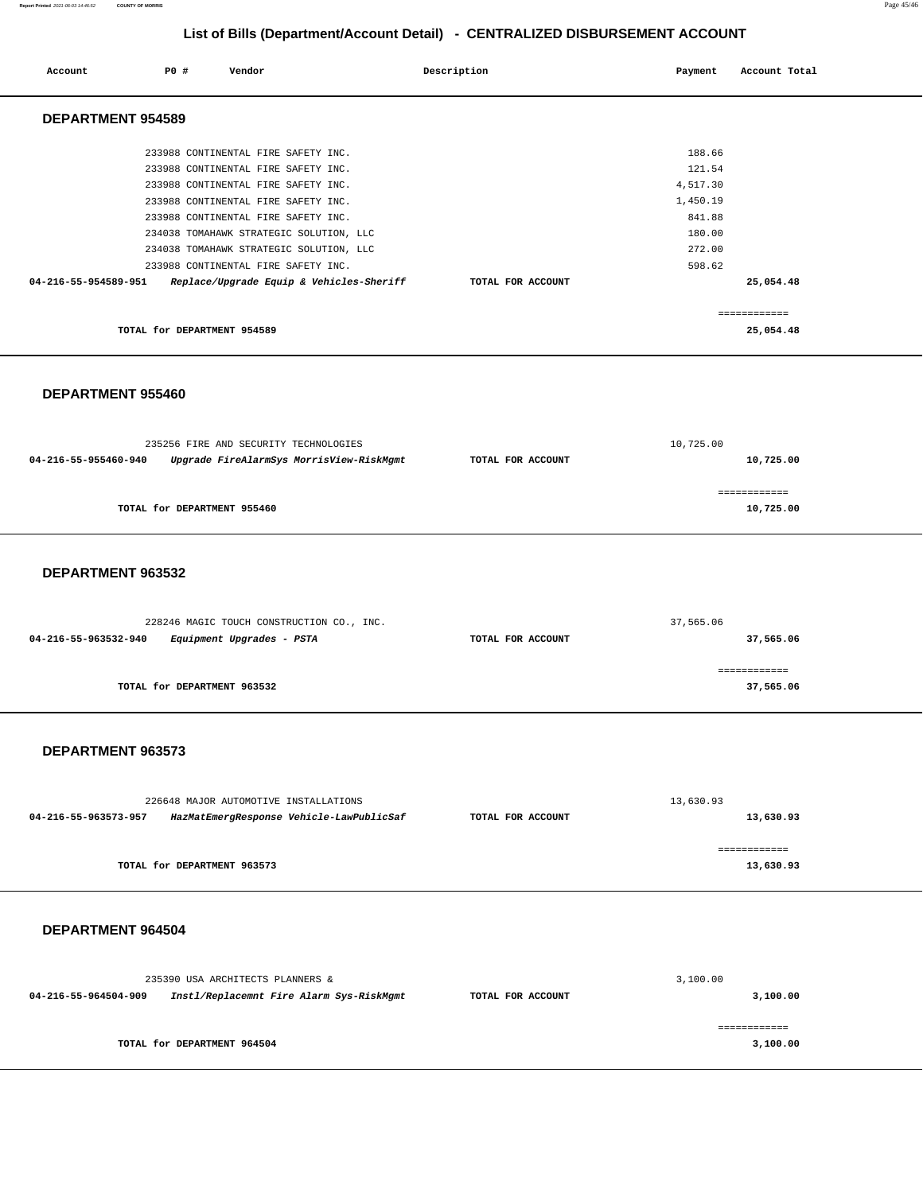## List of Bills (Department/Account Detail) - CENTRALIZED DISBURSEMENT ACCOUNT

| Account | PO # | Vendor | Description | Payment | Account Total |
|---|---|---|---|---|---|

### DEPARTMENT 954589

| Account | PO # | Vendor | Description | Payment | Account Total |
|---|---|---|---|---|---|
| | 233988 | CONTINENTAL FIRE SAFETY INC. | | 188.66 | |
| | 233988 | CONTINENTAL FIRE SAFETY INC. | | 121.54 | |
| | 233988 | CONTINENTAL FIRE SAFETY INC. | | 4,517.30 | |
| | 233988 | CONTINENTAL FIRE SAFETY INC. | | 1,450.19 | |
| | 233988 | CONTINENTAL FIRE SAFETY INC. | | 841.88 | |
| | 234038 | TOMAHAWK STRATEGIC SOLUTION, LLC | | 180.00 | |
| | 234038 | TOMAHAWK STRATEGIC SOLUTION, LLC | | 272.00 | |
| | 233988 | CONTINENTAL FIRE SAFETY INC. | | 598.62 | |
| **04-216-55-954589-951** | | ***Replace/Upgrade Equip & Vehicles-Sheriff*** | **TOTAL FOR ACCOUNT** | | **25,054.48** |

**TOTAL for DEPARTMENT 954589** — **25,054.48**

### DEPARTMENT 955460

| Account | PO # | Vendor | Description | Payment | Account Total |
|---|---|---|---|---|---|
| | 235256 | FIRE AND SECURITY TECHNOLOGIES | | 10,725.00 | |
| **04-216-55-955460-940** | | ***Upgrade FireAlarmSys MorrisView-RiskMgmt*** | **TOTAL FOR ACCOUNT** | | **10,725.00** |

**TOTAL for DEPARTMENT 955460** — **10,725.00**

### DEPARTMENT 963532

| Account | PO # | Vendor | Description | Payment | Account Total |
|---|---|---|---|---|---|
| | 228246 | MAGIC TOUCH CONSTRUCTION CO., INC. | | 37,565.06 | |
| **04-216-55-963532-940** | | ***Equipment Upgrades - PSTA*** | **TOTAL FOR ACCOUNT** | | **37,565.06** |

**TOTAL for DEPARTMENT 963532** — **37,565.06**

### DEPARTMENT 963573

| Account | PO # | Vendor | Description | Payment | Account Total |
|---|---|---|---|---|---|
| | 226648 | MAJOR AUTOMOTIVE INSTALLATIONS | | 13,630.93 | |
| **04-216-55-963573-957** | | ***HazMatEmergResponse Vehicle-LawPublicSaf*** | **TOTAL FOR ACCOUNT** | | **13,630.93** |

**TOTAL for DEPARTMENT 963573** — **13,630.93**

### DEPARTMENT 964504

| Account | PO # | Vendor | Description | Payment | Account Total |
|---|---|---|---|---|---|
| | 235390 | USA ARCHITECTS PLANNERS & | | 3,100.00 | |
| **04-216-55-964504-909** | | ***Instl/Replacemnt Fire Alarm Sys-RiskMgmt*** | **TOTAL FOR ACCOUNT** | | **3,100.00** |

**TOTAL for DEPARTMENT 964504** — **3,100.00**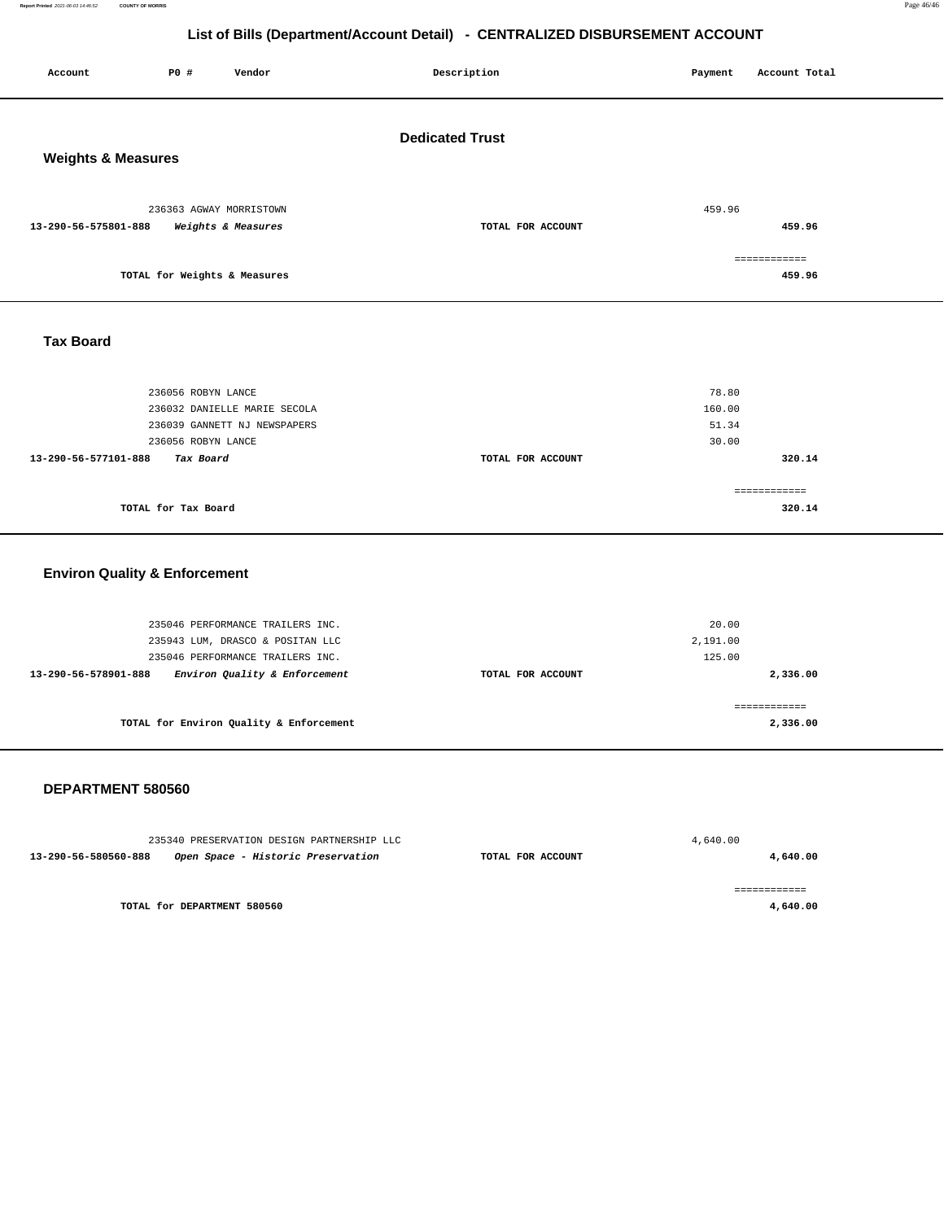# List of Bills (Department/Account Detail) - CENTRALIZED DISBURSEMENT ACCOUNT

| Account | PO # | Vendor | Description | Payment | Account Total |
|---|---|---|---|---|---|

## Dedicated Trust

### Weights & Measures

| | | | | |
|---|---|---|---|---|
| | 236363 AGWAY MORRISTOWN | | 459.96 | |
| 13-290-56-575801-888 | *Weights & Measures* | TOTAL FOR ACCOUNT | | 459.96 |
| | | | | ============ |
| | TOTAL for Weights & Measures | | | 459.96 |

### Tax Board

| | | | | |
|---|---|---|---|---|
| | 236056 ROBYN LANCE | | 78.80 | |
| | 236032 DANIELLE MARIE SECOLA | | 160.00 | |
| | 236039 GANNETT NJ NEWSPAPERS | | 51.34 | |
| | 236056 ROBYN LANCE | | 30.00 | |
| 13-290-56-577101-888 | *Tax Board* | TOTAL FOR ACCOUNT | | 320.14 |
| | | | | ============ |
| | TOTAL for Tax Board | | | 320.14 |

### Environ Quality & Enforcement

| | | | | |
|---|---|---|---|---|
| | 235046 PERFORMANCE TRAILERS INC. | | 20.00 | |
| | 235943 LUM, DRASCO & POSITAN LLC | | 2,191.00 | |
| | 235046 PERFORMANCE TRAILERS INC. | | 125.00 | |
| 13-290-56-578901-888 | *Environ Quality & Enforcement* | TOTAL FOR ACCOUNT | | 2,336.00 |
| | | | | ============ |
| | TOTAL for Environ Quality & Enforcement | | | 2,336.00 |

### DEPARTMENT 580560

| | | | | |
|---|---|---|---|---|
| | 235340 PRESERVATION DESIGN PARTNERSHIP LLC | | 4,640.00 | |
| 13-290-56-580560-888 | *Open Space - Historic Preservation* | TOTAL FOR ACCOUNT | | 4,640.00 |
| | | | | ============ |
| | TOTAL for DEPARTMENT 580560 | | | 4,640.00 |